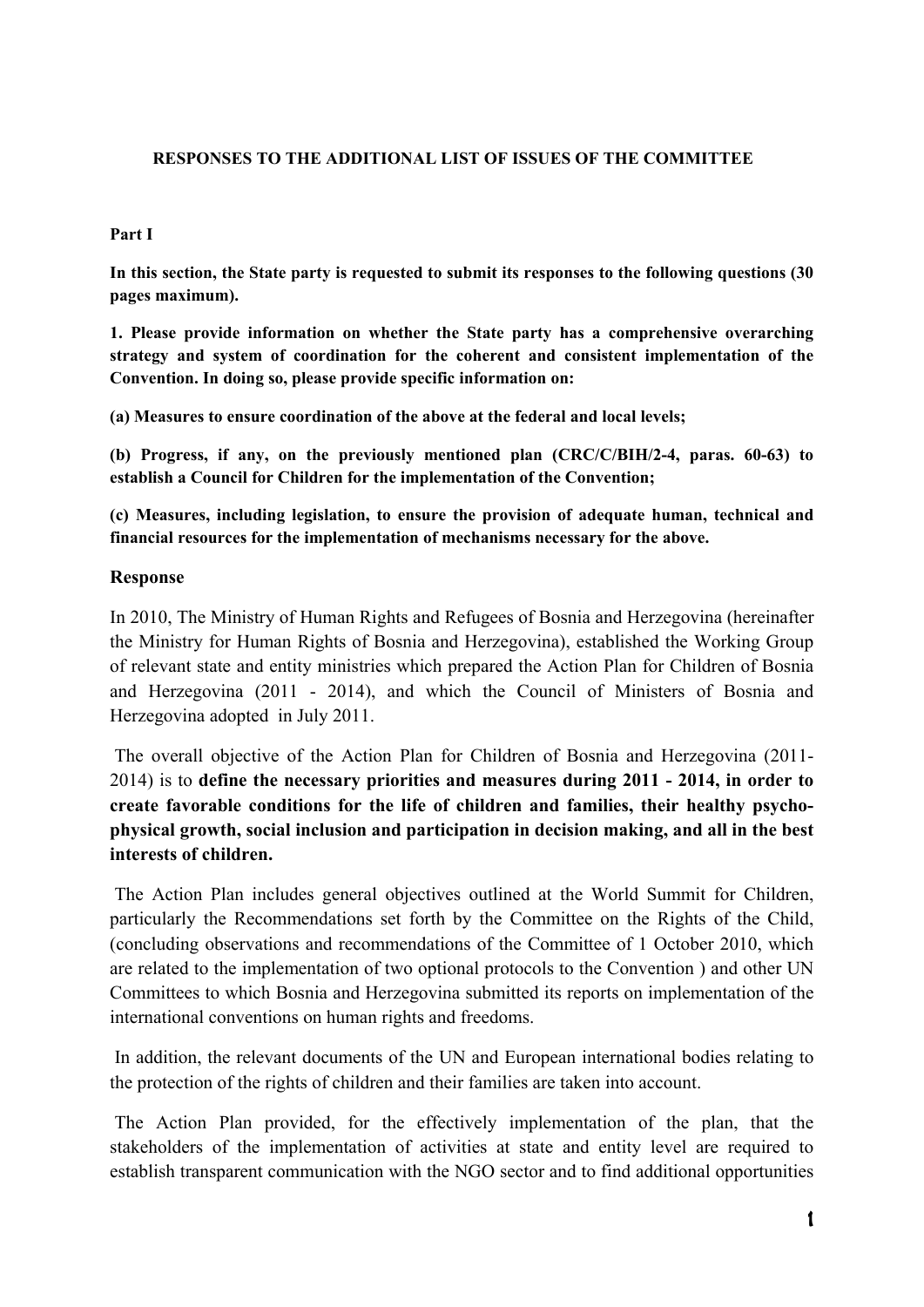**RESPONSES TO THE ADDITIONAL LIST OF ISSUES OF THE COMMITTEE**

**Part I**

**In this section, the State party is requested to submit its responses to the following questions (30 pages maximum).**

**1. Please provide information on whether the State party has a comprehensive overarching strategy and system of coordination for the coherent and consistent implementation of the Convention. In doing so, please provide specific information on:**

**(a) Measures to ensure coordination of the above at the federal and local levels;**

**(b) Progress, if any, on the previously mentioned plan (CRC/C/BIH/2-4, paras. 60-63) to establish a Council for Children for the implementation of the Convention;**

**(c) Measures, including legislation, to ensure the provision of adequate human, technical and financial resources for the implementation of mechanisms necessary for the above.**

**Response**

In 2010, The Ministry of Human Rights and Refugees of Bosnia and Herzegovina (hereinafter the Ministry for Human Rights of Bosnia and Herzegovina), established the Working Group of relevant state and entity ministries which prepared the Action Plan for Children of Bosnia and Herzegovina (2011 - 2014), and which the Council of Ministers of Bosnia and Herzegovina adopted in July 2011.

The overall objective of the Action Plan for Children of Bosnia and Herzegovina (2011-2014) is to **define the necessary priorities and measures during 2011 - 2014, in order to create favorable conditions for the life of children and families, their healthy psycho-physical growth, social inclusion and participation in decision making, and all in the best interests of children.**

The Action Plan includes general objectives outlined at the World Summit for Children, particularly the Recommendations set forth by the Committee on the Rights of the Child, (concluding observations and recommendations of the Committee of 1 October 2010, which are related to the implementation of two optional protocols to the Convention ) and other UN Committees to which Bosnia and Herzegovina submitted its reports on implementation of the international conventions on human rights and freedoms.

In addition, the relevant documents of the UN and European international bodies relating to the protection of the rights of children and their families are taken into account.

The Action Plan provided, for the effectively implementation of the plan, that the stakeholders of the implementation of activities at state and entity level are required to establish transparent communication with the NGO sector and to find additional opportunities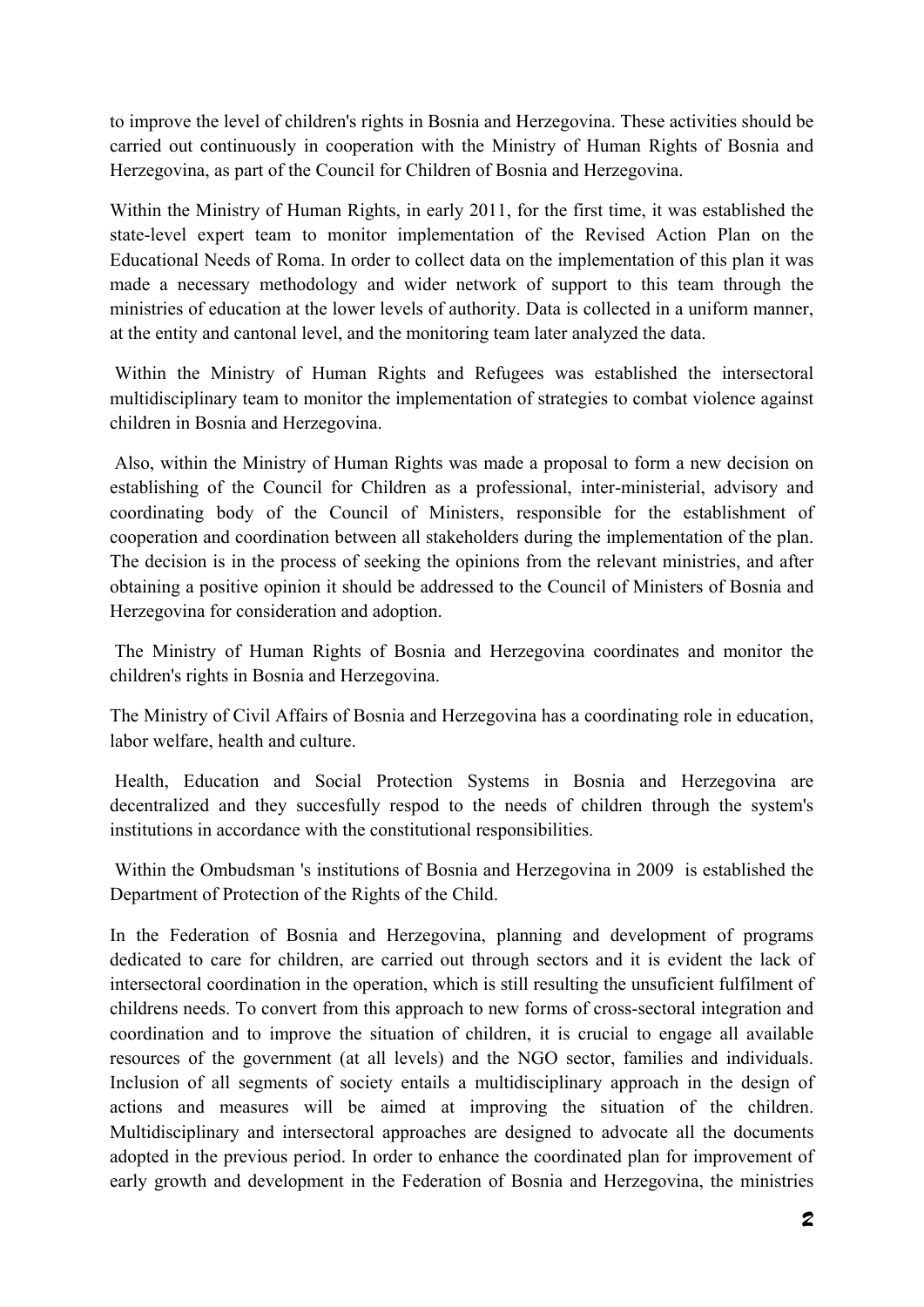to improve the level of children's rights in Bosnia and Herzegovina. These activities should be carried out continuously in cooperation with the Ministry of Human Rights of Bosnia and Herzegovina, as part of the Council for Children of Bosnia and Herzegovina.

Within the Ministry of Human Rights, in early 2011, for the first time, it was established the state-level expert team to monitor implementation of the Revised Action Plan on the Educational Needs of Roma. In order to collect data on the implementation of this plan it was made a necessary methodology and wider network of support to this team through the ministries of education at the lower levels of authority. Data is collected in a uniform manner, at the entity and cantonal level, and the monitoring team later analyzed the data.

Within the Ministry of Human Rights and Refugees was established the intersectoral multidisciplinary team to monitor the implementation of strategies to combat violence against children in Bosnia and Herzegovina.

Also, within the Ministry of Human Rights was made a proposal to form a new decision on establishing of the Council for Children as a professional, inter-ministerial, advisory and coordinating body of the Council of Ministers, responsible for the establishment of cooperation and coordination between all stakeholders during the implementation of the plan. The decision is in the process of seeking the opinions from the relevant ministries, and after obtaining a positive opinion it should be addressed to the Council of Ministers of Bosnia and Herzegovina for consideration and adoption.

The Ministry of Human Rights of Bosnia and Herzegovina coordinates and monitor the children's rights in Bosnia and Herzegovina.

The Ministry of Civil Affairs of Bosnia and Herzegovina has a coordinating role in education, labor welfare, health and culture.

Health, Education and Social Protection Systems in Bosnia and Herzegovina are decentralized and they succesfully respod to the needs of children through the system's institutions in accordance with the constitutional responsibilities.

Within the Ombudsman 's institutions of Bosnia and Herzegovina in 2009 is established the Department of Protection of the Rights of the Child.

In the Federation of Bosnia and Herzegovina, planning and development of programs dedicated to care for children, are carried out through sectors and it is evident the lack of intersectoral coordination in the operation, which is still resulting the unsuficient fulfilment of childrens needs. To convert from this approach to new forms of cross-sectoral integration and coordination and to improve the situation of children, it is crucial to engage all available resources of the government (at all levels) and the NGO sector, families and individuals. Inclusion of all segments of society entails a multidisciplinary approach in the design of actions and measures will be aimed at improving the situation of the children. Multidisciplinary and intersectoral approaches are designed to advocate all the documents adopted in the previous period. In order to enhance the coordinated plan for improvement of early growth and development in the Federation of Bosnia and Herzegovina, the ministries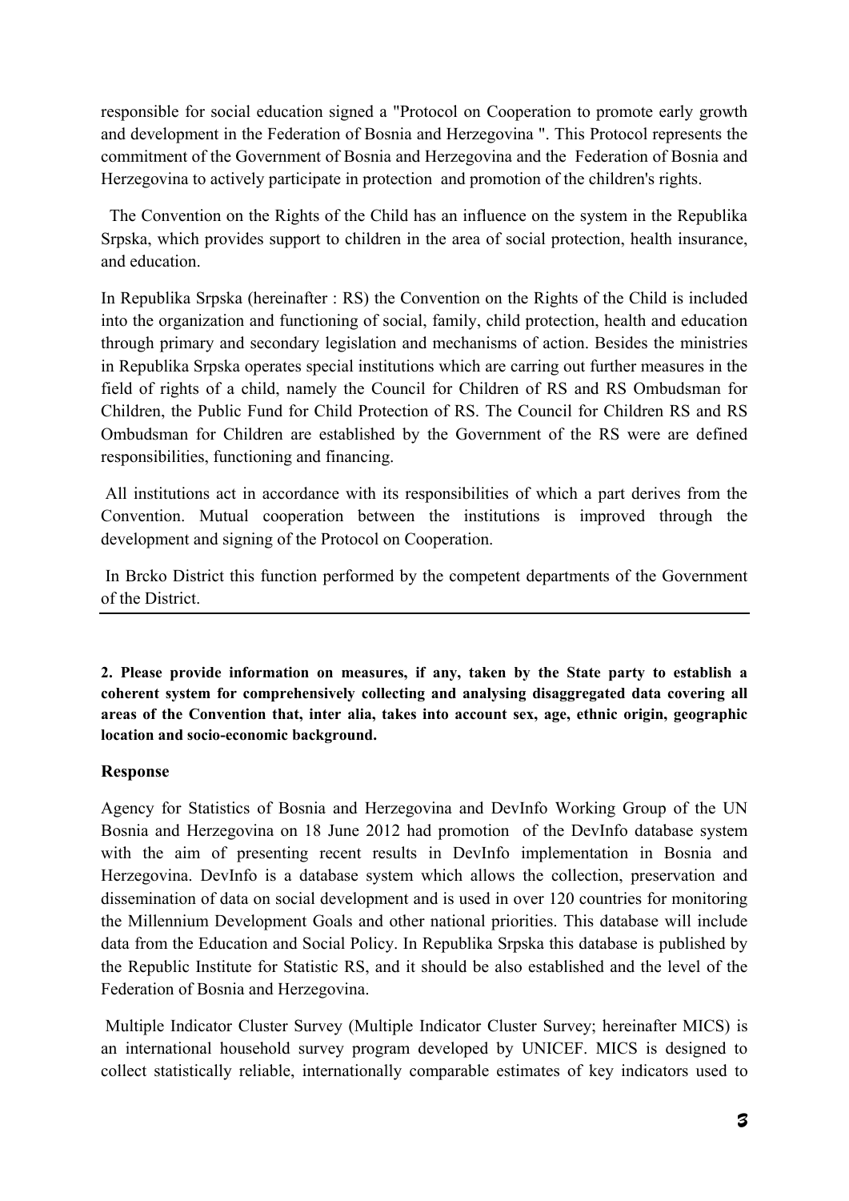responsible for social education signed a "Protocol on Cooperation to promote early growth and development in the Federation of Bosnia and Herzegovina ". This Protocol represents the commitment of the Government of Bosnia and Herzegovina and the Federation of Bosnia and Herzegovina to actively participate in protection and promotion of the children's rights.

The Convention on the Rights of the Child has an influence on the system in the Republika Srpska, which provides support to children in the area of social protection, health insurance, and education.

In Republika Srpska (hereinafter : RS) the Convention on the Rights of the Child is included into the organization and functioning of social, family, child protection, health and education through primary and secondary legislation and mechanisms of action. Besides the ministries in Republika Srpska operates special institutions which are carring out further measures in the field of rights of a child, namely the Council for Children of RS and RS Ombudsman for Children, the Public Fund for Child Protection of RS. The Council for Children RS and RS Ombudsman for Children are established by the Government of the RS were are defined responsibilities, functioning and financing.

All institutions act in accordance with its responsibilities of which a part derives from the Convention. Mutual cooperation between the institutions is improved through the development and signing of the Protocol on Cooperation.

In Brcko District this function performed by the competent departments of the Government of the District.

---

**2. Please provide information on measures, if any, taken by the State party to establish a coherent system for comprehensively collecting and analysing disaggregated data covering all areas of the Convention that, inter alia, takes into account sex, age, ethnic origin, geographic location and socio-economic background.**

**Response**

Agency for Statistics of Bosnia and Herzegovina and DevInfo Working Group of the UN Bosnia and Herzegovina on 18 June 2012 had promotion of the DevInfo database system with the aim of presenting recent results in DevInfo implementation in Bosnia and Herzegovina. DevInfo is a database system which allows the collection, preservation and dissemination of data on social development and is used in over 120 countries for monitoring the Millennium Development Goals and other national priorities. This database will include data from the Education and Social Policy. In Republika Srpska this database is published by the Republic Institute for Statistic RS, and it should be also established and the level of the Federation of Bosnia and Herzegovina.

Multiple Indicator Cluster Survey (Multiple Indicator Cluster Survey; hereinafter MICS) is an international household survey program developed by UNICEF. MICS is designed to collect statistically reliable, internationally comparable estimates of key indicators used to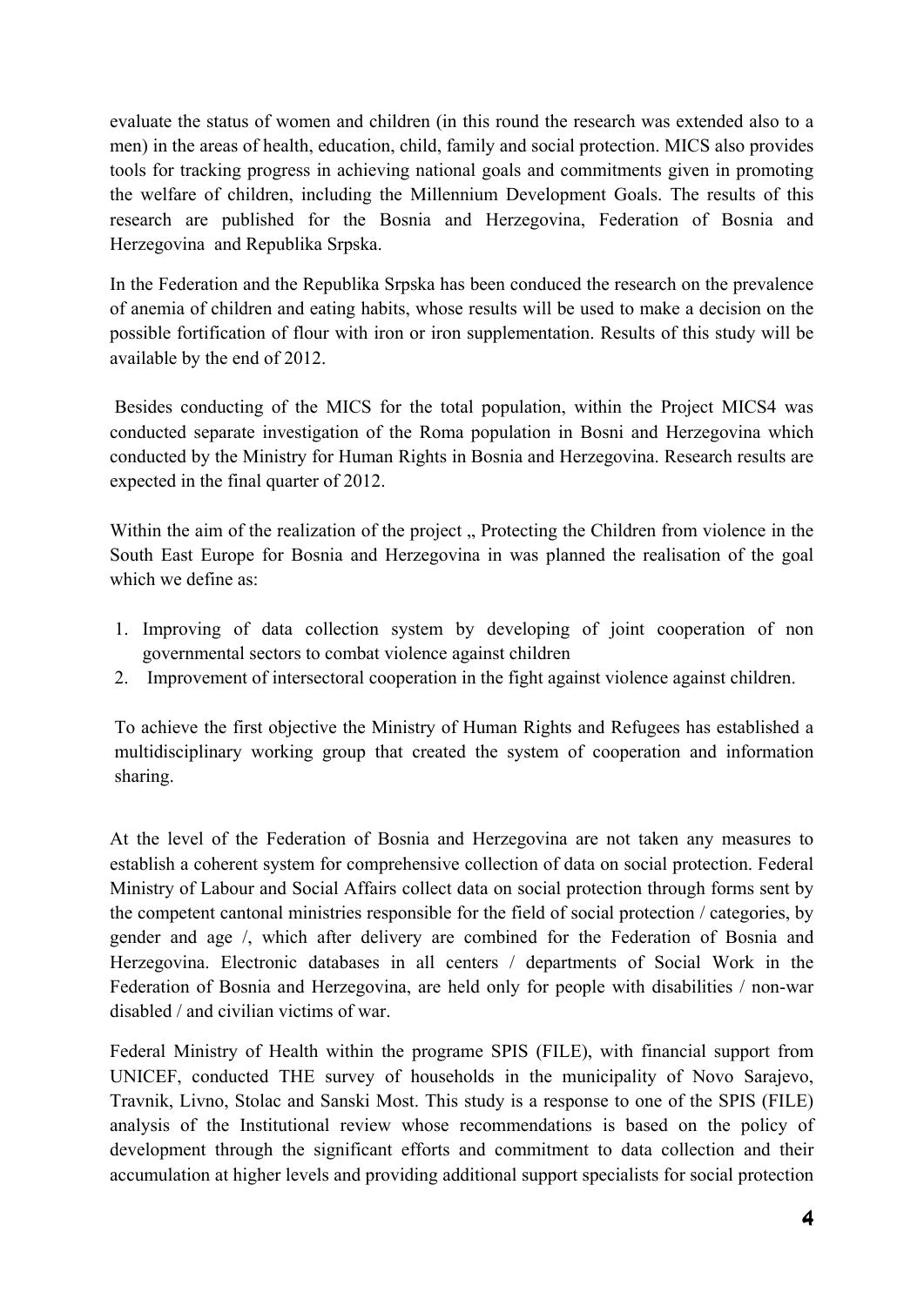evaluate the status of women and children (in this round the research was extended also to a men) in the areas of health, education, child, family and social protection. MICS also provides tools for tracking progress in achieving national goals and commitments given in promoting the welfare of children, including the Millennium Development Goals. The results of this research are published for the Bosnia and Herzegovina, Federation of Bosnia and Herzegovina and Republika Srpska.

In the Federation and the Republika Srpska has been conduced the research on the prevalence of anemia of children and eating habits, whose results will be used to make a decision on the possible fortification of flour with iron or iron supplementation. Results of this study will be available by the end of 2012.

Besides conducting of the MICS for the total population, within the Project MICS4 was conducted separate investigation of the Roma population in Bosni and Herzegovina which conducted by the Ministry for Human Rights in Bosnia and Herzegovina. Research results are expected in the final quarter of 2012.

Within the aim of the realization of the project „ Protecting the Children from violence in the South East Europe for Bosnia and Herzegovina in was planned the realisation of the goal which we define as:

1. Improving of data collection system by developing of joint cooperation of non governmental sectors to combat violence against children
2. Improvement of intersectoral cooperation in the fight against violence against children.

To achieve the first objective the Ministry of Human Rights and Refugees has established a multidisciplinary working group that created the system of cooperation and information sharing.

At the level of the Federation of Bosnia and Herzegovina are not taken any measures to establish a coherent system for comprehensive collection of data on social protection. Federal Ministry of Labour and Social Affairs collect data on social protection through forms sent by the competent cantonal ministries responsible for the field of social protection / categories, by gender and age /, which after delivery are combined for the Federation of Bosnia and Herzegovina. Electronic databases in all centers / departments of Social Work in the Federation of Bosnia and Herzegovina, are held only for people with disabilities / non-war disabled / and civilian victims of war.

Federal Ministry of Health within the programe SPIS (FILE), with financial support from UNICEF, conducted THE survey of households in the municipality of Novo Sarajevo, Travnik, Livno, Stolac and Sanski Most. This study is a response to one of the SPIS (FILE) analysis of the Institutional review whose recommendations is based on the policy of development through the significant efforts and commitment to data collection and their accumulation at higher levels and providing additional support specialists for social protection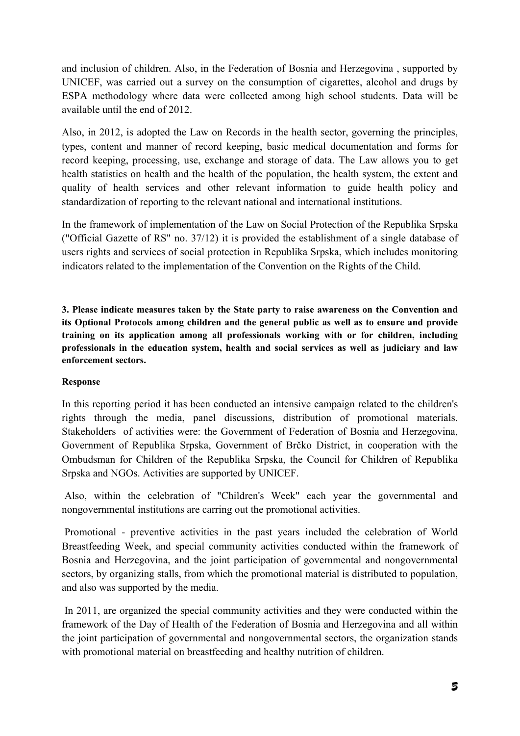and inclusion of children. Also, in the Federation of Bosnia and Herzegovina , supported by UNICEF, was carried out a survey on the consumption of cigarettes, alcohol and drugs by ESPA methodology where data were collected among high school students. Data will be available until the end of 2012.

Also, in 2012, is adopted the Law on Records in the health sector, governing the principles, types, content and manner of record keeping, basic medical documentation and forms for record keeping, processing, use, exchange and storage of data. The Law allows you to get health statistics on health and the health of the population, the health system, the extent and quality of health services and other relevant information to guide health policy and standardization of reporting to the relevant national and international institutions.

In the framework of implementation of the Law on Social Protection of the Republika Srpska ("Official Gazette of RS" no. 37/12) it is provided the establishment of a single database of users rights and services of social protection in Republika Srpska, which includes monitoring indicators related to the implementation of the Convention on the Rights of the Child.

**3. Please indicate measures taken by the State party to raise awareness on the Convention and its Optional Protocols among children and the general public as well as to ensure and provide training on its application among all professionals working with or for children, including professionals in the education system, health and social services as well as judiciary and law enforcement sectors.**

**Response**

In this reporting period it has been conducted an intensive campaign related to the children's rights through the media, panel discussions, distribution of promotional materials. Stakeholders of activities were: the Government of Federation of Bosnia and Herzegovina, Government of Republika Srpska, Government of Brčko District, in cooperation with the Ombudsman for Children of the Republika Srpska, the Council for Children of Republika Srpska and NGOs. Activities are supported by UNICEF.

Also, within the celebration of "Children's Week" each year the governmental and nongovernmental institutions are carring out the promotional activities.

Promotional - preventive activities in the past years included the celebration of World Breastfeeding Week, and special community activities conducted within the framework of Bosnia and Herzegovina, and the joint participation of governmental and nongovernmental sectors, by organizing stalls, from which the promotional material is distributed to population, and also was supported by the media.

In 2011, are organized the special community activities and they were conducted within the framework of the Day of Health of the Federation of Bosnia and Herzegovina and all within the joint participation of governmental and nongovernmental sectors, the organization stands with promotional material on breastfeeding and healthy nutrition of children.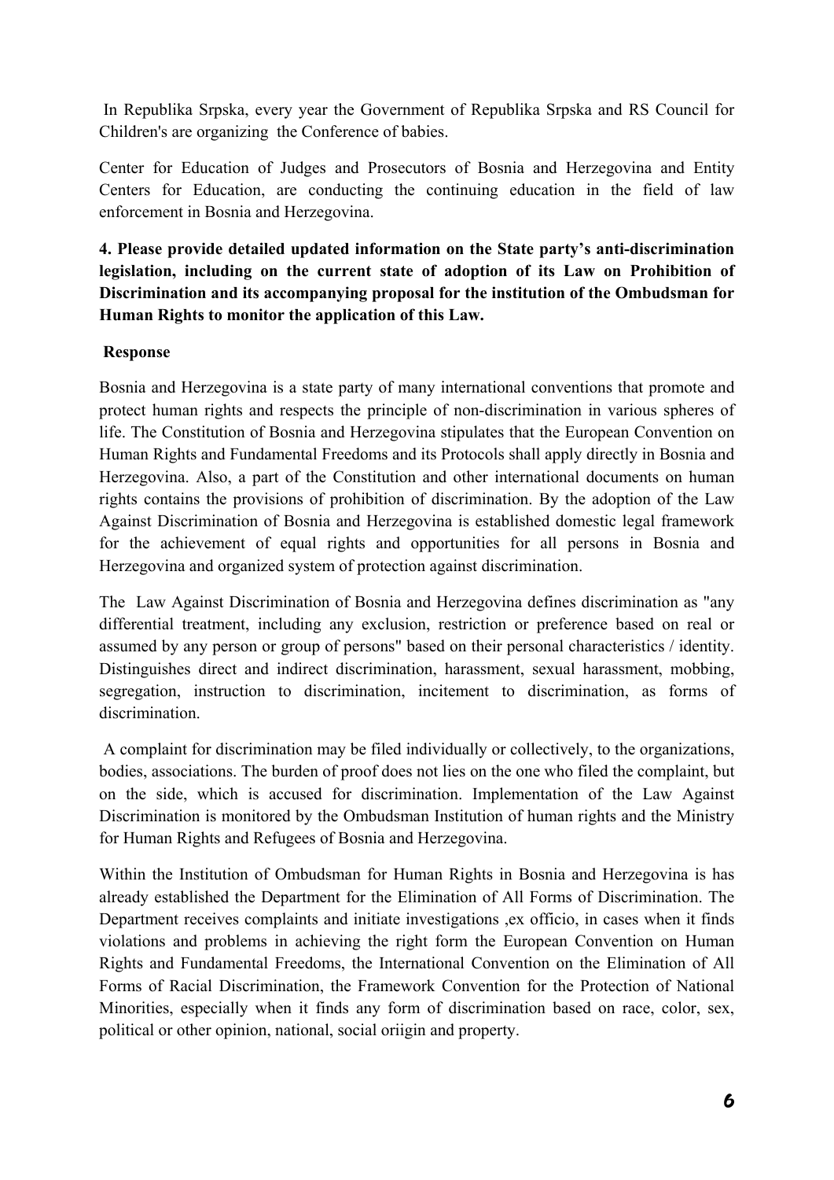In Republika Srpska, every year the Government of Republika Srpska and RS Council for Children's are organizing the Conference of babies.

Center for Education of Judges and Prosecutors of Bosnia and Herzegovina and Entity Centers for Education, are conducting the continuing education in the field of law enforcement in Bosnia and Herzegovina.

**4. Please provide detailed updated information on the State party's anti-discrimination legislation, including on the current state of adoption of its Law on Prohibition of Discrimination and its accompanying proposal for the institution of the Ombudsman for Human Rights to monitor the application of this Law.**

**Response**

Bosnia and Herzegovina is a state party of many international conventions that promote and protect human rights and respects the principle of non-discrimination in various spheres of life. The Constitution of Bosnia and Herzegovina stipulates that the European Convention on Human Rights and Fundamental Freedoms and its Protocols shall apply directly in Bosnia and Herzegovina. Also, a part of the Constitution and other international documents on human rights contains the provisions of prohibition of discrimination. By the adoption of the Law Against Discrimination of Bosnia and Herzegovina is established domestic legal framework for the achievement of equal rights and opportunities for all persons in Bosnia and Herzegovina and organized system of protection against discrimination.

The Law Against Discrimination of Bosnia and Herzegovina defines discrimination as "any differential treatment, including any exclusion, restriction or preference based on real or assumed by any person or group of persons" based on their personal characteristics / identity. Distinguishes direct and indirect discrimination, harassment, sexual harassment, mobbing, segregation, instruction to discrimination, incitement to discrimination, as forms of discrimination.

A complaint for discrimination may be filed individually or collectively, to the organizations, bodies, associations. The burden of proof does not lies on the one who filed the complaint, but on the side, which is accused for discrimination. Implementation of the Law Against Discrimination is monitored by the Ombudsman Institution of human rights and the Ministry for Human Rights and Refugees of Bosnia and Herzegovina.

Within the Institution of Ombudsman for Human Rights in Bosnia and Herzegovina is has already established the Department for the Elimination of All Forms of Discrimination. The Department receives complaints and initiate investigations ,ex officio, in cases when it finds violations and problems in achieving the right form the European Convention on Human Rights and Fundamental Freedoms, the International Convention on the Elimination of All Forms of Racial Discrimination, the Framework Convention for the Protection of National Minorities, especially when it finds any form of discrimination based on race, color, sex, political or other opinion, national, social oriigin and property.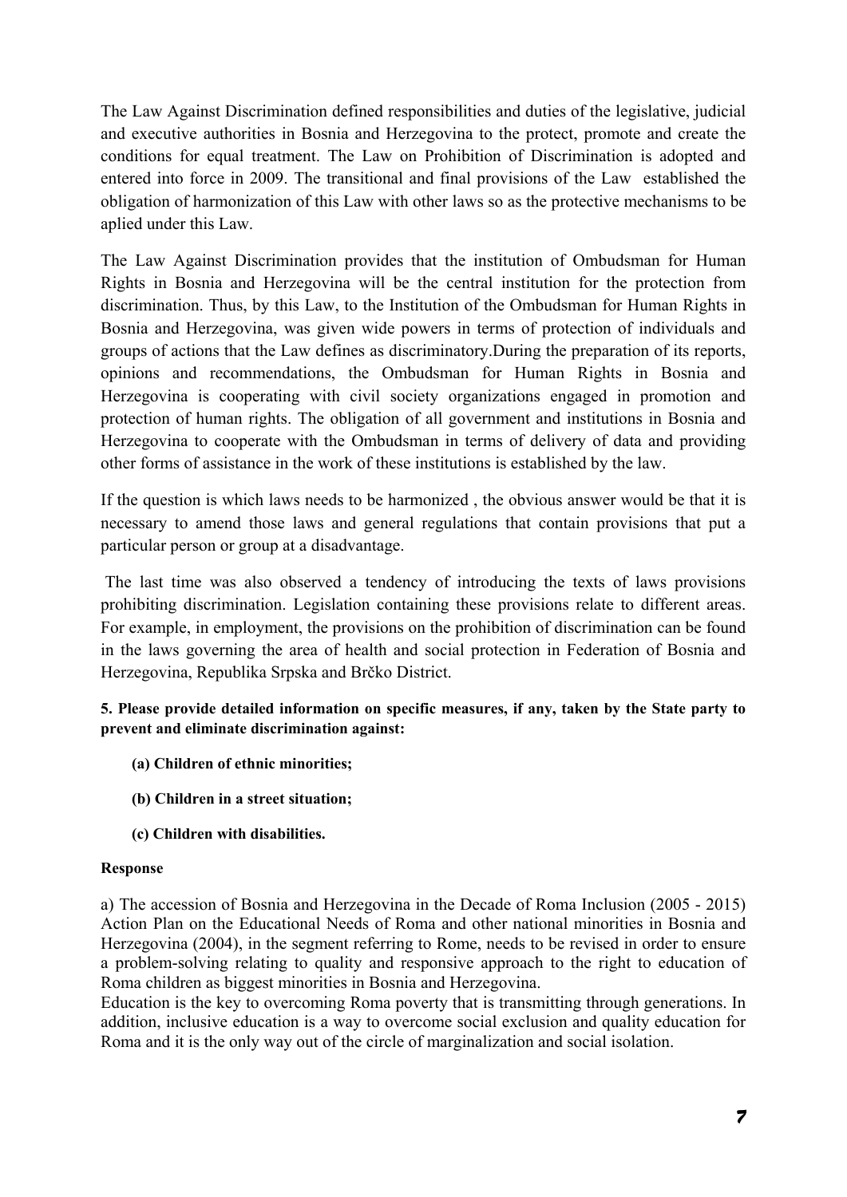The Law Against Discrimination defined responsibilities and duties of the legislative, judicial and executive authorities in Bosnia and Herzegovina to the protect, promote and create the conditions for equal treatment. The Law on Prohibition of Discrimination is adopted and entered into force in 2009. The transitional and final provisions of the Law established the obligation of harmonization of this Law with other laws so as the protective mechanisms to be aplied under this Law.

The Law Against Discrimination provides that the institution of Ombudsman for Human Rights in Bosnia and Herzegovina will be the central institution for the protection from discrimination. Thus, by this Law, to the Institution of the Ombudsman for Human Rights in Bosnia and Herzegovina, was given wide powers in terms of protection of individuals and groups of actions that the Law defines as discriminatory.During the preparation of its reports, opinions and recommendations, the Ombudsman for Human Rights in Bosnia and Herzegovina is cooperating with civil society organizations engaged in promotion and protection of human rights. The obligation of all government and institutions in Bosnia and Herzegovina to cooperate with the Ombudsman in terms of delivery of data and providing other forms of assistance in the work of these institutions is established by the law.

If the question is which laws needs to be harmonized , the obvious answer would be that it is necessary to amend those laws and general regulations that contain provisions that put a particular person or group at a disadvantage.

The last time was also observed a tendency of introducing the texts of laws provisions prohibiting discrimination. Legislation containing these provisions relate to different areas. For example, in employment, the provisions on the prohibition of discrimination can be found in the laws governing the area of health and social protection in Federation of Bosnia and Herzegovina, Republika Srpska and Brčko District.

**5. Please provide detailed information on specific measures, if any, taken by the State party to prevent and eliminate discrimination against:**

- **(a) Children of ethnic minorities;**
- **(b) Children in a street situation;**
- **(c) Children with disabilities.**

**Response**

a) The accession of Bosnia and Herzegovina in the Decade of Roma Inclusion (2005 - 2015) Action Plan on the Educational Needs of Roma and other national minorities in Bosnia and Herzegovina (2004), in the segment referring to Rome, needs to be revised in order to ensure a problem-solving relating to quality and responsive approach to the right to education of Roma children as biggest minorities in Bosnia and Herzegovina.
Education is the key to overcoming Roma poverty that is transmitting through generations. In addition, inclusive education is a way to overcome social exclusion and quality education for Roma and it is the only way out of the circle of marginalization and social isolation.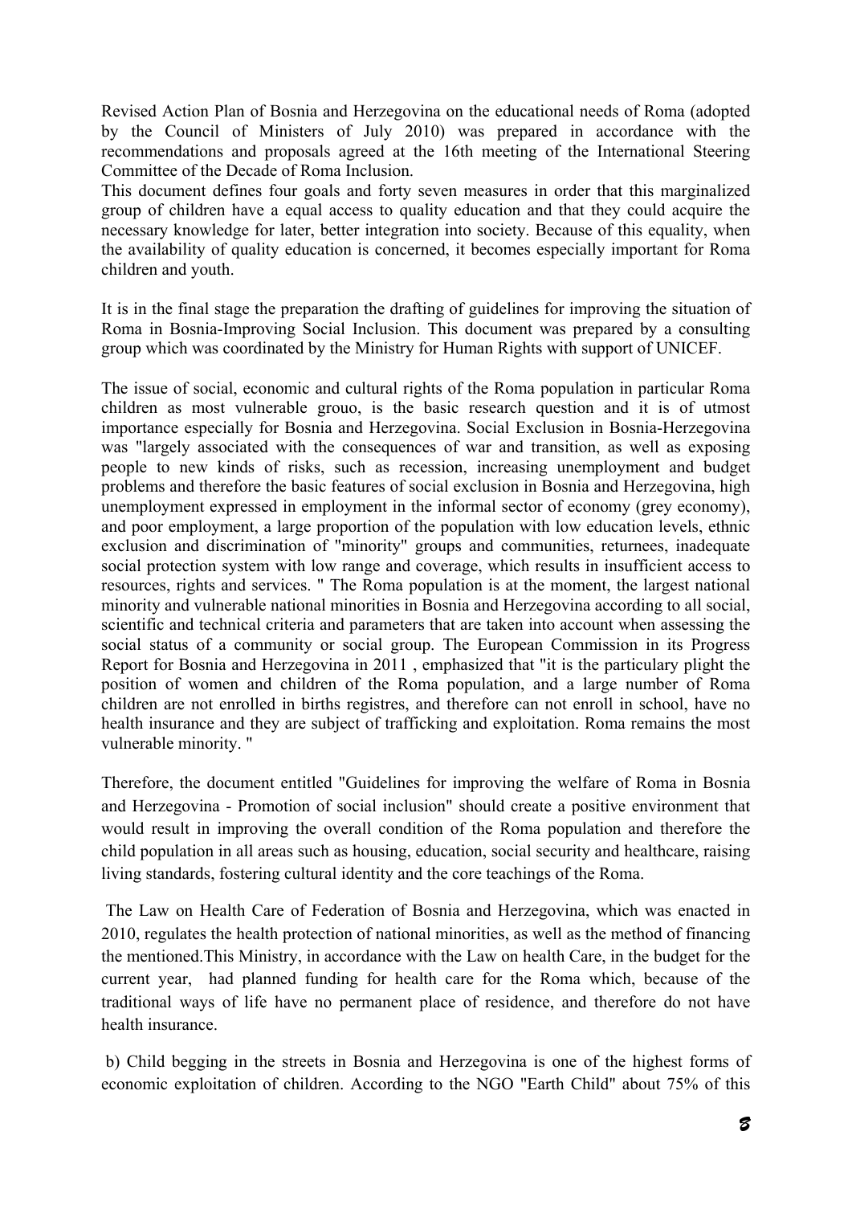Revised Action Plan of Bosnia and Herzegovina on the educational needs of Roma (adopted by the Council of Ministers of July 2010) was prepared in accordance with the recommendations and proposals agreed at the 16th meeting of the International Steering Committee of the Decade of Roma Inclusion.

This document defines four goals and forty seven measures in order that this marginalized group of children have a equal access to quality education and that they could acquire the necessary knowledge for later, better integration into society. Because of this equality, when the availability of quality education is concerned, it becomes especially important for Roma children and youth.

It is in the final stage the preparation the drafting of guidelines for improving the situation of Roma in Bosnia-Improving Social Inclusion. This document was prepared by a consulting group which was coordinated by the Ministry for Human Rights with support of UNICEF.

The issue of social, economic and cultural rights of the Roma population in particular Roma children as most vulnerable grouo, is the basic research question and it is of utmost importance especially for Bosnia and Herzegovina. Social Exclusion in Bosnia-Herzegovina was "largely associated with the consequences of war and transition, as well as exposing people to new kinds of risks, such as recession, increasing unemployment and budget problems and therefore the basic features of social exclusion in Bosnia and Herzegovina, high unemployment expressed in employment in the informal sector of economy (grey economy), and poor employment, a large proportion of the population with low education levels, ethnic exclusion and discrimination of "minority" groups and communities, returnees, inadequate social protection system with low range and coverage, which results in insufficient access to resources, rights and services. " The Roma population is at the moment, the largest national minority and vulnerable national minorities in Bosnia and Herzegovina according to all social, scientific and technical criteria and parameters that are taken into account when assessing the social status of a community or social group. The European Commission in its Progress Report for Bosnia and Herzegovina in 2011 , emphasized that "it is the particulary plight the position of women and children of the Roma population, and a large number of Roma children are not enrolled in births registres, and therefore can not enroll in school, have no health insurance and they are subject of trafficking and exploitation. Roma remains the most vulnerable minority. "

Therefore, the document entitled "Guidelines for improving the welfare of Roma in Bosnia and Herzegovina - Promotion of social inclusion" should create a positive environment that would result in improving the overall condition of the Roma population and therefore the child population in all areas such as housing, education, social security and healthcare, raising living standards, fostering cultural identity and the core teachings of the Roma.

The Law on Health Care of Federation of Bosnia and Herzegovina, which was enacted in 2010, regulates the health protection of national minorities, as well as the method of financing the mentioned.This Ministry, in accordance with the Law on health Care, in the budget for the current year, had planned funding for health care for the Roma which, because of the traditional ways of life have no permanent place of residence, and therefore do not have health insurance.

b) Child begging in the streets in Bosnia and Herzegovina is one of the highest forms of economic exploitation of children. According to the NGO "Earth Child" about 75% of this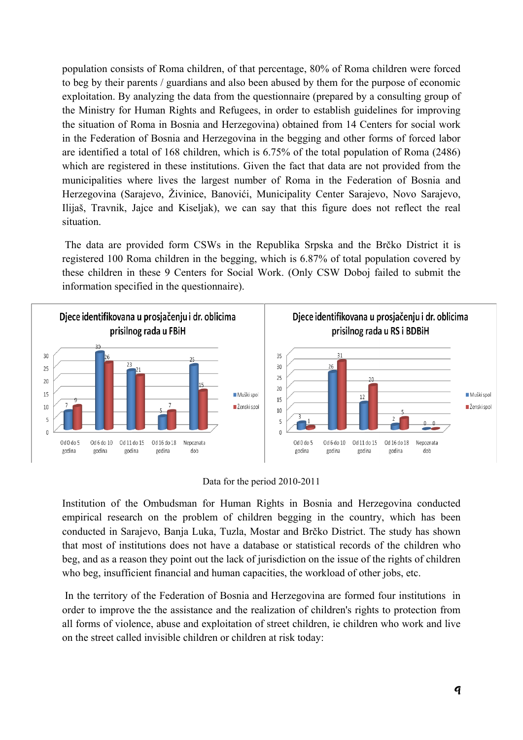population consists of Roma children, of that percentage, 80% of Roma children were forced to beg by their parents / guardians and also been abused by them for the purpose of economic exploitation. By analyzing the data from the questionnaire (prepared by a consulting group of the Ministry for Human Rights and Refugees, in order to establish guidelines for improving the situation of Roma in Bosnia and Herzegovina) obtained from 14 Centers for social work in the Federation of Bosnia and Herzegovina in the begging and other forms of forced labor are identified a total of 168 children, which is 6.75% of the total population of Roma (2486) which are registered in these institutions. Given the fact that data are not provided from the municipalities where lives the largest number of Roma in the Federation of Bosnia and Herzegovina (Sarajevo, Živinice, Banovići, Municipality Center Sarajevo, Novo Sarajevo, Ilijaš, Travnik, Jajce and Kiseljak), we can say that this figure does not reflect the real situation.

The data are provided form CSWs in the Republika Srpska and the Brčko District it is registered 100 Roma children in the begging, which is 6.87% of total population covered by these children in these 9 Centers for Social Work. (Only CSW Doboj failed to submit the information specified in the questionnaire).

**Djece identifikovana u prosjačenju i dr. oblicima prisilnog rada u FBiH**

| | Muški spol | Ženski spol |
|---|---|---|
| Od 0 do 5 godina | 7 | 9 |
| Od 6 do 10 godina | 30 | 26 |
| Od 11 do 15 godina | 23 | 21 |
| Od 16 do 18 godina | 5 | 7 |
| Nepoznata dob | 25 | 15 |

**Djece identifikovana u prosjačenju i dr. oblicima prisilnog rada u RS i BDBiH**

| | Muški spol | Ženski spol |
|---|---|---|
| Od 0 do 5 godina | 3 | 1 |
| Od 6 do 10 godina | 26 | 31 |
| Od 11 do 15 godina | 12 | 20 |
| Od 16 do 18 godina | 2 | 5 |
| Nepoznata dob | 0 | 0 |

Data for the period 2010-2011

Institution of the Ombudsman for Human Rights in Bosnia and Herzegovina conducted empirical research on the problem of children begging in the country, which has been conducted in Sarajevo, Banja Luka, Tuzla, Mostar and Brčko District. The study has shown that most of institutions does not have a database or statistical records of the children who beg, and as a reason they point out the lack of jurisdiction on the issue of the rights of children who beg, insufficient financial and human capacities, the workload of other jobs, etc.

In the territory of the Federation of Bosnia and Herzegovina are formed four institutions in order to improve the the assistance and the realization of children's rights to protection from all forms of violence, abuse and exploitation of street children, ie children who work and live on the street called invisible children or children at risk today: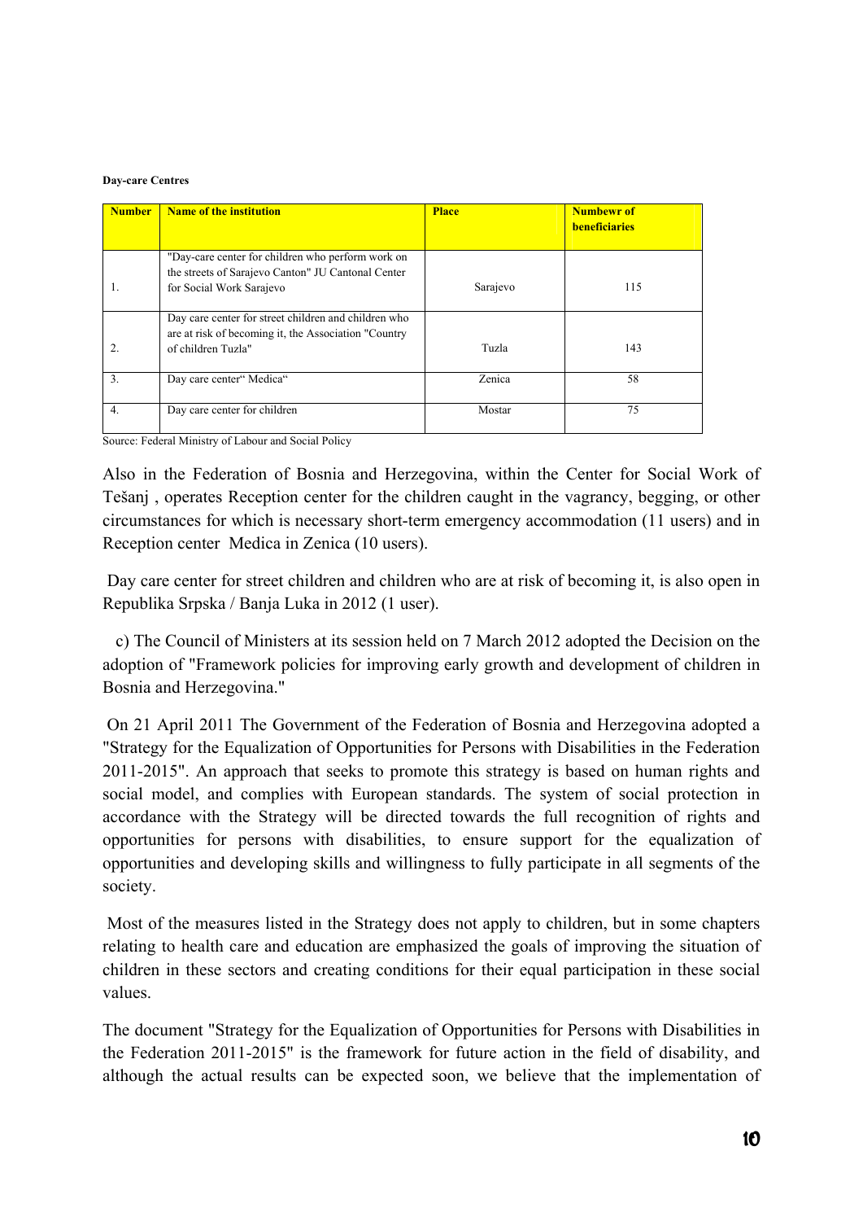**Day-care Centres**

| Number | Name of the institution | Place | Numbewr of beneficiaries |
|---|---|---|---|
| 1. | "Day-care center for children who perform work on the streets of Sarajevo Canton" JU Cantonal Center for Social Work Sarajevo | Sarajevo | 115 |
| 2. | Day care center for street children and children who are at risk of becoming it, the Association "Country of children Tuzla" | Tuzla | 143 |
| 3. | Day care center" Medica" | Zenica | 58 |
| 4. | Day care center for children | Mostar | 75 |

Source: Federal Ministry of Labour and Social Policy

Also in the Federation of Bosnia and Herzegovina, within the Center for Social Work of Tešanj , operates Reception center for the children caught in the vagrancy, begging, or other circumstances for which is necessary short-term emergency accommodation (11 users) and in Reception center Medica in Zenica (10 users).

Day care center for street children and children who are at risk of becoming it, is also open in Republika Srpska / Banja Luka in 2012 (1 user).

c) The Council of Ministers at its session held on 7 March 2012 adopted the Decision on the adoption of "Framework policies for improving early growth and development of children in Bosnia and Herzegovina."

On 21 April 2011 The Government of the Federation of Bosnia and Herzegovina adopted a "Strategy for the Equalization of Opportunities for Persons with Disabilities in the Federation 2011-2015". An approach that seeks to promote this strategy is based on human rights and social model, and complies with European standards. The system of social protection in accordance with the Strategy will be directed towards the full recognition of rights and opportunities for persons with disabilities, to ensure support for the equalization of opportunities and developing skills and willingness to fully participate in all segments of the society.

Most of the measures listed in the Strategy does not apply to children, but in some chapters relating to health care and education are emphasized the goals of improving the situation of children in these sectors and creating conditions for their equal participation in these social values.

The document "Strategy for the Equalization of Opportunities for Persons with Disabilities in the Federation 2011-2015" is the framework for future action in the field of disability, and although the actual results can be expected soon, we believe that the implementation of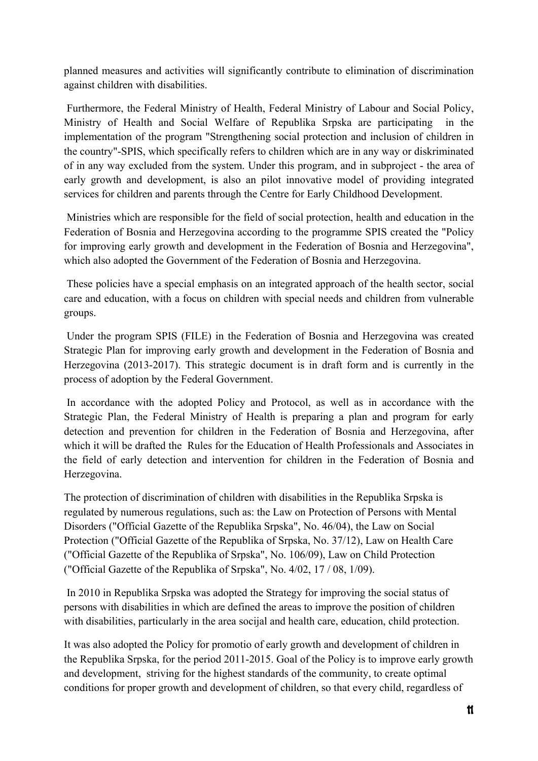planned measures and activities will significantly contribute to elimination of discrimination against children with disabilities.

Furthermore, the Federal Ministry of Health, Federal Ministry of Labour and Social Policy, Ministry of Health and Social Welfare of Republika Srpska are participating in the implementation of the program "Strengthening social protection and inclusion of children in the country"-SPIS, which specifically refers to children which are in any way or diskriminated of in any way excluded from the system. Under this program, and in subproject - the area of early growth and development, is also an pilot innovative model of providing integrated services for children and parents through the Centre for Early Childhood Development.

Ministries which are responsible for the field of social protection, health and education in the Federation of Bosnia and Herzegovina according to the programme SPIS created the "Policy for improving early growth and development in the Federation of Bosnia and Herzegovina", which also adopted the Government of the Federation of Bosnia and Herzegovina.

These policies have a special emphasis on an integrated approach of the health sector, social care and education, with a focus on children with special needs and children from vulnerable groups.

Under the program SPIS (FILE) in the Federation of Bosnia and Herzegovina was created Strategic Plan for improving early growth and development in the Federation of Bosnia and Herzegovina (2013-2017). This strategic document is in draft form and is currently in the process of adoption by the Federal Government.

In accordance with the adopted Policy and Protocol, as well as in accordance with the Strategic Plan, the Federal Ministry of Health is preparing a plan and program for early detection and prevention for children in the Federation of Bosnia and Herzegovina, after which it will be drafted the Rules for the Education of Health Professionals and Associates in the field of early detection and intervention for children in the Federation of Bosnia and Herzegovina.

The protection of discrimination of children with disabilities in the Republika Srpska is regulated by numerous regulations, such as: the Law on Protection of Persons with Mental Disorders ("Official Gazette of the Republika Srpska", No. 46/04), the Law on Social Protection ("Official Gazette of the Republika of Srpska, No. 37/12), Law on Health Care ("Official Gazette of the Republika of Srpska", No. 106/09), Law on Child Protection ("Official Gazette of the Republika of Srpska", No. 4/02, 17 / 08, 1/09).

In 2010 in Republika Srpska was adopted the Strategy for improving the social status of persons with disabilities in which are defined the areas to improve the position of children with disabilities, particularly in the area socijal and health care, education, child protection.

It was also adopted the Policy for promotio of early growth and development of children in the Republika Srpska, for the period 2011-2015. Goal of the Policy is to improve early growth and development, striving for the highest standards of the community, to create optimal conditions for proper growth and development of children, so that every child, regardless of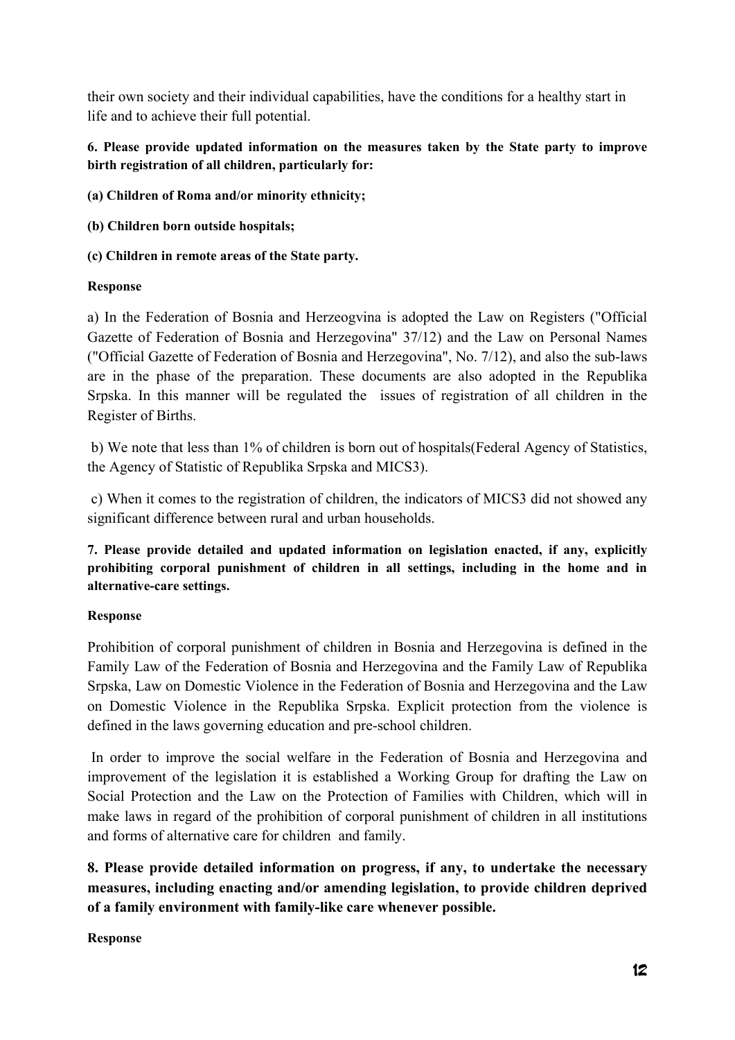their own society and their individual capabilities, have the conditions for a healthy start in life and to achieve their full potential.

**6. Please provide updated information on the measures taken by the State party to improve birth registration of all children, particularly for:**

**(a) Children of Roma and/or minority ethnicity;**

**(b) Children born outside hospitals;**

**(c) Children in remote areas of the State party.**

**Response**

a) In the Federation of Bosnia and Herzeogvina is adopted the Law on Registers ("Official Gazette of Federation of Bosnia and Herzegovina" 37/12) and the Law on Personal Names ("Official Gazette of Federation of Bosnia and Herzegovina", No. 7/12), and also the sub-laws are in the phase of the preparation. These documents are also adopted in the Republika Srpska. In this manner will be regulated the issues of registration of all children in the Register of Births.

b) We note that less than 1% of children is born out of hospitals(Federal Agency of Statistics, the Agency of Statistic of Republika Srpska and MICS3).

c) When it comes to the registration of children, the indicators of MICS3 did not showed any significant difference between rural and urban households.

**7. Please provide detailed and updated information on legislation enacted, if any, explicitly prohibiting corporal punishment of children in all settings, including in the home and in alternative-care settings.**

**Response**

Prohibition of corporal punishment of children in Bosnia and Herzegovina is defined in the Family Law of the Federation of Bosnia and Herzegovina and the Family Law of Republika Srpska, Law on Domestic Violence in the Federation of Bosnia and Herzegovina and the Law on Domestic Violence in the Republika Srpska. Explicit protection from the violence is defined in the laws governing education and pre-school children.

In order to improve the social welfare in the Federation of Bosnia and Herzegovina and improvement of the legislation it is established a Working Group for drafting the Law on Social Protection and the Law on the Protection of Families with Children, which will in make laws in regard of the prohibition of corporal punishment of children in all institutions and forms of alternative care for children and family.

**8. Please provide detailed information on progress, if any, to undertake the necessary measures, including enacting and/or amending legislation, to provide children deprived of a family environment with family-like care whenever possible.**

**Response**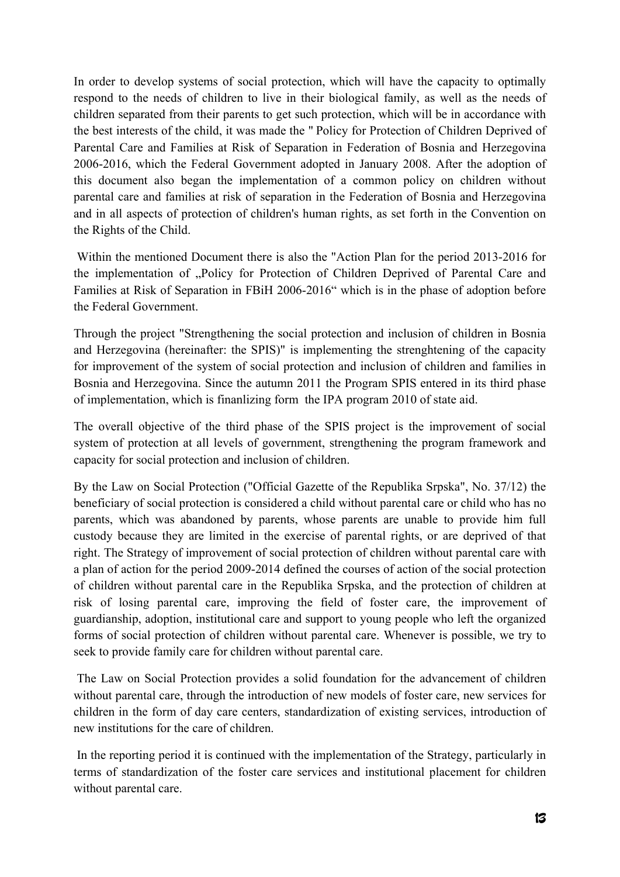In order to develop systems of social protection, which will have the capacity to optimally respond to the needs of children to live in their biological family, as well as the needs of children separated from their parents to get such protection, which will be in accordance with the best interests of the child, it was made the " Policy for Protection of Children Deprived of Parental Care and Families at Risk of Separation in Federation of Bosnia and Herzegovina 2006-2016, which the Federal Government adopted in January 2008. After the adoption of this document also began the implementation of a common policy on children without parental care and families at risk of separation in the Federation of Bosnia and Herzegovina and in all aspects of protection of children's human rights, as set forth in the Convention on the Rights of the Child.

Within the mentioned Document there is also the "Action Plan for the period 2013-2016 for the implementation of „Policy for Protection of Children Deprived of Parental Care and Families at Risk of Separation in FBiH 2006-2016“ which is in the phase of adoption before the Federal Government.

Through the project "Strengthening the social protection and inclusion of children in Bosnia and Herzegovina (hereinafter: the SPIS)" is implementing the strenghtening of the capacity for improvement of the system of social protection and inclusion of children and families in Bosnia and Herzegovina. Since the autumn 2011 the Program SPIS entered in its third phase of implementation, which is finanlizing form the IPA program 2010 of state aid.

The overall objective of the third phase of the SPIS project is the improvement of social system of protection at all levels of government, strengthening the program framework and capacity for social protection and inclusion of children.

By the Law on Social Protection ("Official Gazette of the Republika Srpska", No. 37/12) the beneficiary of social protection is considered a child without parental care or child who has no parents, which was abandoned by parents, whose parents are unable to provide him full custody because they are limited in the exercise of parental rights, or are deprived of that right. The Strategy of improvement of social protection of children without parental care with a plan of action for the period 2009-2014 defined the courses of action of the social protection of children without parental care in the Republika Srpska, and the protection of children at risk of losing parental care, improving the field of foster care, the improvement of guardianship, adoption, institutional care and support to young people who left the organized forms of social protection of children without parental care. Whenever is possible, we try to seek to provide family care for children without parental care.

The Law on Social Protection provides a solid foundation for the advancement of children without parental care, through the introduction of new models of foster care, new services for children in the form of day care centers, standardization of existing services, introduction of new institutions for the care of children.

In the reporting period it is continued with the implementation of the Strategy, particularly in terms of standardization of the foster care services and institutional placement for children without parental care.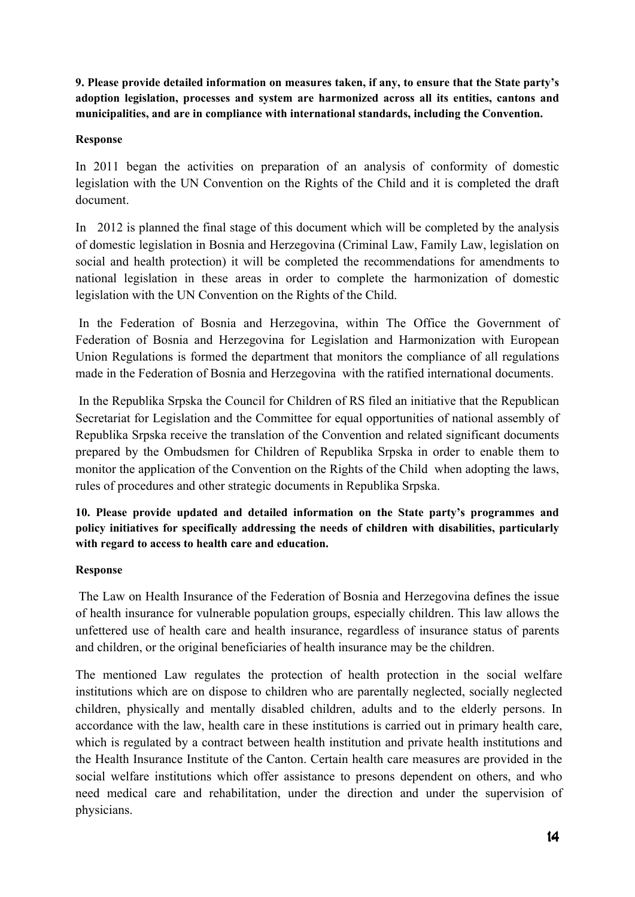**9. Please provide detailed information on measures taken, if any, to ensure that the State party's adoption legislation, processes and system are harmonized across all its entities, cantons and municipalities, and are in compliance with international standards, including the Convention.**

**Response**

In 2011 began the activities on preparation of an analysis of conformity of domestic legislation with the UN Convention on the Rights of the Child and it is completed the draft document.

In 2012 is planned the final stage of this document which will be completed by the analysis of domestic legislation in Bosnia and Herzegovina (Criminal Law, Family Law, legislation on social and health protection) it will be completed the recommendations for amendments to national legislation in these areas in order to complete the harmonization of domestic legislation with the UN Convention on the Rights of the Child.

In the Federation of Bosnia and Herzegovina, within The Office the Government of Federation of Bosnia and Herzegovina for Legislation and Harmonization with European Union Regulations is formed the department that monitors the compliance of all regulations made in the Federation of Bosnia and Herzegovina with the ratified international documents.

In the Republika Srpska the Council for Children of RS filed an initiative that the Republican Secretariat for Legislation and the Committee for equal opportunities of national assembly of Republika Srpska receive the translation of the Convention and related significant documents prepared by the Ombudsmen for Children of Republika Srpska in order to enable them to monitor the application of the Convention on the Rights of the Child when adopting the laws, rules of procedures and other strategic documents in Republika Srpska.

**10. Please provide updated and detailed information on the State party's programmes and policy initiatives for specifically addressing the needs of children with disabilities, particularly with regard to access to health care and education.**

**Response**

The Law on Health Insurance of the Federation of Bosnia and Herzegovina defines the issue of health insurance for vulnerable population groups, especially children. This law allows the unfettered use of health care and health insurance, regardless of insurance status of parents and children, or the original beneficiaries of health insurance may be the children.

The mentioned Law regulates the protection of health protection in the social welfare institutions which are on dispose to children who are parentally neglected, socially neglected children, physically and mentally disabled children, adults and to the elderly persons. In accordance with the law, health care in these institutions is carried out in primary health care, which is regulated by a contract between health institution and private health institutions and the Health Insurance Institute of the Canton. Certain health care measures are provided in the social welfare institutions which offer assistance to presons dependent on others, and who need medical care and rehabilitation, under the direction and under the supervision of physicians.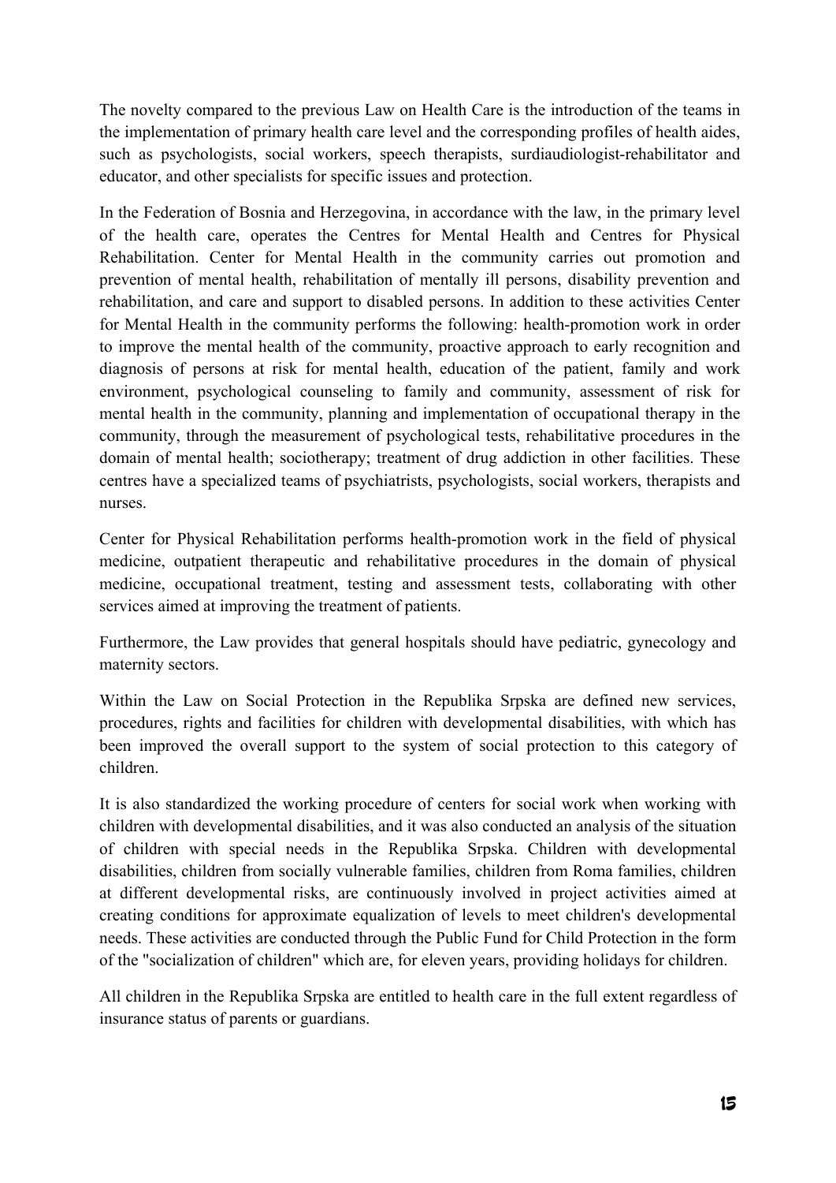The novelty compared to the previous Law on Health Care is the introduction of the teams in the implementation of primary health care level and the corresponding profiles of health aides, such as psychologists, social workers, speech therapists, surdiaudiologist-rehabilitator and educator, and other specialists for specific issues and protection.

In the Federation of Bosnia and Herzegovina, in accordance with the law, in the primary level of the health care, operates the Centres for Mental Health and Centres for Physical Rehabilitation. Center for Mental Health in the community carries out promotion and prevention of mental health, rehabilitation of mentally ill persons, disability prevention and rehabilitation, and care and support to disabled persons. In addition to these activities Center for Mental Health in the community performs the following: health-promotion work in order to improve the mental health of the community, proactive approach to early recognition and diagnosis of persons at risk for mental health, education of the patient, family and work environment, psychological counseling to family and community, assessment of risk for mental health in the community, planning and implementation of occupational therapy in the community, through the measurement of psychological tests, rehabilitative procedures in the domain of mental health; sociotherapy; treatment of drug addiction in other facilities. These centres have a specialized teams of psychiatrists, psychologists, social workers, therapists and nurses.

Center for Physical Rehabilitation performs health-promotion work in the field of physical medicine, outpatient therapeutic and rehabilitative procedures in the domain of physical medicine, occupational treatment, testing and assessment tests, collaborating with other services aimed at improving the treatment of patients.

Furthermore, the Law provides that general hospitals should have pediatric, gynecology and maternity sectors.

Within the Law on Social Protection in the Republika Srpska are defined new services, procedures, rights and facilities for children with developmental disabilities, with which has been improved the overall support to the system of social protection to this category of children.

It is also standardized the working procedure of centers for social work when working with children with developmental disabilities, and it was also conducted an analysis of the situation of children with special needs in the Republika Srpska. Children with developmental disabilities, children from socially vulnerable families, children from Roma families, children at different developmental risks, are continuously involved in project activities aimed at creating conditions for approximate equalization of levels to meet children's developmental needs. These activities are conducted through the Public Fund for Child Protection in the form of the "socialization of children" which are, for eleven years, providing holidays for children.

All children in the Republika Srpska are entitled to health care in the full extent regardless of insurance status of parents or guardians.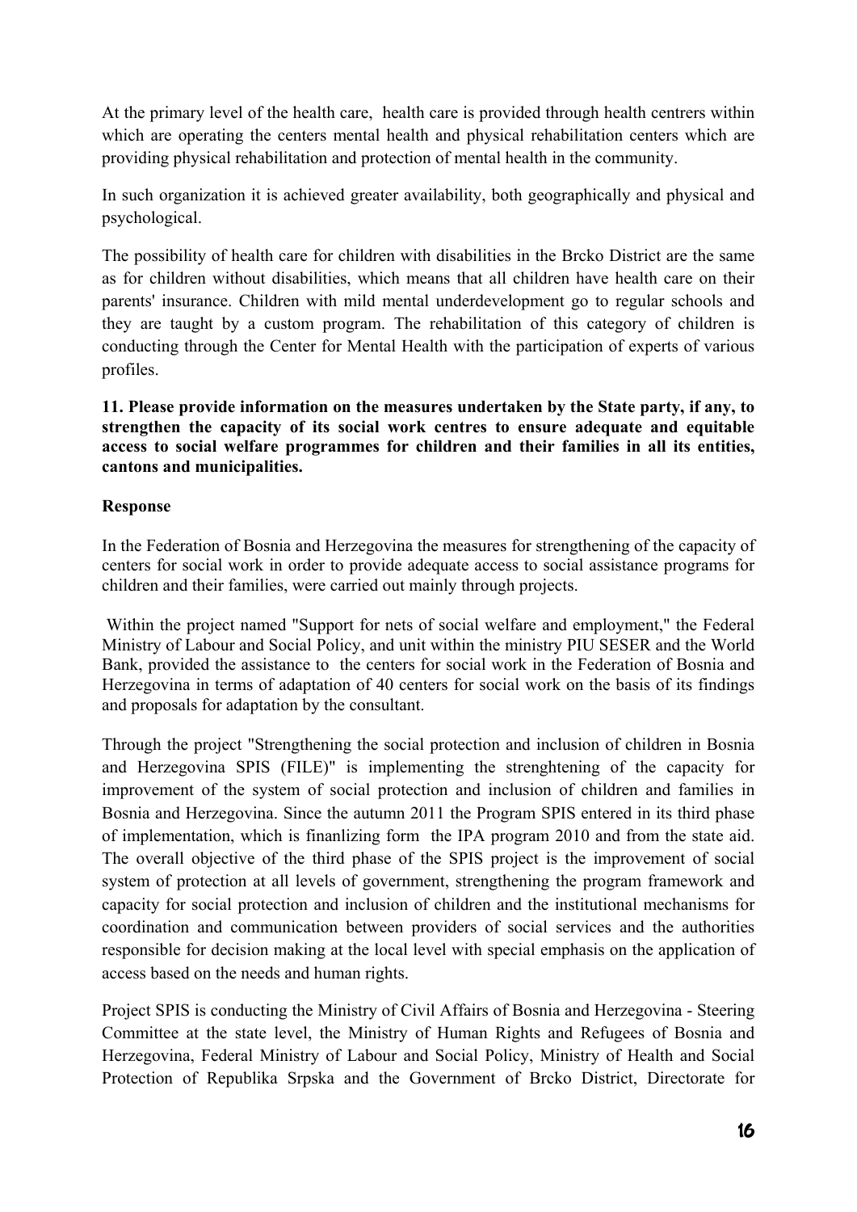At the primary level of the health care, health care is provided through health centrers within which are operating the centers mental health and physical rehabilitation centers which are providing physical rehabilitation and protection of mental health in the community.

In such organization it is achieved greater availability, both geographically and physical and psychological.

The possibility of health care for children with disabilities in the Brcko District are the same as for children without disabilities, which means that all children have health care on their parents' insurance. Children with mild mental underdevelopment go to regular schools and they are taught by a custom program. The rehabilitation of this category of children is conducting through the Center for Mental Health with the participation of experts of various profiles.

**11. Please provide information on the measures undertaken by the State party, if any, to strengthen the capacity of its social work centres to ensure adequate and equitable access to social welfare programmes for children and their families in all its entities, cantons and municipalities.**

**Response**

In the Federation of Bosnia and Herzegovina the measures for strengthening of the capacity of centers for social work in order to provide adequate access to social assistance programs for children and their families, were carried out mainly through projects.

Within the project named "Support for nets of social welfare and employment," the Federal Ministry of Labour and Social Policy, and unit within the ministry PIU SESER and the World Bank, provided the assistance to the centers for social work in the Federation of Bosnia and Herzegovina in terms of adaptation of 40 centers for social work on the basis of its findings and proposals for adaptation by the consultant.

Through the project "Strengthening the social protection and inclusion of children in Bosnia and Herzegovina SPIS (FILE)" is implementing the strenghtening of the capacity for improvement of the system of social protection and inclusion of children and families in Bosnia and Herzegovina. Since the autumn 2011 the Program SPIS entered in its third phase of implementation, which is finanlizing form the IPA program 2010 and from the state aid. The overall objective of the third phase of the SPIS project is the improvement of social system of protection at all levels of government, strengthening the program framework and capacity for social protection and inclusion of children and the institutional mechanisms for coordination and communication between providers of social services and the authorities responsible for decision making at the local level with special emphasis on the application of access based on the needs and human rights.

Project SPIS is conducting the Ministry of Civil Affairs of Bosnia and Herzegovina - Steering Committee at the state level, the Ministry of Human Rights and Refugees of Bosnia and Herzegovina, Federal Ministry of Labour and Social Policy, Ministry of Health and Social Protection of Republika Srpska and the Government of Brcko District, Directorate for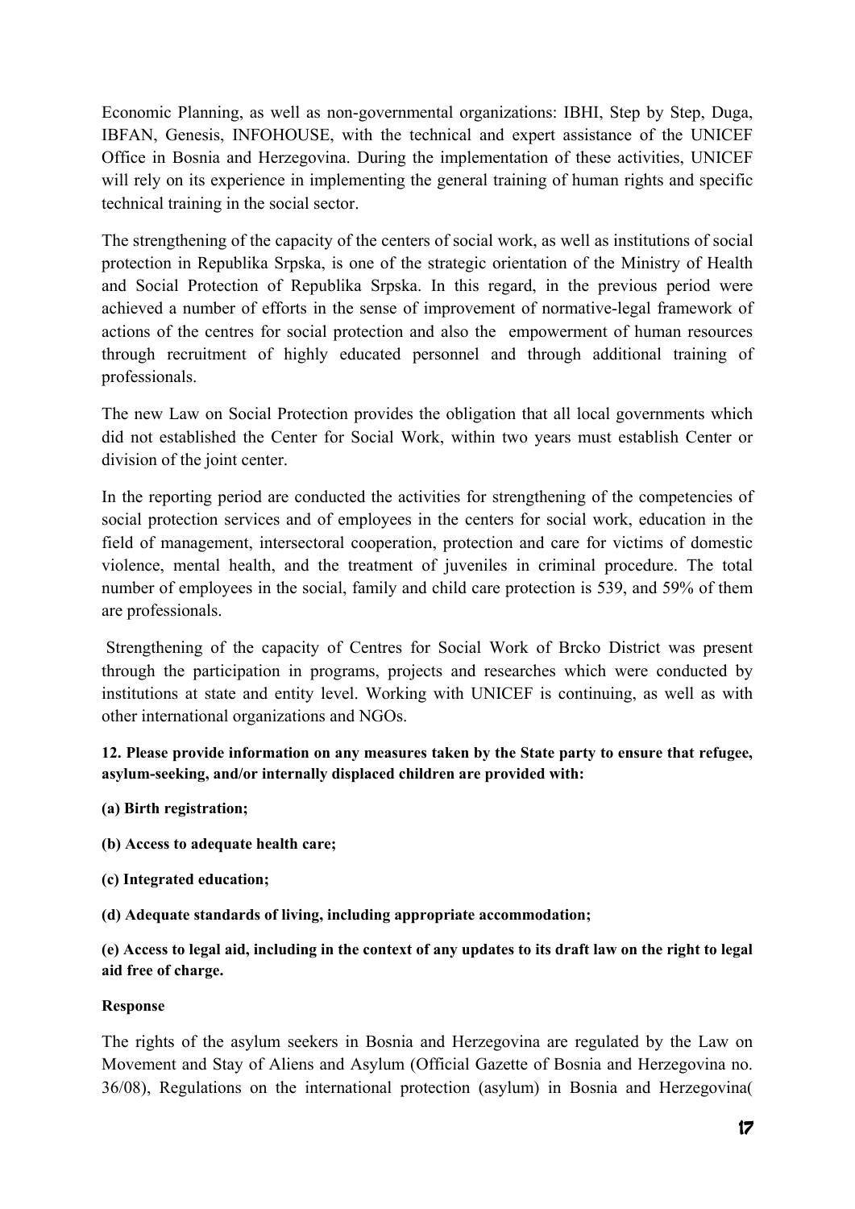Economic Planning, as well as non-governmental organizations: IBHI, Step by Step, Duga, IBFAN, Genesis, INFOHOUSE, with the technical and expert assistance of the UNICEF Office in Bosnia and Herzegovina. During the implementation of these activities, UNICEF will rely on its experience in implementing the general training of human rights and specific technical training in the social sector.

The strengthening of the capacity of the centers of social work, as well as institutions of social protection in Republika Srpska, is one of the strategic orientation of the Ministry of Health and Social Protection of Republika Srpska. In this regard, in the previous period were achieved a number of efforts in the sense of improvement of normative-legal framework of actions of the centres for social protection and also the empowerment of human resources through recruitment of highly educated personnel and through additional training of professionals.

The new Law on Social Protection provides the obligation that all local governments which did not established the Center for Social Work, within two years must establish Center or division of the joint center.

In the reporting period are conducted the activities for strengthening of the competencies of social protection services and of employees in the centers for social work, education in the field of management, intersectoral cooperation, protection and care for victims of domestic violence, mental health, and the treatment of juveniles in criminal procedure. The total number of employees in the social, family and child care protection is 539, and 59% of them are professionals.

Strengthening of the capacity of Centres for Social Work of Brcko District was present through the participation in programs, projects and researches which were conducted by institutions at state and entity level. Working with UNICEF is continuing, as well as with other international organizations and NGOs.

**12. Please provide information on any measures taken by the State party to ensure that refugee, asylum-seeking, and/or internally displaced children are provided with:**

**(a) Birth registration;**

**(b) Access to adequate health care;**

**(c) Integrated education;**

**(d) Adequate standards of living, including appropriate accommodation;**

**(e) Access to legal aid, including in the context of any updates to its draft law on the right to legal aid free of charge.**

**Response**

The rights of the asylum seekers in Bosnia and Herzegovina are regulated by the Law on Movement and Stay of Aliens and Asylum (Official Gazette of Bosnia and Herzegovina no. 36/08), Regulations on the international protection (asylum) in Bosnia and Herzegovina(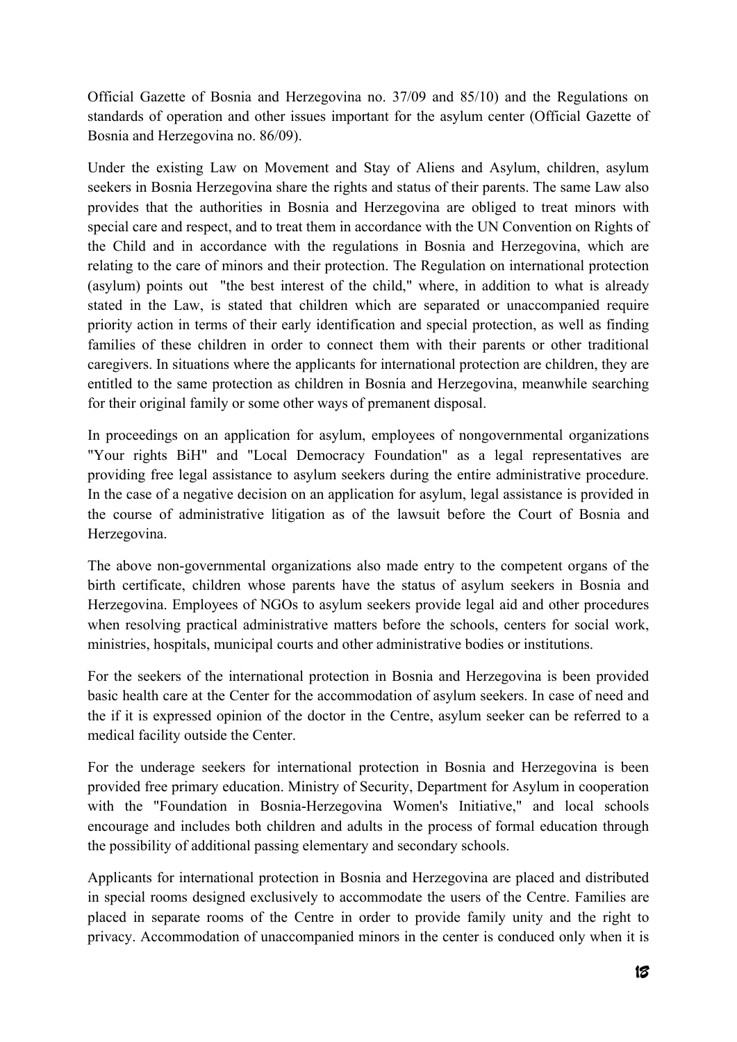Official Gazette of Bosnia and Herzegovina no. 37/09 and 85/10) and the Regulations on standards of operation and other issues important for the asylum center (Official Gazette of Bosnia and Herzegovina no. 86/09).

Under the existing Law on Movement and Stay of Aliens and Asylum, children, asylum seekers in Bosnia Herzegovina share the rights and status of their parents. The same Law also provides that the authorities in Bosnia and Herzegovina are obliged to treat minors with special care and respect, and to treat them in accordance with the UN Convention on Rights of the Child and in accordance with the regulations in Bosnia and Herzegovina, which are relating to the care of minors and their protection. The Regulation on international protection (asylum) points out "the best interest of the child," where, in addition to what is already stated in the Law, is stated that children which are separated or unaccompanied require priority action in terms of their early identification and special protection, as well as finding families of these children in order to connect them with their parents or other traditional caregivers. In situations where the applicants for international protection are children, they are entitled to the same protection as children in Bosnia and Herzegovina, meanwhile searching for their original family or some other ways of premanent disposal.

In proceedings on an application for asylum, employees of nongovernmental organizations "Your rights BiH" and "Local Democracy Foundation" as a legal representatives are providing free legal assistance to asylum seekers during the entire administrative procedure. In the case of a negative decision on an application for asylum, legal assistance is provided in the course of administrative litigation as of the lawsuit before the Court of Bosnia and Herzegovina.

The above non-governmental organizations also made entry to the competent organs of the birth certificate, children whose parents have the status of asylum seekers in Bosnia and Herzegovina. Employees of NGOs to asylum seekers provide legal aid and other procedures when resolving practical administrative matters before the schools, centers for social work, ministries, hospitals, municipal courts and other administrative bodies or institutions.

For the seekers of the international protection in Bosnia and Herzegovina is been provided basic health care at the Center for the accommodation of asylum seekers. In case of need and the if it is expressed opinion of the doctor in the Centre, asylum seeker can be referred to a medical facility outside the Center.

For the underage seekers for international protection in Bosnia and Herzegovina is been provided free primary education. Ministry of Security, Department for Asylum in cooperation with the "Foundation in Bosnia-Herzegovina Women's Initiative," and local schools encourage and includes both children and adults in the process of formal education through the possibility of additional passing elementary and secondary schools.

Applicants for international protection in Bosnia and Herzegovina are placed and distributed in special rooms designed exclusively to accommodate the users of the Centre. Families are placed in separate rooms of the Centre in order to provide family unity and the right to privacy. Accommodation of unaccompanied minors in the center is conduced only when it is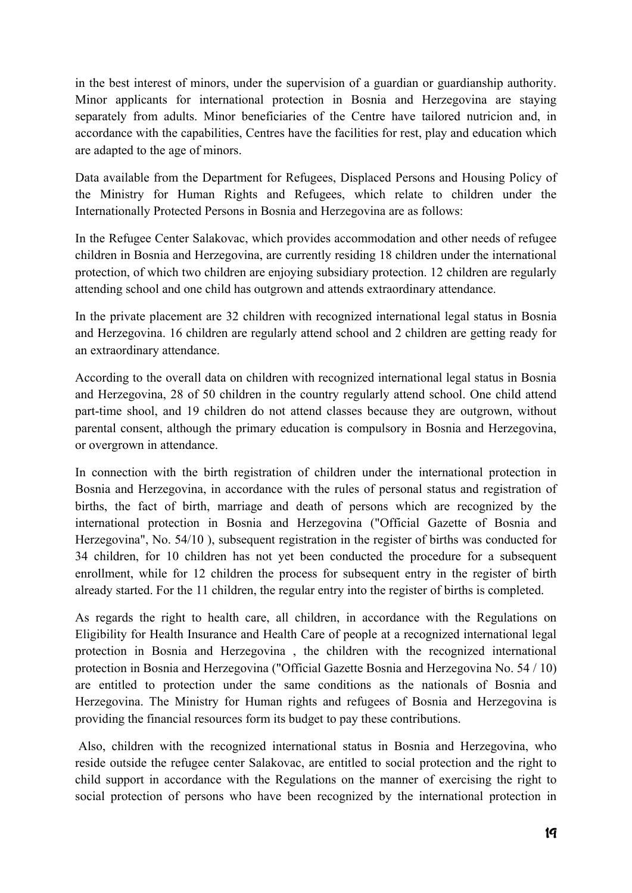in the best interest of minors, under the supervision of a guardian or guardianship authority. Minor applicants for international protection in Bosnia and Herzegovina are staying separately from adults. Minor beneficiaries of the Centre have tailored nutricion and, in accordance with the capabilities, Centres have the facilities for rest, play and education which are adapted to the age of minors.

Data available from the Department for Refugees, Displaced Persons and Housing Policy of the Ministry for Human Rights and Refugees, which relate to children under the Internationally Protected Persons in Bosnia and Herzegovina are as follows:

In the Refugee Center Salakovac, which provides accommodation and other needs of refugee children in Bosnia and Herzegovina, are currently residing 18 children under the international protection, of which two children are enjoying subsidiary protection. 12 children are regularly attending school and one child has outgrown and attends extraordinary attendance.

In the private placement are 32 children with recognized international legal status in Bosnia and Herzegovina. 16 children are regularly attend school and 2 children are getting ready for an extraordinary attendance.

According to the overall data on children with recognized international legal status in Bosnia and Herzegovina, 28 of 50 children in the country regularly attend school. One child attend part-time shool, and 19 children do not attend classes because they are outgrown, without parental consent, although the primary education is compulsory in Bosnia and Herzegovina, or overgrown in attendance.

In connection with the birth registration of children under the international protection in Bosnia and Herzegovina, in accordance with the rules of personal status and registration of births, the fact of birth, marriage and death of persons which are recognized by the international protection in Bosnia and Herzegovina ("Official Gazette of Bosnia and Herzegovina", No. 54/10 ), subsequent registration in the register of births was conducted for 34 children, for 10 children has not yet been conducted the procedure for a subsequent enrollment, while for 12 children the process for subsequent entry in the register of birth already started. For the 11 children, the regular entry into the register of births is completed.

As regards the right to health care, all children, in accordance with the Regulations on Eligibility for Health Insurance and Health Care of people at a recognized international legal protection in Bosnia and Herzegovina , the children with the recognized international protection in Bosnia and Herzegovina ("Official Gazette Bosnia and Herzegovina No. 54 / 10) are entitled to protection under the same conditions as the nationals of Bosnia and Herzegovina. The Ministry for Human rights and refugees of Bosnia and Herzegovina is providing the financial resources form its budget to pay these contributions.

Also, children with the recognized international status in Bosnia and Herzegovina, who reside outside the refugee center Salakovac, are entitled to social protection and the right to child support in accordance with the Regulations on the manner of exercising the right to social protection of persons who have been recognized by the international protection in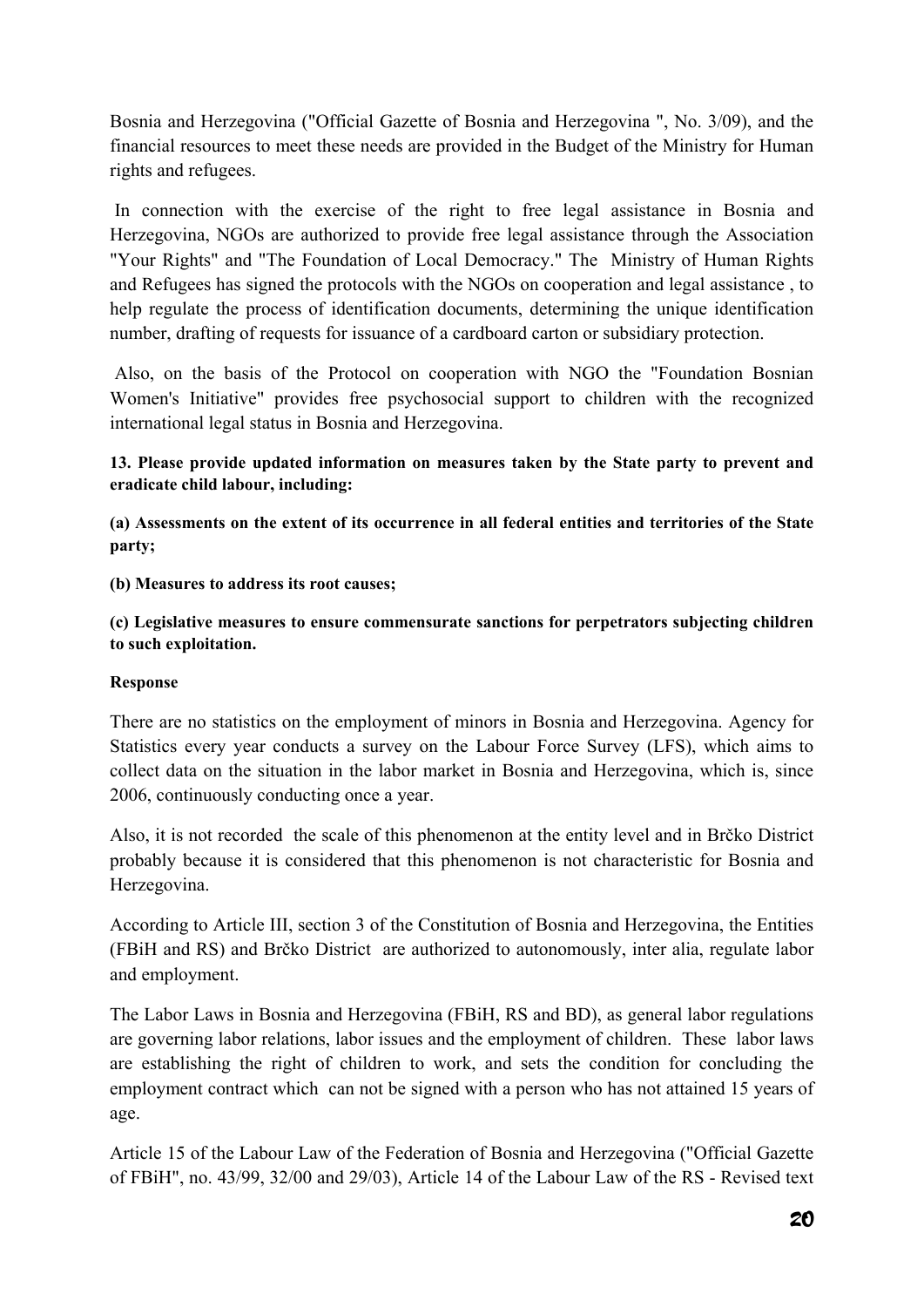Bosnia and Herzegovina ("Official Gazette of Bosnia and Herzegovina ", No. 3/09), and the financial resources to meet these needs are provided in the Budget of the Ministry for Human rights and refugees.

In connection with the exercise of the right to free legal assistance in Bosnia and Herzegovina, NGOs are authorized to provide free legal assistance through the Association "Your Rights" and "The Foundation of Local Democracy." The Ministry of Human Rights and Refugees has signed the protocols with the NGOs on cooperation and legal assistance , to help regulate the process of identification documents, determining the unique identification number, drafting of requests for issuance of a cardboard carton or subsidiary protection.

Also, on the basis of the Protocol on cooperation with NGO the "Foundation Bosnian Women's Initiative" provides free psychosocial support to children with the recognized international legal status in Bosnia and Herzegovina.

**13. Please provide updated information on measures taken by the State party to prevent and eradicate child labour, including:**

**(a) Assessments on the extent of its occurrence in all federal entities and territories of the State party;**

**(b) Measures to address its root causes;**

**(c) Legislative measures to ensure commensurate sanctions for perpetrators subjecting children to such exploitation.**

**Response**

There are no statistics on the employment of minors in Bosnia and Herzegovina. Agency for Statistics every year conducts a survey on the Labour Force Survey (LFS), which aims to collect data on the situation in the labor market in Bosnia and Herzegovina, which is, since 2006, continuously conducting once a year.

Also, it is not recorded the scale of this phenomenon at the entity level and in Brčko District probably because it is considered that this phenomenon is not characteristic for Bosnia and Herzegovina.

According to Article III, section 3 of the Constitution of Bosnia and Herzegovina, the Entities (FBiH and RS) and Brčko District are authorized to autonomously, inter alia, regulate labor and employment.

The Labor Laws in Bosnia and Herzegovina (FBiH, RS and BD), as general labor regulations are governing labor relations, labor issues and the employment of children. These labor laws are establishing the right of children to work, and sets the condition for concluding the employment contract which can not be signed with a person who has not attained 15 years of age.

Article 15 of the Labour Law of the Federation of Bosnia and Herzegovina ("Official Gazette of FBiH", no. 43/99, 32/00 and 29/03), Article 14 of the Labour Law of the RS - Revised text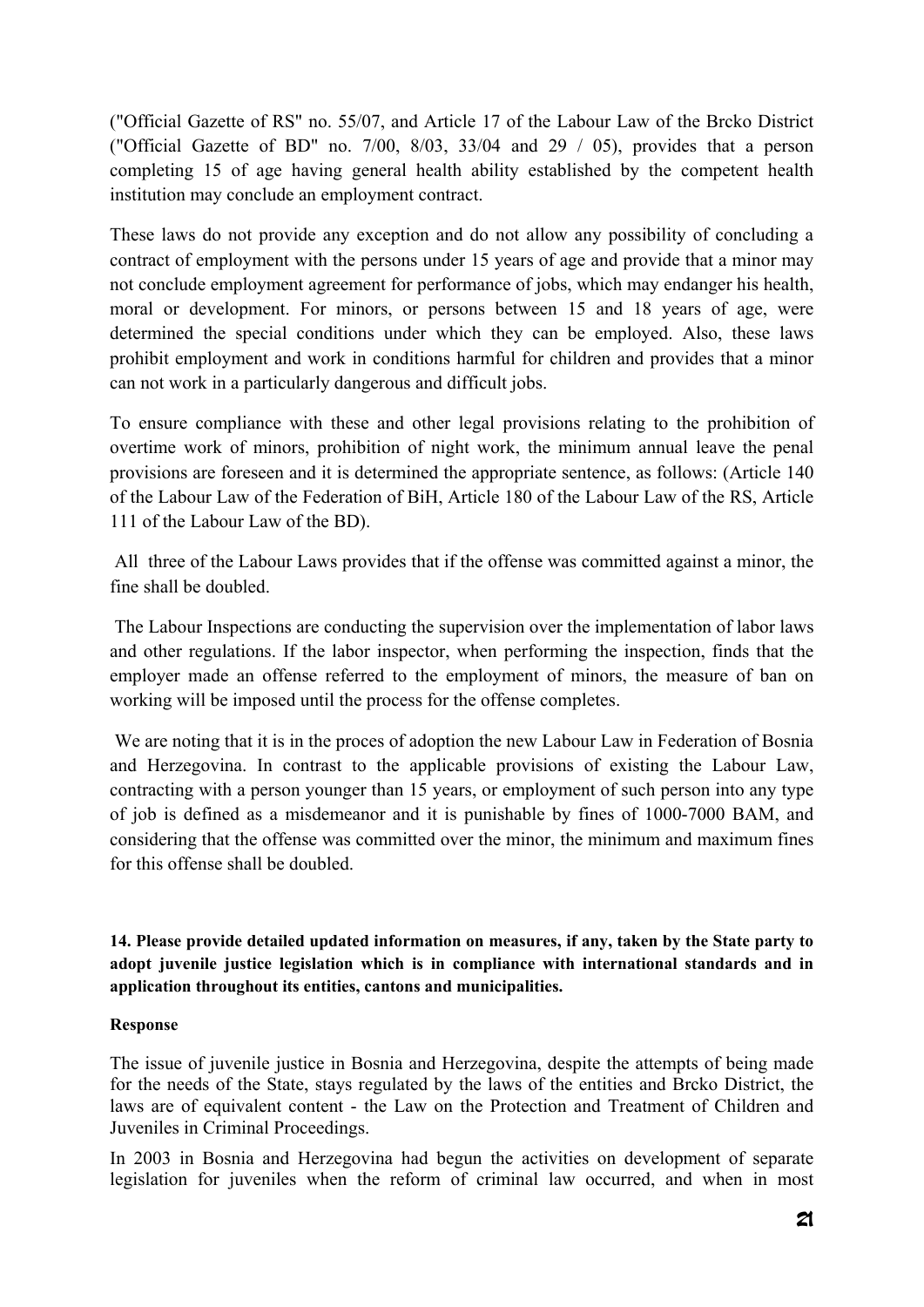("Official Gazette of RS" no. 55/07, and Article 17 of the Labour Law of the Brcko District ("Official Gazette of BD" no. 7/00, 8/03, 33/04 and 29 / 05), provides that a person completing 15 of age having general health ability established by the competent health institution may conclude an employment contract.

These laws do not provide any exception and do not allow any possibility of concluding a contract of employment with the persons under 15 years of age and provide that a minor may not conclude employment agreement for performance of jobs, which may endanger his health, moral or development. For minors, or persons between 15 and 18 years of age, were determined the special conditions under which they can be employed. Also, these laws prohibit employment and work in conditions harmful for children and provides that a minor can not work in a particularly dangerous and difficult jobs.

To ensure compliance with these and other legal provisions relating to the prohibition of overtime work of minors, prohibition of night work, the minimum annual leave the penal provisions are foreseen and it is determined the appropriate sentence, as follows: (Article 140 of the Labour Law of the Federation of BiH, Article 180 of the Labour Law of the RS, Article 111 of the Labour Law of the BD).

All three of the Labour Laws provides that if the offense was committed against a minor, the fine shall be doubled.

The Labour Inspections are conducting the supervision over the implementation of labor laws and other regulations. If the labor inspector, when performing the inspection, finds that the employer made an offense referred to the employment of minors, the measure of ban on working will be imposed until the process for the offense completes.

We are noting that it is in the proces of adoption the new Labour Law in Federation of Bosnia and Herzegovina. In contrast to the applicable provisions of existing the Labour Law, contracting with a person younger than 15 years, or employment of such person into any type of job is defined as a misdemeanor and it is punishable by fines of 1000-7000 BAM, and considering that the offense was committed over the minor, the minimum and maximum fines for this offense shall be doubled.

**14. Please provide detailed updated information on measures, if any, taken by the State party to adopt juvenile justice legislation which is in compliance with international standards and in application throughout its entities, cantons and municipalities.**

**Response**

The issue of juvenile justice in Bosnia and Herzegovina, despite the attempts of being made for the needs of the State, stays regulated by the laws of the entities and Brcko District, the laws are of equivalent content - the Law on the Protection and Treatment of Children and Juveniles in Criminal Proceedings.

In 2003 in Bosnia and Herzegovina had begun the activities on development of separate legislation for juveniles when the reform of criminal law occurred, and when in most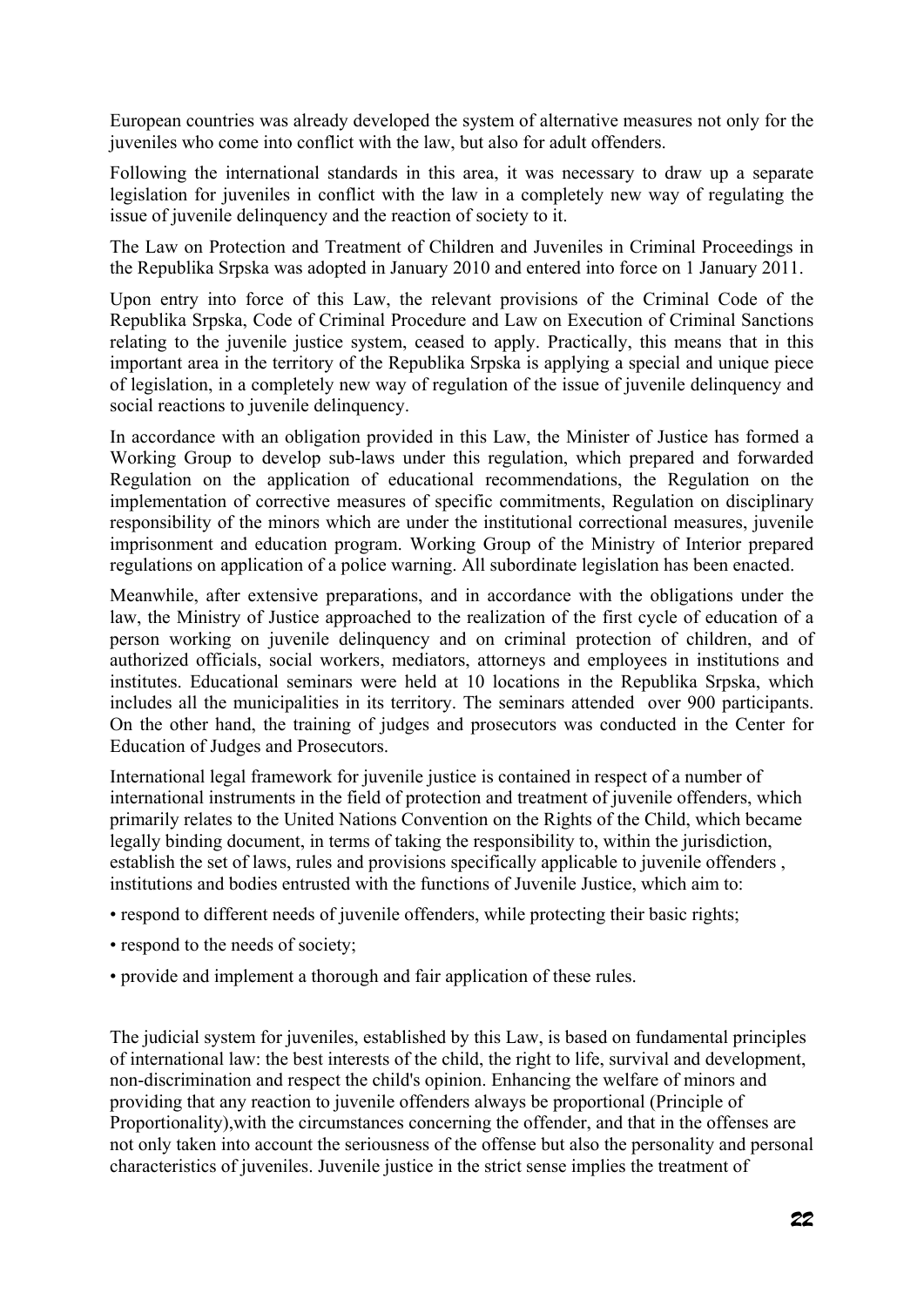European countries was already developed the system of alternative measures not only for the juveniles who come into conflict with the law, but also for adult offenders.

Following the international standards in this area, it was necessary to draw up a separate legislation for juveniles in conflict with the law in a completely new way of regulating the issue of juvenile delinquency and the reaction of society to it.

The Law on Protection and Treatment of Children and Juveniles in Criminal Proceedings in the Republika Srpska was adopted in January 2010 and entered into force on 1 January 2011.

Upon entry into force of this Law, the relevant provisions of the Criminal Code of the Republika Srpska, Code of Criminal Procedure and Law on Execution of Criminal Sanctions relating to the juvenile justice system, ceased to apply. Practically, this means that in this important area in the territory of the Republika Srpska is applying a special and unique piece of legislation, in a completely new way of regulation of the issue of juvenile delinquency and social reactions to juvenile delinquency.

In accordance with an obligation provided in this Law, the Minister of Justice has formed a Working Group to develop sub-laws under this regulation, which prepared and forwarded Regulation on the application of educational recommendations, the Regulation on the implementation of corrective measures of specific commitments, Regulation on disciplinary responsibility of the minors which are under the institutional correctional measures, juvenile imprisonment and education program. Working Group of the Ministry of Interior prepared regulations on application of a police warning. All subordinate legislation has been enacted.

Meanwhile, after extensive preparations, and in accordance with the obligations under the law, the Ministry of Justice approached to the realization of the first cycle of education of a person working on juvenile delinquency and on criminal protection of children, and of authorized officials, social workers, mediators, attorneys and employees in institutions and institutes. Educational seminars were held at 10 locations in the Republika Srpska, which includes all the municipalities in its territory. The seminars attended over 900 participants. On the other hand, the training of judges and prosecutors was conducted in the Center for Education of Judges and Prosecutors.

International legal framework for juvenile justice is contained in respect of a number of international instruments in the field of protection and treatment of juvenile offenders, which primarily relates to the United Nations Convention on the Rights of the Child, which became legally binding document, in terms of taking the responsibility to, within the jurisdiction, establish the set of laws, rules and provisions specifically applicable to juvenile offenders , institutions and bodies entrusted with the functions of Juvenile Justice, which aim to:

- respond to different needs of juvenile offenders, while protecting their basic rights;
- respond to the needs of society;
- provide and implement a thorough and fair application of these rules.

The judicial system for juveniles, established by this Law, is based on fundamental principles of international law: the best interests of the child, the right to life, survival and development, non-discrimination and respect the child's opinion. Enhancing the welfare of minors and providing that any reaction to juvenile offenders always be proportional (Principle of Proportionality),with the circumstances concerning the offender, and that in the offenses are not only taken into account the seriousness of the offense but also the personality and personal characteristics of juveniles. Juvenile justice in the strict sense implies the treatment of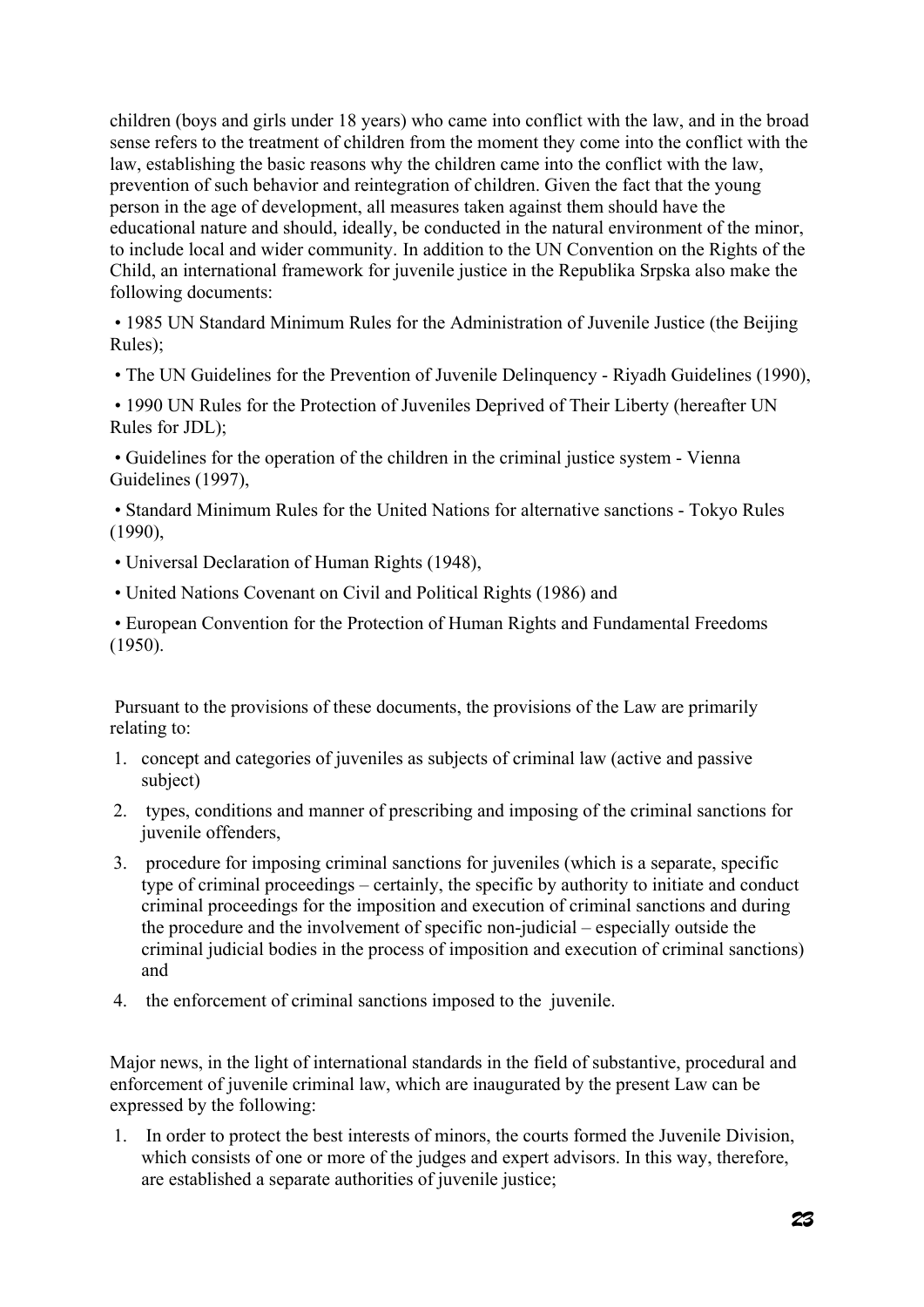children (boys and girls under 18 years) who came into conflict with the law, and in the broad sense refers to the treatment of children from the moment they come into the conflict with the law, establishing the basic reasons why the children came into the conflict with the law, prevention of such behavior and reintegration of children. Given the fact that the young person in the age of development, all measures taken against them should have the educational nature and should, ideally, be conducted in the natural environment of the minor, to include local and wider community. In addition to the UN Convention on the Rights of the Child, an international framework for juvenile justice in the Republika Srpska also make the following documents:

- 1985 UN Standard Minimum Rules for the Administration of Juvenile Justice (the Beijing Rules);
- The UN Guidelines for the Prevention of Juvenile Delinquency - Riyadh Guidelines (1990),
- 1990 UN Rules for the Protection of Juveniles Deprived of Their Liberty (hereafter UN Rules for JDL);
- Guidelines for the operation of the children in the criminal justice system - Vienna Guidelines (1997),
- Standard Minimum Rules for the United Nations for alternative sanctions - Tokyo Rules (1990),
- Universal Declaration of Human Rights (1948),
- United Nations Covenant on Civil and Political Rights (1986) and
- European Convention for the Protection of Human Rights and Fundamental Freedoms (1950).

Pursuant to the provisions of these documents, the provisions of the Law are primarily relating to:

1. concept and categories of juveniles as subjects of criminal law (active and passive subject)
2. types, conditions and manner of prescribing and imposing of the criminal sanctions for juvenile offenders,
3. procedure for imposing criminal sanctions for juveniles (which is a separate, specific type of criminal proceedings – certainly, the specific by authority to initiate and conduct criminal proceedings for the imposition and execution of criminal sanctions and during the procedure and the involvement of specific non-judicial – especially outside the criminal judicial bodies in the process of imposition and execution of criminal sanctions) and
4. the enforcement of criminal sanctions imposed to the juvenile.

Major news, in the light of international standards in the field of substantive, procedural and enforcement of juvenile criminal law, which are inaugurated by the present Law can be expressed by the following:

1. In order to protect the best interests of minors, the courts formed the Juvenile Division, which consists of one or more of the judges and expert advisors. In this way, therefore, are established a separate authorities of juvenile justice;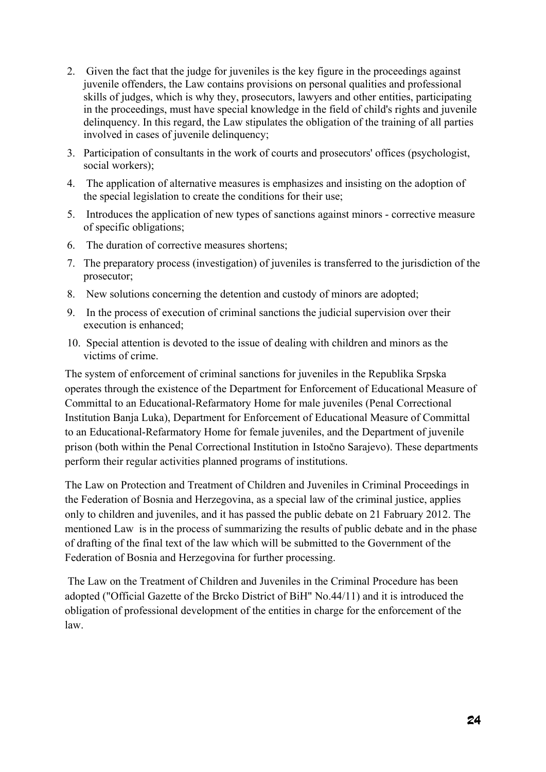2. Given the fact that the judge for juveniles is the key figure in the proceedings against juvenile offenders, the Law contains provisions on personal qualities and professional skills of judges, which is why they, prosecutors, lawyers and other entities, participating in the proceedings, must have special knowledge in the field of child's rights and juvenile delinquency. In this regard, the Law stipulates the obligation of the training of all parties involved in cases of juvenile delinquency;
3. Participation of consultants in the work of courts and prosecutors' offices (psychologist, social workers);
4. The application of alternative measures is emphasizes and insisting on the adoption of the special legislation to create the conditions for their use;
5. Introduces the application of new types of sanctions against minors - corrective measure of specific obligations;
6. The duration of corrective measures shortens;
7. The preparatory process (investigation) of juveniles is transferred to the jurisdiction of the prosecutor;
8. New solutions concerning the detention and custody of minors are adopted;
9. In the process of execution of criminal sanctions the judicial supervision over their execution is enhanced;
10. Special attention is devoted to the issue of dealing with children and minors as the victims of crime.

The system of enforcement of criminal sanctions for juveniles in the Republika Srpska operates through the existence of the Department for Enforcement of Educational Measure of Committal to an Educational-Refarmatory Home for male juveniles (Penal Correctional Institution Banja Luka), Department for Enforcement of Educational Measure of Committal to an Educational-Refarmatory Home for female juveniles, and the Department of juvenile prison (both within the Penal Correctional Institution in Istočno Sarajevo). These departments perform their regular activities planned programs of institutions.

The Law on Protection and Treatment of Children and Juveniles in Criminal Proceedings in the Federation of Bosnia and Herzegovina, as a special law of the criminal justice, applies only to children and juveniles, and it has passed the public debate on 21 Fabruary 2012. The mentioned Law is in the process of summarizing the results of public debate and in the phase of drafting of the final text of the law which will be submitted to the Government of the Federation of Bosnia and Herzegovina for further processing.

The Law on the Treatment of Children and Juveniles in the Criminal Procedure has been adopted ("Official Gazette of the Brcko District of BiH" No.44/11) and it is introduced the obligation of professional development of the entities in charge for the enforcement of the law.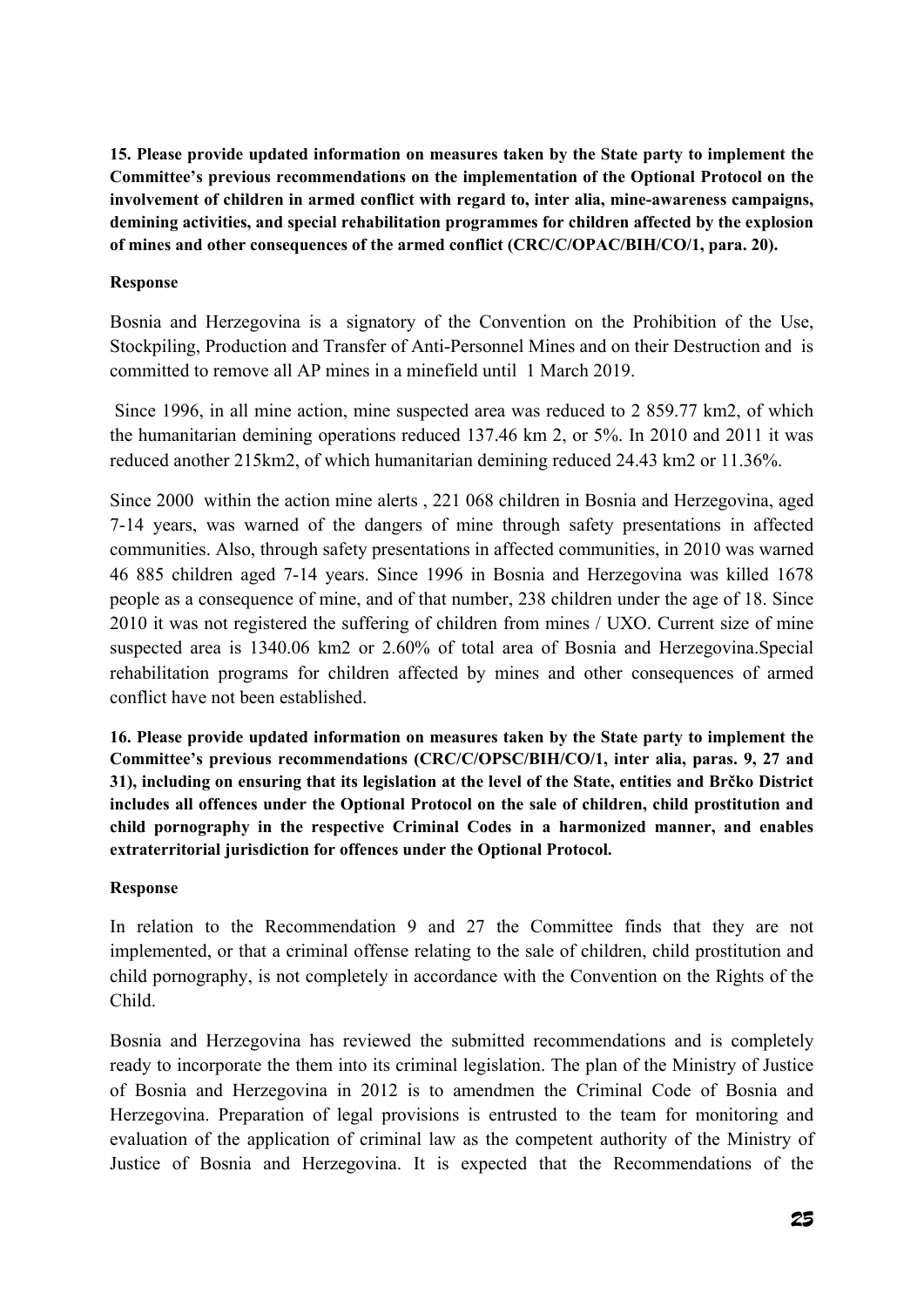**15. Please provide updated information on measures taken by the State party to implement the Committee's previous recommendations on the implementation of the Optional Protocol on the involvement of children in armed conflict with regard to, inter alia, mine-awareness campaigns, demining activities, and special rehabilitation programmes for children affected by the explosion of mines and other consequences of the armed conflict (CRC/C/OPAC/BIH/CO/1, para. 20).**

**Response**

Bosnia and Herzegovina is a signatory of the Convention on the Prohibition of the Use, Stockpiling, Production and Transfer of Anti-Personnel Mines and on their Destruction and is committed to remove all AP mines in a minefield until 1 March 2019.

Since 1996, in all mine action, mine suspected area was reduced to 2 859.77 km2, of which the humanitarian demining operations reduced 137.46 km 2, or 5%. In 2010 and 2011 it was reduced another 215km2, of which humanitarian demining reduced 24.43 km2 or 11.36%.

Since 2000 within the action mine alerts , 221 068 children in Bosnia and Herzegovina, aged 7-14 years, was warned of the dangers of mine through safety presentations in affected communities. Also, through safety presentations in affected communities, in 2010 was warned 46 885 children aged 7-14 years. Since 1996 in Bosnia and Herzegovina was killed 1678 people as a consequence of mine, and of that number, 238 children under the age of 18. Since 2010 it was not registered the suffering of children from mines / UXO. Current size of mine suspected area is 1340.06 km2 or 2.60% of total area of Bosnia and Herzegovina.Special rehabilitation programs for children affected by mines and other consequences of armed conflict have not been established.

**16. Please provide updated information on measures taken by the State party to implement the Committee's previous recommendations (CRC/C/OPSC/BIH/CO/1, inter alia, paras. 9, 27 and 31), including on ensuring that its legislation at the level of the State, entities and Brčko District includes all offences under the Optional Protocol on the sale of children, child prostitution and child pornography in the respective Criminal Codes in a harmonized manner, and enables extraterritorial jurisdiction for offences under the Optional Protocol.**

**Response**

In relation to the Recommendation 9 and 27 the Committee finds that they are not implemented, or that a criminal offense relating to the sale of children, child prostitution and child pornography, is not completely in accordance with the Convention on the Rights of the Child.

Bosnia and Herzegovina has reviewed the submitted recommendations and is completely ready to incorporate the them into its criminal legislation. The plan of the Ministry of Justice of Bosnia and Herzegovina in 2012 is to amendmen the Criminal Code of Bosnia and Herzegovina. Preparation of legal provisions is entrusted to the team for monitoring and evaluation of the application of criminal law as the competent authority of the Ministry of Justice of Bosnia and Herzegovina. It is expected that the Recommendations of the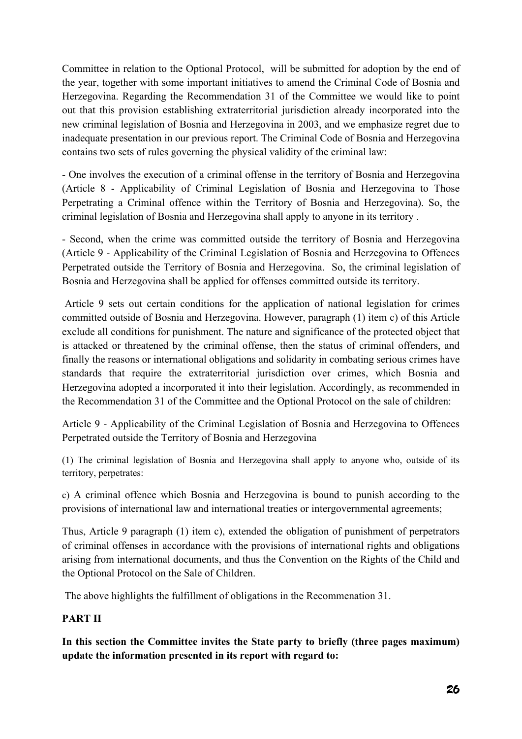Committee in relation to the Optional Protocol, will be submitted for adoption by the end of the year, together with some important initiatives to amend the Criminal Code of Bosnia and Herzegovina. Regarding the Recommendation 31 of the Committee we would like to point out that this provision establishing extraterritorial jurisdiction already incorporated into the new criminal legislation of Bosnia and Herzegovina in 2003, and we emphasize regret due to inadequate presentation in our previous report. The Criminal Code of Bosnia and Herzegovina contains two sets of rules governing the physical validity of the criminal law:

- One involves the execution of a criminal offense in the territory of Bosnia and Herzegovina (Article 8 - Applicability of Criminal Legislation of Bosnia and Herzegovina to Those Perpetrating a Criminal offence within the Territory of Bosnia and Herzegovina). So, the criminal legislation of Bosnia and Herzegovina shall apply to anyone in its territory .

- Second, when the crime was committed outside the territory of Bosnia and Herzegovina (Article 9 - Applicability of the Criminal Legislation of Bosnia and Herzegovina to Offences Perpetrated outside the Territory of Bosnia and Herzegovina. So, the criminal legislation of Bosnia and Herzegovina shall be applied for offenses committed outside its territory.

Article 9 sets out certain conditions for the application of national legislation for crimes committed outside of Bosnia and Herzegovina. However, paragraph (1) item c) of this Article exclude all conditions for punishment. The nature and significance of the protected object that is attacked or threatened by the criminal offense, then the status of criminal offenders, and finally the reasons or international obligations and solidarity in combating serious crimes have standards that require the extraterritorial jurisdiction over crimes, which Bosnia and Herzegovina adopted a incorporated it into their legislation. Accordingly, as recommended in the Recommendation 31 of the Committee and the Optional Protocol on the sale of children:

Article 9 - Applicability of the Criminal Legislation of Bosnia and Herzegovina to Offences Perpetrated outside the Territory of Bosnia and Herzegovina

(1) The criminal legislation of Bosnia and Herzegovina shall apply to anyone who, outside of its territory, perpetrates:

c) A criminal offence which Bosnia and Herzegovina is bound to punish according to the provisions of international law and international treaties or intergovernmental agreements;

Thus, Article 9 paragraph (1) item c), extended the obligation of punishment of perpetrators of criminal offenses in accordance with the provisions of international rights and obligations arising from international documents, and thus the Convention on the Rights of the Child and the Optional Protocol on the Sale of Children.

The above highlights the fulfillment of obligations in the Recommenation 31.

## PART II

**In this section the Committee invites the State party to briefly (three pages maximum) update the information presented in its report with regard to:**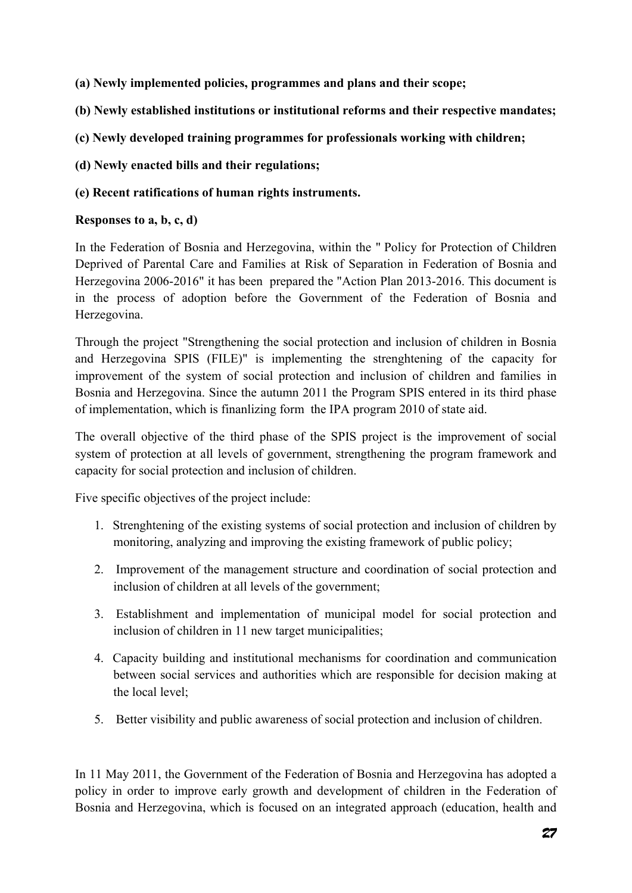**(a) Newly implemented policies, programmes and plans and their scope;**

**(b) Newly established institutions or institutional reforms and their respective mandates;**

**(c) Newly developed training programmes for professionals working with children;**

**(d) Newly enacted bills and their regulations;**

**(e) Recent ratifications of human rights instruments.**

**Responses to a, b, c, d)**

In the Federation of Bosnia and Herzegovina, within the " Policy for Protection of Children Deprived of Parental Care and Families at Risk of Separation in Federation of Bosnia and Herzegovina 2006-2016" it has been prepared the "Action Plan 2013-2016. This document is in the process of adoption before the Government of the Federation of Bosnia and Herzegovina.

Through the project "Strengthening the social protection and inclusion of children in Bosnia and Herzegovina SPIS (FILE)" is implementing the strenghtening of the capacity for improvement of the system of social protection and inclusion of children and families in Bosnia and Herzegovina. Since the autumn 2011 the Program SPIS entered in its third phase of implementation, which is finanlizing form the IPA program 2010 of state aid.

The overall objective of the third phase of the SPIS project is the improvement of social system of protection at all levels of government, strengthening the program framework and capacity for social protection and inclusion of children.

Five specific objectives of the project include:

1. Strenghtening of the existing systems of social protection and inclusion of children by monitoring, analyzing and improving the existing framework of public policy;
2. Improvement of the management structure and coordination of social protection and inclusion of children at all levels of the government;
3. Establishment and implementation of municipal model for social protection and inclusion of children in 11 new target municipalities;
4. Capacity building and institutional mechanisms for coordination and communication between social services and authorities which are responsible for decision making at the local level;
5. Better visibility and public awareness of social protection and inclusion of children.

In 11 May 2011, the Government of the Federation of Bosnia and Herzegovina has adopted a policy in order to improve early growth and development of children in the Federation of Bosnia and Herzegovina, which is focused on an integrated approach (education, health and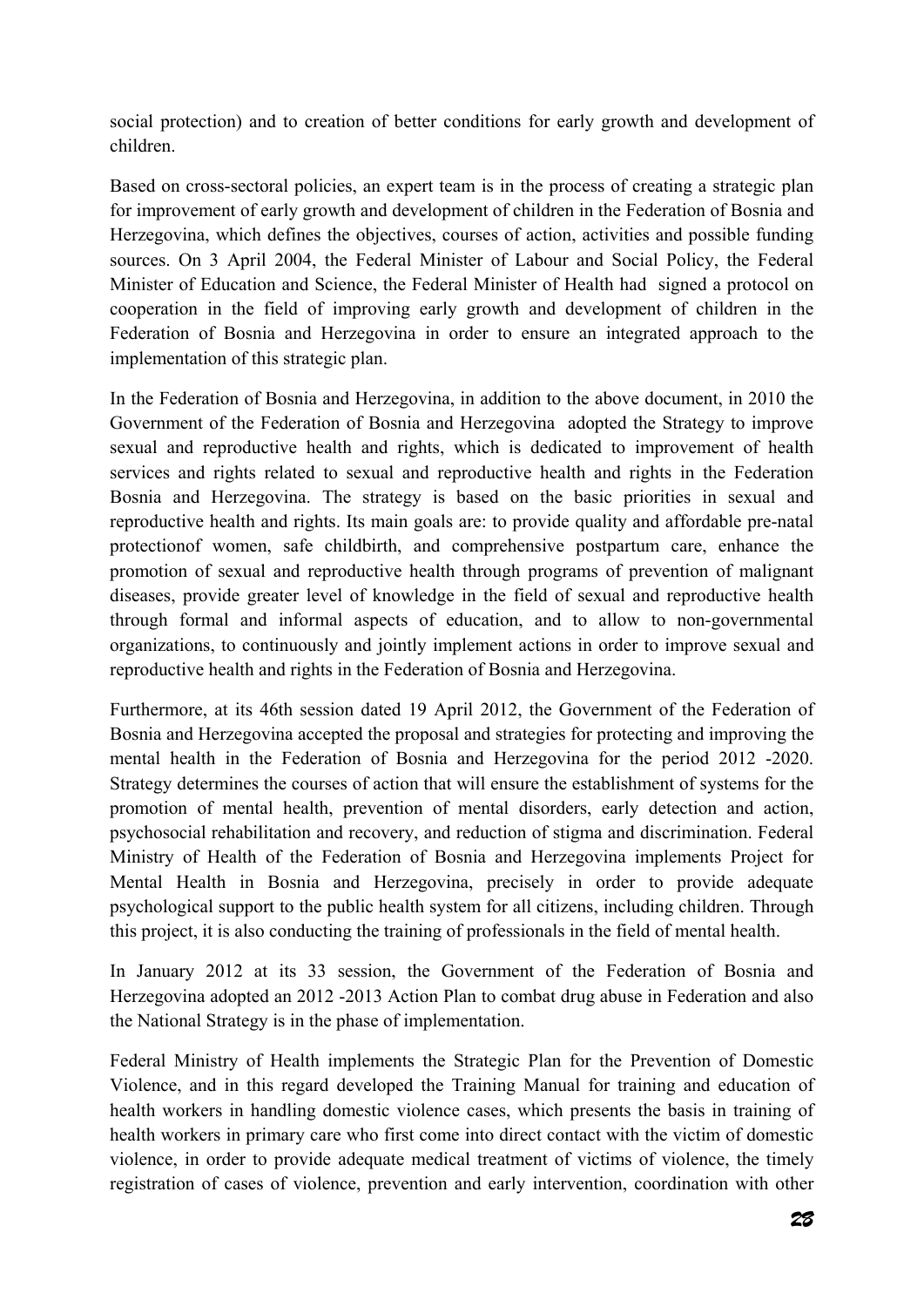social protection) and to creation of better conditions for early growth and development of children.

Based on cross-sectoral policies, an expert team is in the process of creating a strategic plan for improvement of early growth and development of children in the Federation of Bosnia and Herzegovina, which defines the objectives, courses of action, activities and possible funding sources. On 3 April 2004, the Federal Minister of Labour and Social Policy, the Federal Minister of Education and Science, the Federal Minister of Health had signed a protocol on cooperation in the field of improving early growth and development of children in the Federation of Bosnia and Herzegovina in order to ensure an integrated approach to the implementation of this strategic plan.

In the Federation of Bosnia and Herzegovina, in addition to the above document, in 2010 the Government of the Federation of Bosnia and Herzegovina adopted the Strategy to improve sexual and reproductive health and rights, which is dedicated to improvement of health services and rights related to sexual and reproductive health and rights in the Federation Bosnia and Herzegovina. The strategy is based on the basic priorities in sexual and reproductive health and rights. Its main goals are: to provide quality and affordable pre-natal protectionof women, safe childbirth, and comprehensive postpartum care, enhance the promotion of sexual and reproductive health through programs of prevention of malignant diseases, provide greater level of knowledge in the field of sexual and reproductive health through formal and informal aspects of education, and to allow to non-governmental organizations, to continuously and jointly implement actions in order to improve sexual and reproductive health and rights in the Federation of Bosnia and Herzegovina.

Furthermore, at its 46th session dated 19 April 2012, the Government of the Federation of Bosnia and Herzegovina accepted the proposal and strategies for protecting and improving the mental health in the Federation of Bosnia and Herzegovina for the period 2012 -2020. Strategy determines the courses of action that will ensure the establishment of systems for the promotion of mental health, prevention of mental disorders, early detection and action, psychosocial rehabilitation and recovery, and reduction of stigma and discrimination. Federal Ministry of Health of the Federation of Bosnia and Herzegovina implements Project for Mental Health in Bosnia and Herzegovina, precisely in order to provide adequate psychological support to the public health system for all citizens, including children. Through this project, it is also conducting the training of professionals in the field of mental health.

In January 2012 at its 33 session, the Government of the Federation of Bosnia and Herzegovina adopted an 2012 -2013 Action Plan to combat drug abuse in Federation and also the National Strategy is in the phase of implementation.

Federal Ministry of Health implements the Strategic Plan for the Prevention of Domestic Violence, and in this regard developed the Training Manual for training and education of health workers in handling domestic violence cases, which presents the basis in training of health workers in primary care who first come into direct contact with the victim of domestic violence, in order to provide adequate medical treatment of victims of violence, the timely registration of cases of violence, prevention and early intervention, coordination with other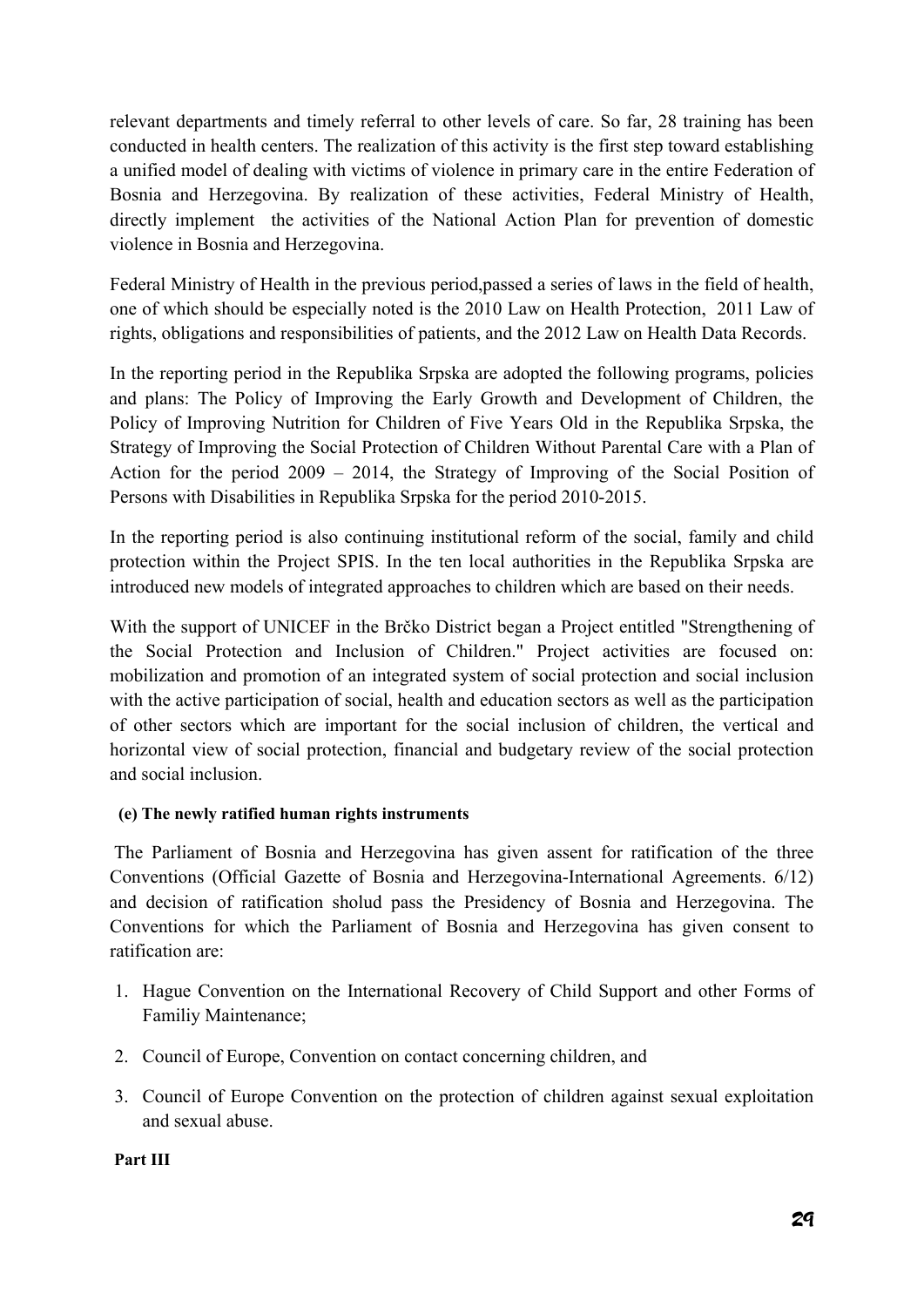relevant departments and timely referral to other levels of care. So far, 28 training has been conducted in health centers. The realization of this activity is the first step toward establishing a unified model of dealing with victims of violence in primary care in the entire Federation of Bosnia and Herzegovina. By realization of these activities, Federal Ministry of Health, directly implement the activities of the National Action Plan for prevention of domestic violence in Bosnia and Herzegovina.

Federal Ministry of Health in the previous period,passed a series of laws in the field of health, one of which should be especially noted is the 2010 Law on Health Protection, 2011 Law of rights, obligations and responsibilities of patients, and the 2012 Law on Health Data Records.

In the reporting period in the Republika Srpska are adopted the following programs, policies and plans: The Policy of Improving the Early Growth and Development of Children, the Policy of Improving Nutrition for Children of Five Years Old in the Republika Srpska, the Strategy of Improving the Social Protection of Children Without Parental Care with a Plan of Action for the period 2009 – 2014, the Strategy of Improving of the Social Position of Persons with Disabilities in Republika Srpska for the period 2010-2015.

In the reporting period is also continuing institutional reform of the social, family and child protection within the Project SPIS. In the ten local authorities in the Republika Srpska are introduced new models of integrated approaches to children which are based on their needs.

With the support of UNICEF in the Brčko District began a Project entitled "Strengthening of the Social Protection and Inclusion of Children." Project activities are focused on: mobilization and promotion of an integrated system of social protection and social inclusion with the active participation of social, health and education sectors as well as the participation of other sectors which are important for the social inclusion of children, the vertical and horizontal view of social protection, financial and budgetary review of the social protection and social inclusion.

**(e) The newly ratified human rights instruments**

The Parliament of Bosnia and Herzegovina has given assent for ratification of the three Conventions (Official Gazette of Bosnia and Herzegovina-International Agreements. 6/12) and decision of ratification sholud pass the Presidency of Bosnia and Herzegovina. The Conventions for which the Parliament of Bosnia and Herzegovina has given consent to ratification are:

1. Hague Convention on the International Recovery of Child Support and other Forms of Familiy Maintenance;
2. Council of Europe, Convention on contact concerning children, and
3. Council of Europe Convention on the protection of children against sexual exploitation and sexual abuse.

**Part III**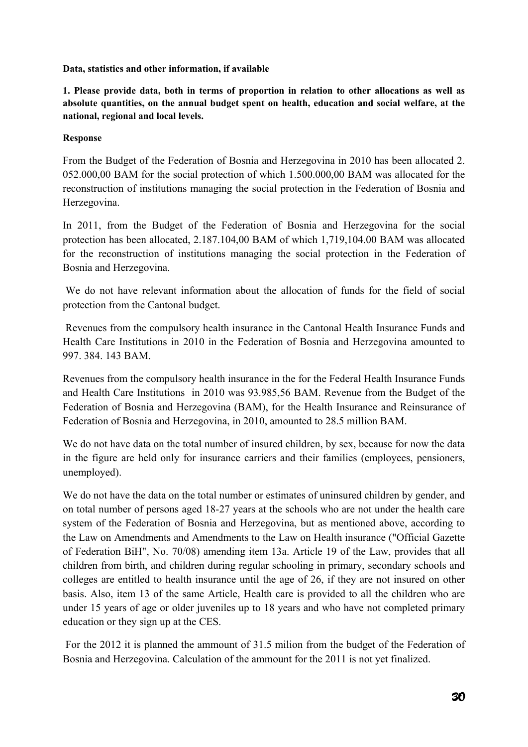**Data, statistics and other information, if available**

**1. Please provide data, both in terms of proportion in relation to other allocations as well as absolute quantities, on the annual budget spent on health, education and social welfare, at the national, regional and local levels.**

**Response**

From the Budget of the Federation of Bosnia and Herzegovina in 2010 has been allocated 2. 052.000,00 BAM for the social protection of which 1.500.000,00 BAM was allocated for the reconstruction of institutions managing the social protection in the Federation of Bosnia and Herzegovina.

In 2011, from the Budget of the Federation of Bosnia and Herzegovina for the social protection has been allocated, 2.187.104,00 BAM of which 1,719,104.00 BAM was allocated for the reconstruction of institutions managing the social protection in the Federation of Bosnia and Herzegovina.

We do not have relevant information about the allocation of funds for the field of social protection from the Cantonal budget.

Revenues from the compulsory health insurance in the Cantonal Health Insurance Funds and Health Care Institutions in 2010 in the Federation of Bosnia and Herzegovina amounted to 997. 384. 143 BAM.

Revenues from the compulsory health insurance in the for the Federal Health Insurance Funds and Health Care Institutions in 2010 was 93.985,56 BAM. Revenue from the Budget of the Federation of Bosnia and Herzegovina (BAM), for the Health Insurance and Reinsurance of Federation of Bosnia and Herzegovina, in 2010, amounted to 28.5 million BAM.

We do not have data on the total number of insured children, by sex, because for now the data in the figure are held only for insurance carriers and their families (employees, pensioners, unemployed).

We do not have the data on the total number or estimates of uninsured children by gender, and on total number of persons aged 18-27 years at the schools who are not under the health care system of the Federation of Bosnia and Herzegovina, but as mentioned above, according to the Law on Amendments and Amendments to the Law on Health insurance ("Official Gazette of Federation BiH", No. 70/08) amending item 13a. Article 19 of the Law, provides that all children from birth, and children during regular schooling in primary, secondary schools and colleges are entitled to health insurance until the age of 26, if they are not insured on other basis. Also, item 13 of the same Article, Health care is provided to all the children who are under 15 years of age or older juveniles up to 18 years and who have not completed primary education or they sign up at the CES.

For the 2012 it is planned the ammount of 31.5 milion from the budget of the Federation of Bosnia and Herzegovina. Calculation of the ammount for the 2011 is not yet finalized.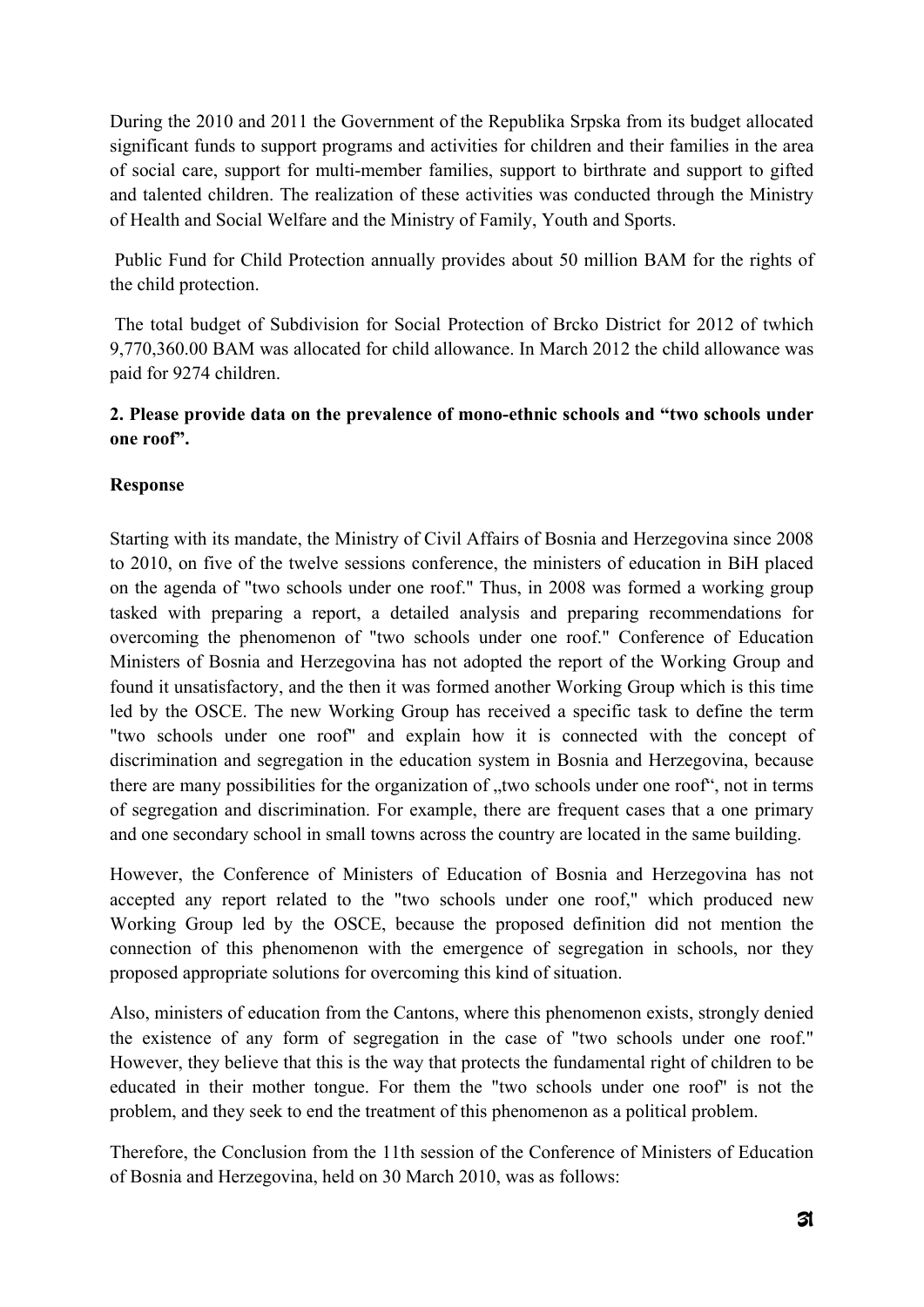During the 2010 and 2011 the Government of the Republika Srpska from its budget allocated significant funds to support programs and activities for children and their families in the area of social care, support for multi-member families, support to birthrate and support to gifted and talented children. The realization of these activities was conducted through the Ministry of Health and Social Welfare and the Ministry of Family, Youth and Sports.

Public Fund for Child Protection annually provides about 50 million BAM for the rights of the child protection.

The total budget of Subdivision for Social Protection of Brcko District for 2012 of twhich 9,770,360.00 BAM was allocated for child allowance. In March 2012 the child allowance was paid for 9274 children.

**2. Please provide data on the prevalence of mono-ethnic schools and "two schools under one roof".**

**Response**

Starting with its mandate, the Ministry of Civil Affairs of Bosnia and Herzegovina since 2008 to 2010, on five of the twelve sessions conference, the ministers of education in BiH placed on the agenda of "two schools under one roof." Thus, in 2008 was formed a working group tasked with preparing a report, a detailed analysis and preparing recommendations for overcoming the phenomenon of "two schools under one roof." Conference of Education Ministers of Bosnia and Herzegovina has not adopted the report of the Working Group and found it unsatisfactory, and the then it was formed another Working Group which is this time led by the OSCE. The new Working Group has received a specific task to define the term "two schools under one roof" and explain how it is connected with the concept of discrimination and segregation in the education system in Bosnia and Herzegovina, because there are many possibilities for the organization of „two schools under one roof", not in terms of segregation and discrimination. For example, there are frequent cases that a one primary and one secondary school in small towns across the country are located in the same building.

However, the Conference of Ministers of Education of Bosnia and Herzegovina has not accepted any report related to the "two schools under one roof," which produced new Working Group led by the OSCE, because the proposed definition did not mention the connection of this phenomenon with the emergence of segregation in schools, nor they proposed appropriate solutions for overcoming this kind of situation.

Also, ministers of education from the Cantons, where this phenomenon exists, strongly denied the existence of any form of segregation in the case of "two schools under one roof." However, they believe that this is the way that protects the fundamental right of children to be educated in their mother tongue. For them the "two schools under one roof" is not the problem, and they seek to end the treatment of this phenomenon as a political problem.

Therefore, the Conclusion from the 11th session of the Conference of Ministers of Education of Bosnia and Herzegovina, held on 30 March 2010, was as follows: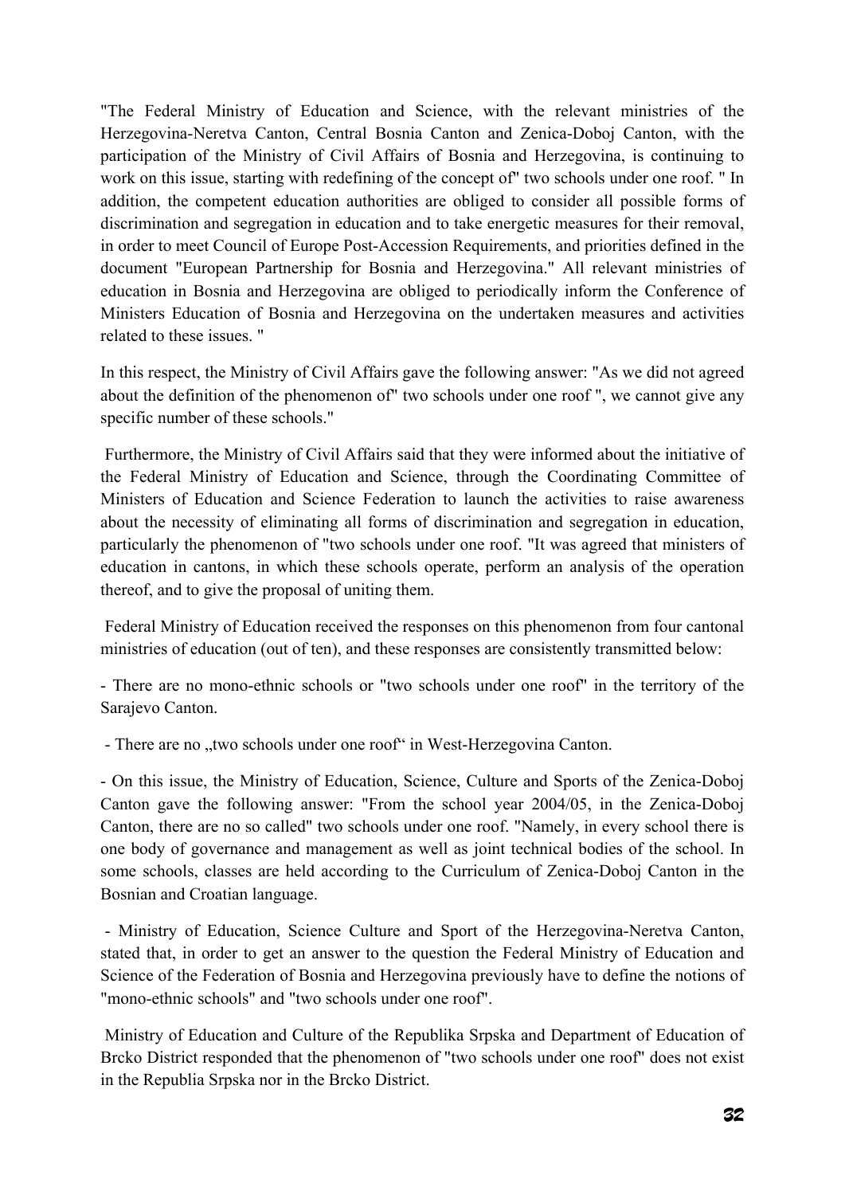"The Federal Ministry of Education and Science, with the relevant ministries of the Herzegovina-Neretva Canton, Central Bosnia Canton and Zenica-Doboj Canton, with the participation of the Ministry of Civil Affairs of Bosnia and Herzegovina, is continuing to work on this issue, starting with redefining of the concept of" two schools under one roof. " In addition, the competent education authorities are obliged to consider all possible forms of discrimination and segregation in education and to take energetic measures for their removal, in order to meet Council of Europe Post-Accession Requirements, and priorities defined in the document "European Partnership for Bosnia and Herzegovina." All relevant ministries of education in Bosnia and Herzegovina are obliged to periodically inform the Conference of Ministers Education of Bosnia and Herzegovina on the undertaken measures and activities related to these issues. "

In this respect, the Ministry of Civil Affairs gave the following answer: "As we did not agreed about the definition of the phenomenon of" two schools under one roof ", we cannot give any specific number of these schools."

Furthermore, the Ministry of Civil Affairs said that they were informed about the initiative of the Federal Ministry of Education and Science, through the Coordinating Committee of Ministers of Education and Science Federation to launch the activities to raise awareness about the necessity of eliminating all forms of discrimination and segregation in education, particularly the phenomenon of "two schools under one roof. "It was agreed that ministers of education in cantons, in which these schools operate, perform an analysis of the operation thereof, and to give the proposal of uniting them.

Federal Ministry of Education received the responses on this phenomenon from four cantonal ministries of education (out of ten), and these responses are consistently transmitted below:

- There are no mono-ethnic schools or "two schools under one roof" in the territory of the Sarajevo Canton.

- There are no „two schools under one roof“ in West-Herzegovina Canton.

- On this issue, the Ministry of Education, Science, Culture and Sports of the Zenica-Doboj Canton gave the following answer: "From the school year 2004/05, in the Zenica-Doboj Canton, there are no so called" two schools under one roof. "Namely, in every school there is one body of governance and management as well as joint technical bodies of the school. In some schools, classes are held according to the Curriculum of Zenica-Doboj Canton in the Bosnian and Croatian language.

- Ministry of Education, Science Culture and Sport of the Herzegovina-Neretva Canton, stated that, in order to get an answer to the question the Federal Ministry of Education and Science of the Federation of Bosnia and Herzegovina previously have to define the notions of "mono-ethnic schools" and "two schools under one roof".

Ministry of Education and Culture of the Republika Srpska and Department of Education of Brcko District responded that the phenomenon of "two schools under one roof" does not exist in the Republia Srpska nor in the Brcko District.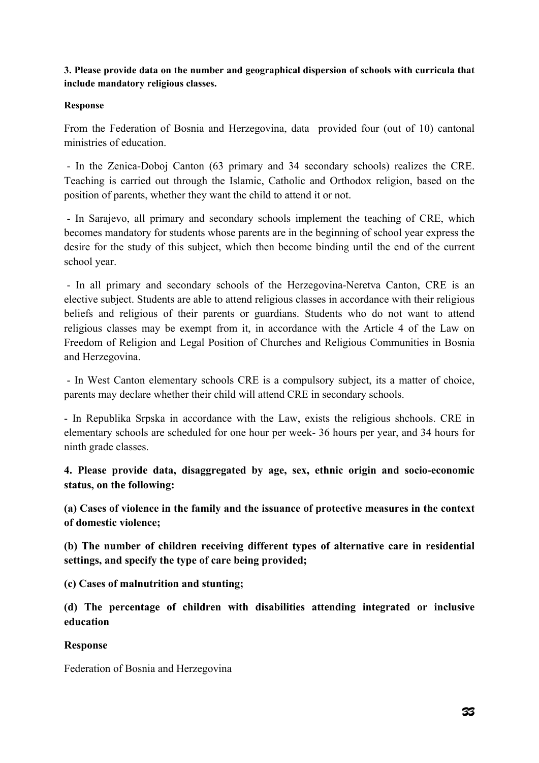**3. Please provide data on the number and geographical dispersion of schools with curricula that include mandatory religious classes.**

**Response**

From the Federation of Bosnia and Herzegovina, data provided four (out of 10) cantonal ministries of education.

- In the Zenica-Doboj Canton (63 primary and 34 secondary schools) realizes the CRE. Teaching is carried out through the Islamic, Catholic and Orthodox religion, based on the position of parents, whether they want the child to attend it or not.

- In Sarajevo, all primary and secondary schools implement the teaching of CRE, which becomes mandatory for students whose parents are in the beginning of school year express the desire for the study of this subject, which then become binding until the end of the current school year.

- In all primary and secondary schools of the Herzegovina-Neretva Canton, CRE is an elective subject. Students are able to attend religious classes in accordance with their religious beliefs and religious of their parents or guardians. Students who do not want to attend religious classes may be exempt from it, in accordance with the Article 4 of the Law on Freedom of Religion and Legal Position of Churches and Religious Communities in Bosnia and Herzegovina.

- In West Canton elementary schools CRE is a compulsory subject, its a matter of choice, parents may declare whether their child will attend CRE in secondary schools.

- In Republika Srpska in accordance with the Law, exists the religious shchools. CRE in elementary schools are scheduled for one hour per week- 36 hours per year, and 34 hours for ninth grade classes.

**4. Please provide data, disaggregated by age, sex, ethnic origin and socio-economic status, on the following:**

**(a) Cases of violence in the family and the issuance of protective measures in the context of domestic violence;**

**(b) The number of children receiving different types of alternative care in residential settings, and specify the type of care being provided;**

**(c) Cases of malnutrition and stunting;**

**(d) The percentage of children with disabilities attending integrated or inclusive education**

**Response**

Federation of Bosnia and Herzegovina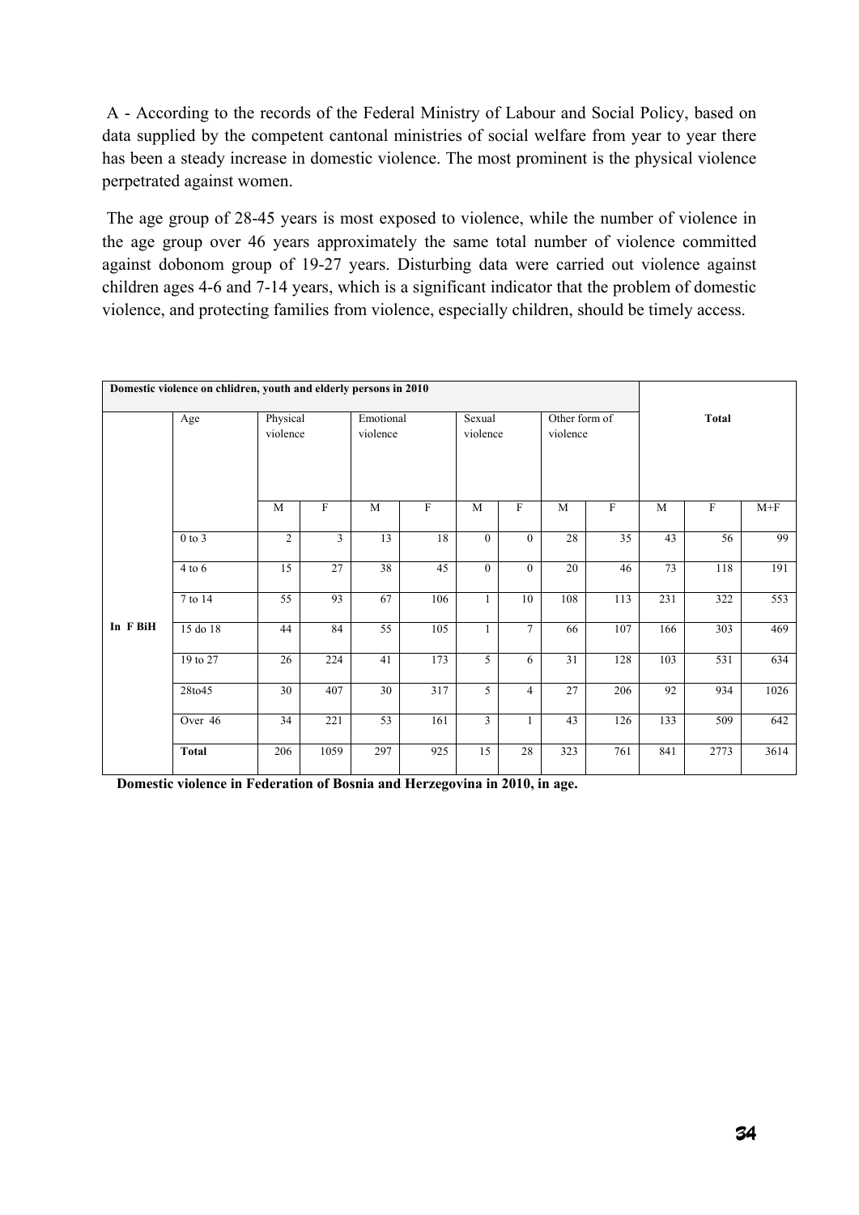A - According to the records of the Federal Ministry of Labour and Social Policy, based on data supplied by the competent cantonal ministries of social welfare from year to year there has been a steady increase in domestic violence. The most prominent is the physical violence perpetrated against women.

The age group of 28-45 years is most exposed to violence, while the number of violence in the age group over 46 years approximately the same total number of violence committed against dobonom group of 19-27 years. Disturbing data were carried out violence against children ages 4-6 and 7-14 years, which is a significant indicator that the problem of domestic violence, and protecting families from violence, especially children, should be timely access.

| Domestic violence on chlidren, youth and elderly persons in 2010 | | | | | | | | | | | | |
|---|---|---|---|---|---|---|---|---|---|---|---|---|
| | Age | Physical violence | | Emotional violence | | Sexual violence | | Other form of violence | | Total | | |
| | | M | F | M | F | M | F | M | F | M | F | M+F |
| In F BiH | 0 to 3 | 2 | 3 | 13 | 18 | 0 | 0 | 28 | 35 | 43 | 56 | 99 |
| | 4 to 6 | 15 | 27 | 38 | 45 | 0 | 0 | 20 | 46 | 73 | 118 | 191 |
| | 7 to 14 | 55 | 93 | 67 | 106 | 1 | 10 | 108 | 113 | 231 | 322 | 553 |
| | 15 do 18 | 44 | 84 | 55 | 105 | 1 | 7 | 66 | 107 | 166 | 303 | 469 |
| | 19 to 27 | 26 | 224 | 41 | 173 | 5 | 6 | 31 | 128 | 103 | 531 | 634 |
| | 28to45 | 30 | 407 | 30 | 317 | 5 | 4 | 27 | 206 | 92 | 934 | 1026 |
| | Over 46 | 34 | 221 | 53 | 161 | 3 | 1 | 43 | 126 | 133 | 509 | 642 |
| | **Total** | 206 | 1059 | 297 | 925 | 15 | 28 | 323 | 761 | 841 | 2773 | 3614 |

**Domestic violence in Federation of Bosnia and Herzegovina in 2010, in age.**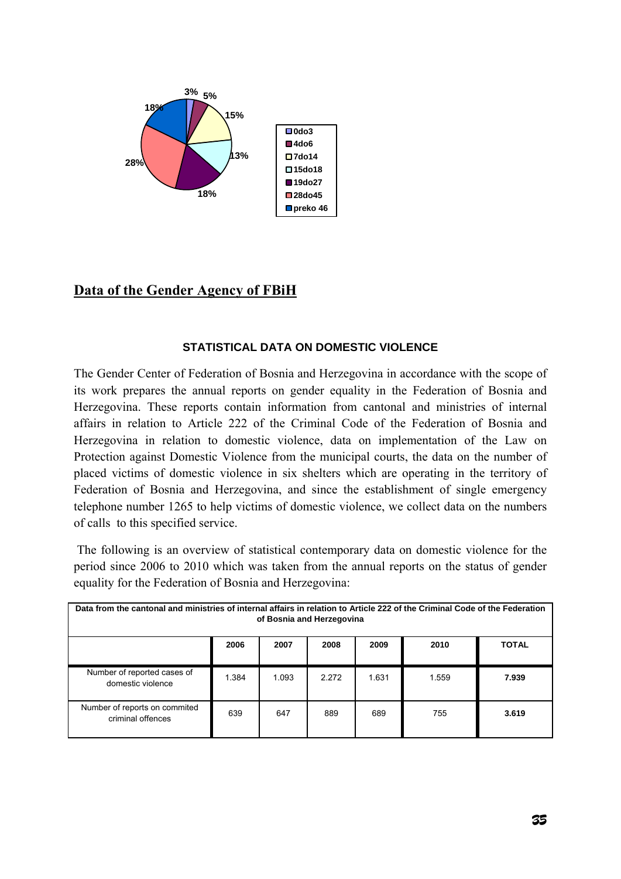## Data of the Gender Agency of FBiH

### STATISTICAL DATA ON DOMESTIC VIOLENCE

The Gender Center of Federation of Bosnia and Herzegovina in accordance with the scope of its work prepares the annual reports on gender equality in the Federation of Bosnia and Herzegovina. These reports contain information from cantonal and ministries of internal affairs in relation to Article 222 of the Criminal Code of the Federation of Bosnia and Herzegovina in relation to domestic violence, data on implementation of the Law on Protection against Domestic Violence from the municipal courts, the data on the number of placed victims of domestic violence in six shelters which are operating in the territory of Federation of Bosnia and Herzegovina, and since the establishment of single emergency telephone number 1265 to help victims of domestic violence, we collect data on the numbers of calls to this specified service.

The following is an overview of statistical contemporary data on domestic violence for the period since 2006 to 2010 which was taken from the annual reports on the status of gender equality for the Federation of Bosnia and Herzegovina:

**Data from the cantonal and ministries of internal affairs in relation to Article 222 of the Criminal Code of the Federation of Bosnia and Herzegovina**

| | 2006 | 2007 | 2008 | 2009 | 2010 | TOTAL |
|---|---|---|---|---|---|---|
| Number of reported cases of domestic violence | 1.384 | 1.093 | 2.272 | 1.631 | 1.559 | **7.939** |
| Number of reports on commited criminal offences | 639 | 647 | 889 | 689 | 755 | **3.619** |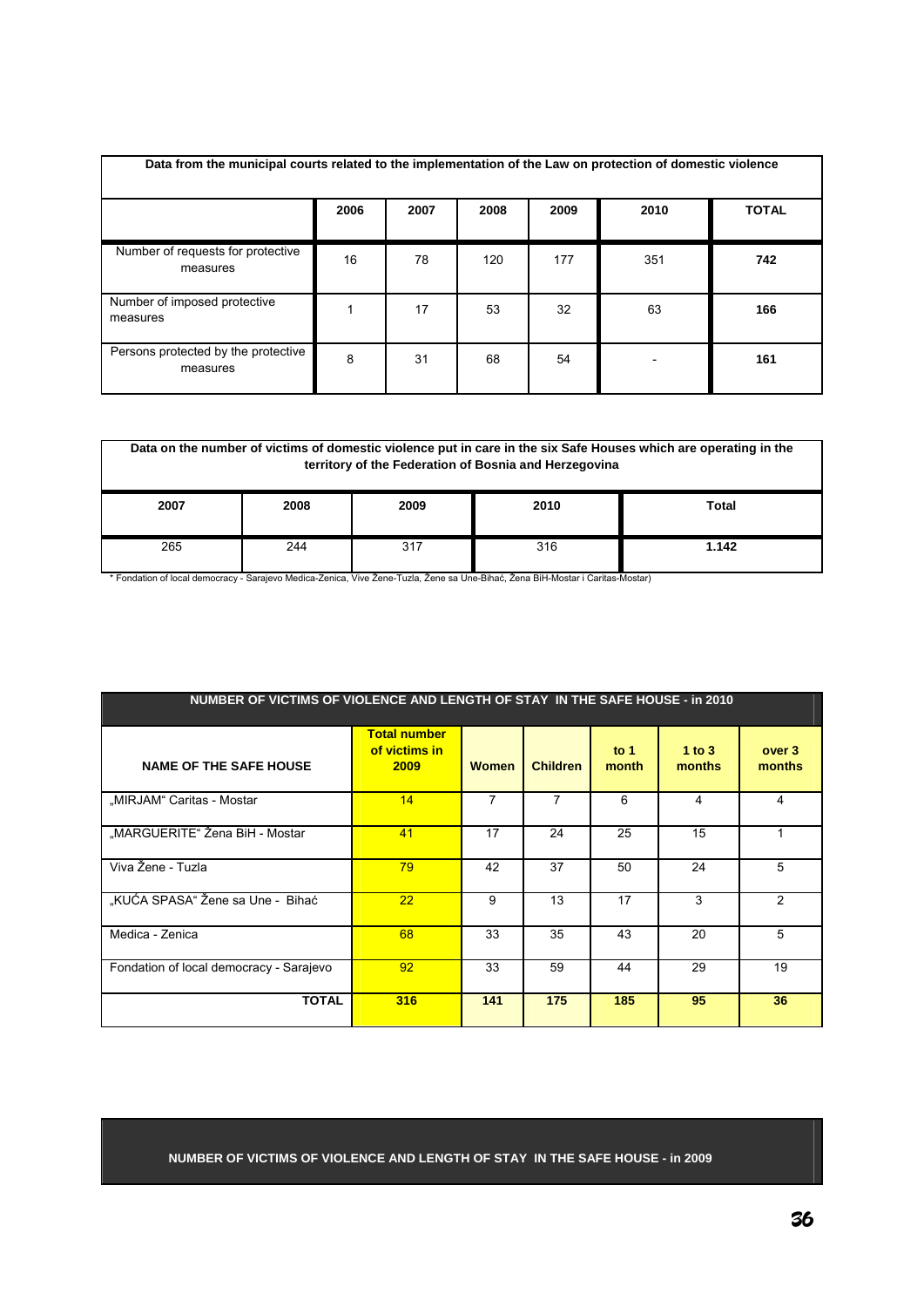| Data from the municipal courts related to the implementation of the Law on protection of domestic violence | | | | | | |
|---|---|---|---|---|---|---|
| | 2006 | 2007 | 2008 | 2009 | 2010 | TOTAL |
| Number of requests for protective measures | 16 | 78 | 120 | 177 | 351 | **742** |
| Number of imposed protective measures | 1 | 17 | 53 | 32 | 63 | **166** |
| Persons protected by the protective measures | 8 | 31 | 68 | 54 | - | **161** |

| Data on the number of victims of domestic violence put in care in the six Safe Houses which are operating in the territory of the Federation of Bosnia and Herzegovina | | | | |
|---|---|---|---|---|
| 2007 | 2008 | 2009 | 2010 | Total |
| 265 | 244 | 317 | 316 | **1.142** |

\* Fondation of local democracy - Sarajevo Medica-Zenica, Vive Žene-Tuzla, Žene sa Une-Bihać, Žena BiH-Mostar i Caritas-Mostar)

| NUMBER OF VICTIMS OF VIOLENCE AND LENGTH OF STAY IN THE SAFE HOUSE - in 2010 | | | | | | |
|---|---|---|---|---|---|---|
| NAME OF THE SAFE HOUSE | Total number of victims in 2009 | Women | Children | to 1 month | 1 to 3 months | over 3 months |
| „MIRJAM“ Caritas - Mostar | 14 | 7 | 7 | 6 | 4 | 4 |
| „MARGUERITE“ Žena BiH - Mostar | 41 | 17 | 24 | 25 | 15 | 1 |
| Viva Žene - Tuzla | 79 | 42 | 37 | 50 | 24 | 5 |
| „KUĆA SPASA“ Žene sa Une - Bihać | 22 | 9 | 13 | 17 | 3 | 2 |
| Medica - Zenica | 68 | 33 | 35 | 43 | 20 | 5 |
| Fondation of local democracy - Sarajevo | 92 | 33 | 59 | 44 | 29 | 19 |
| **TOTAL** | **316** | **141** | **175** | **185** | **95** | **36** |

| NUMBER OF VICTIMS OF VIOLENCE AND LENGTH OF STAY IN THE SAFE HOUSE - in 2009 |
|---|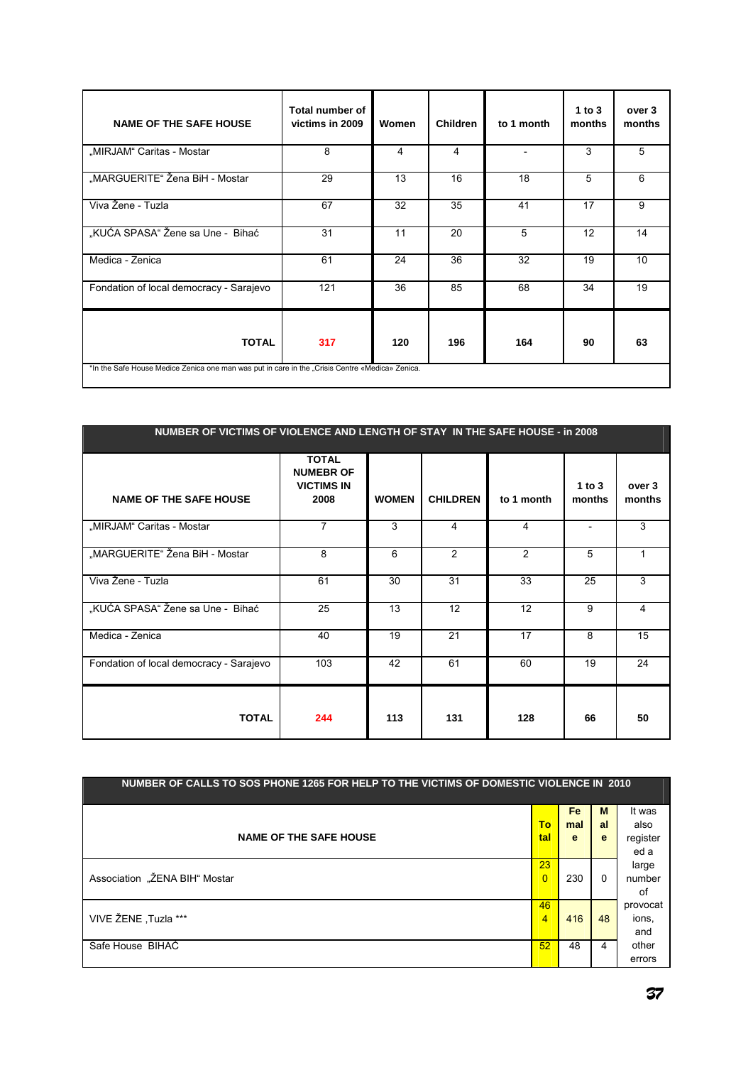| NAME OF THE SAFE HOUSE | Total number of victims in 2009 | Women | Children | to 1 month | 1 to 3 months | over 3 months |
|---|---|---|---|---|---|---|
| „MIRJAM" Caritas - Mostar | 8 | 4 | 4 | - | 3 | 5 |
| „MARGUERITE" Žena BiH - Mostar | 29 | 13 | 16 | 18 | 5 | 6 |
| Viva Žene - Tuzla | 67 | 32 | 35 | 41 | 17 | 9 |
| „KUĆA SPASA" Žene sa Une - Bihać | 31 | 11 | 20 | 5 | 12 | 14 |
| Medica - Zenica | 61 | 24 | 36 | 32 | 19 | 10 |
| Fondation of local democracy - Sarajevo | 121 | 36 | 85 | 68 | 34 | 19 |
| **TOTAL** | **317** | **120** | **196** | **164** | **90** | **63** |

*In the Safe House Medice Zenica one man was put in care in the „Crisis Centre «Medica» Zenica.

| NUMBER OF VICTIMS OF VIOLENCE AND LENGTH OF STAY IN THE SAFE HOUSE - in 2008 | | | | | | |
|---|---|---|---|---|---|---|
| **NAME OF THE SAFE HOUSE** | **TOTAL NUMEBR OF VICTIMS IN 2008** | **WOMEN** | **CHILDREN** | **to 1 month** | **1 to 3 months** | **over 3 months** |
| „MIRJAM" Caritas - Mostar | 7 | 3 | 4 | 4 | - | 3 |
| „MARGUERITE" Žena BiH - Mostar | 8 | 6 | 2 | 2 | 5 | 1 |
| Viva Žene - Tuzla | 61 | 30 | 31 | 33 | 25 | 3 |
| „KUĆA SPASA" Žene sa Une - Bihać | 25 | 13 | 12 | 12 | 9 | 4 |
| Medica - Zenica | 40 | 19 | 21 | 17 | 8 | 15 |
| Fondation of local democracy - Sarajevo | 103 | 42 | 61 | 60 | 19 | 24 |
| **TOTAL** | **244** | **113** | **131** | **128** | **66** | **50** |

| NUMBER OF CALLS TO SOS PHONE 1265 FOR HELP TO THE VICTIMS OF DOMESTIC VIOLENCE IN 2010 | | | | |
|---|---|---|---|---|
| **NAME OF THE SAFE HOUSE** | **Total** | **Female** | **Male** | It was also registered a large number of provocations, and other errors |
| Association „ŽENA BIH" Mostar | 230 | 230 | 0 | |
| VIVE ŽENE ,Tuzla *** | 464 | 416 | 48 | |
| Safe House BIHAĆ | 52 | 48 | 4 | |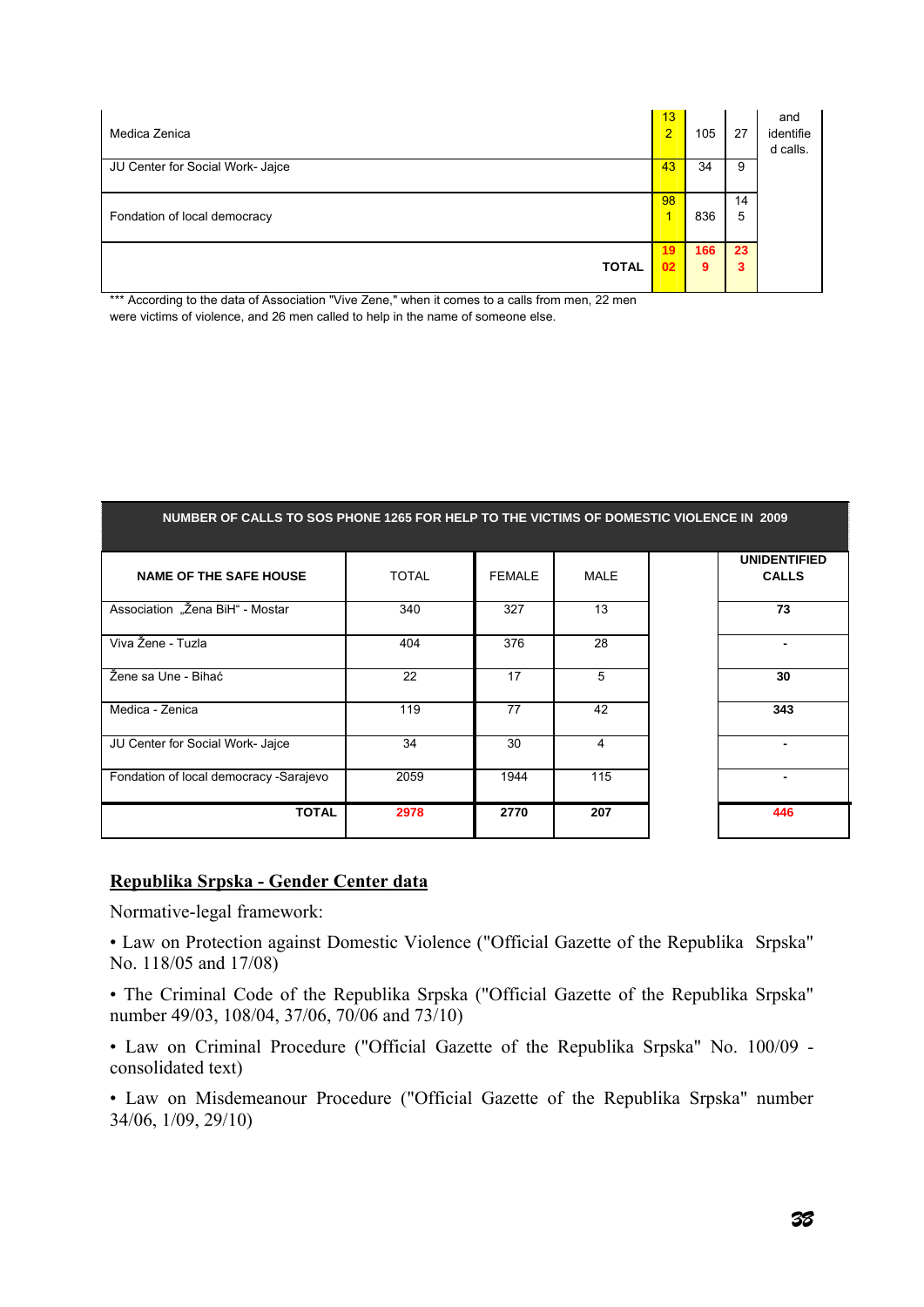| | | | | |
|---|---|---|---|---|
| Medica Zenica | 132 | 105 | 27 | and identified calls. |
| JU Center for Social Work- Jajce | 43 | 34 | 9 | |
| Fondation of local democracy | 981 | 836 | 145 | |
| **TOTAL** | **1902** | **1669** | **233** | |

*** According to the data of Association "Vive Zene," when it comes to a calls from men, 22 men were victims of violence, and 26 men called to help in the name of someone else.

| NUMBER OF CALLS TO SOS PHONE 1265 FOR HELP TO THE VICTIMS OF DOMESTIC VIOLENCE IN 2009 | | | | | |
|---|---|---|---|---|---|
| **NAME OF THE SAFE HOUSE** | TOTAL | FEMALE | MALE | | **UNIDENTIFIED CALLS** |
| Association „Žena BiH" - Mostar | 340 | 327 | 13 | | **73** |
| Viva Žene - Tuzla | 404 | 376 | 28 | | **-** |
| Žene sa Une - Bihać | 22 | 17 | 5 | | **30** |
| Medica - Zenica | 119 | 77 | 42 | | **343** |
| JU Center for Social Work- Jajce | 34 | 30 | 4 | | **-** |
| Fondation of local democracy -Sarajevo | 2059 | 1944 | 115 | | **-** |
| **TOTAL** | **2978** | **2770** | **207** | | **446** |

## Republika Srpska - Gender Center data

Normative-legal framework:

• Law on Protection against Domestic Violence ("Official Gazette of the Republika Srpska" No. 118/05 and 17/08)

• The Criminal Code of the Republika Srpska ("Official Gazette of the Republika Srpska" number 49/03, 108/04, 37/06, 70/06 and 73/10)

• Law on Criminal Procedure ("Official Gazette of the Republika Srpska" No. 100/09 - consolidated text)

• Law on Misdemeanour Procedure ("Official Gazette of the Republika Srpska" number 34/06, 1/09, 29/10)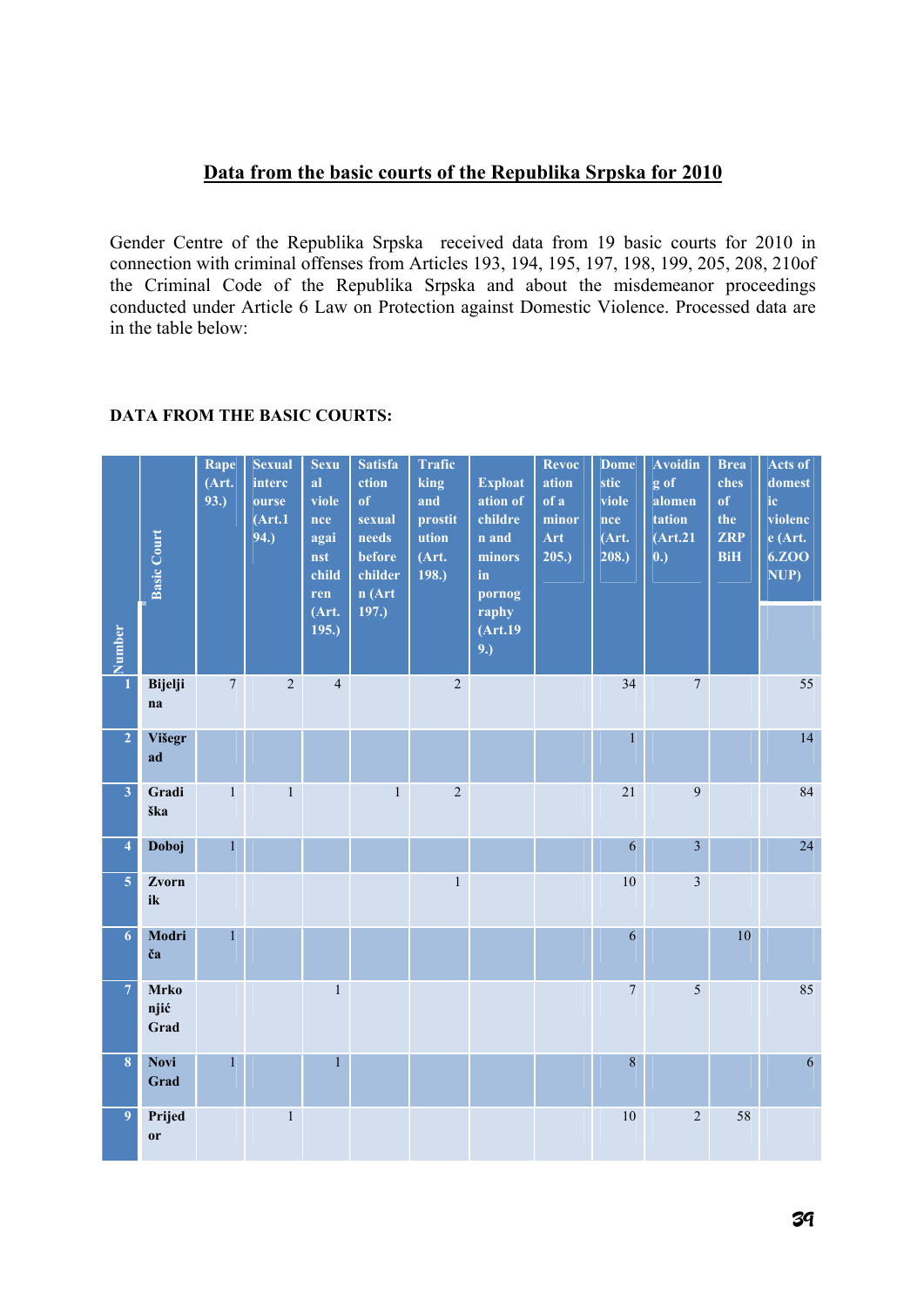## Data from the basic courts of the Republika Srpska for 2010

Gender Centre of the Republika Srpska received data from 19 basic courts for 2010 in connection with criminal offenses from Articles 193, 194, 195, 197, 198, 199, 205, 208, 210of the Criminal Code of the Republika Srpska and about the misdemeanor proceedings conducted under Article 6 Law on Protection against Domestic Violence. Processed data are in the table below:

**DATA FROM THE BASIC COURTS:**

| Number | Basic Court | Rape (Art. 93.) | Sexual intercourse (Art.194.) | Sexual violence against children (Art. 195.) | Satisfaction of sexual needs before childern (Art 197.) | Traficking and prostitution (Art. 198.) | Exploatation of children and minors in pornography (Art.199.) | Revocation of a minor Art 205.) | Domestic violence (Art. 208.) | Avoiding of alomentation (Art.210.) | Breaches of the ZRP BiH | Acts of domestic violence (Art. 6.ZOO NUP) |
|---|---|---|---|---|---|---|---|---|---|---|---|---|
| 1 | Bijeljina | 7 | 2 | 4 | | 2 | | | 34 | 7 | | 55 |
| 2 | Višegrad | | | | | | | | 1 | | | 14 |
| 3 | Gradiška | 1 | 1 | | 1 | 2 | | | 21 | 9 | | 84 |
| 4 | Doboj | 1 | | | | | | | 6 | 3 | | 24 |
| 5 | Zvornik | | | | | 1 | | | 10 | 3 | | |
| 6 | Modriča | 1 | | | | | | | 6 | | 10 | |
| 7 | Mrkonjić Grad | | | 1 | | | | | 7 | 5 | | 85 |
| 8 | Novi Grad | 1 | | 1 | | | | | 8 | | | 6 |
| 9 | Prijedor | | 1 | | | | | | 10 | 2 | 58 | |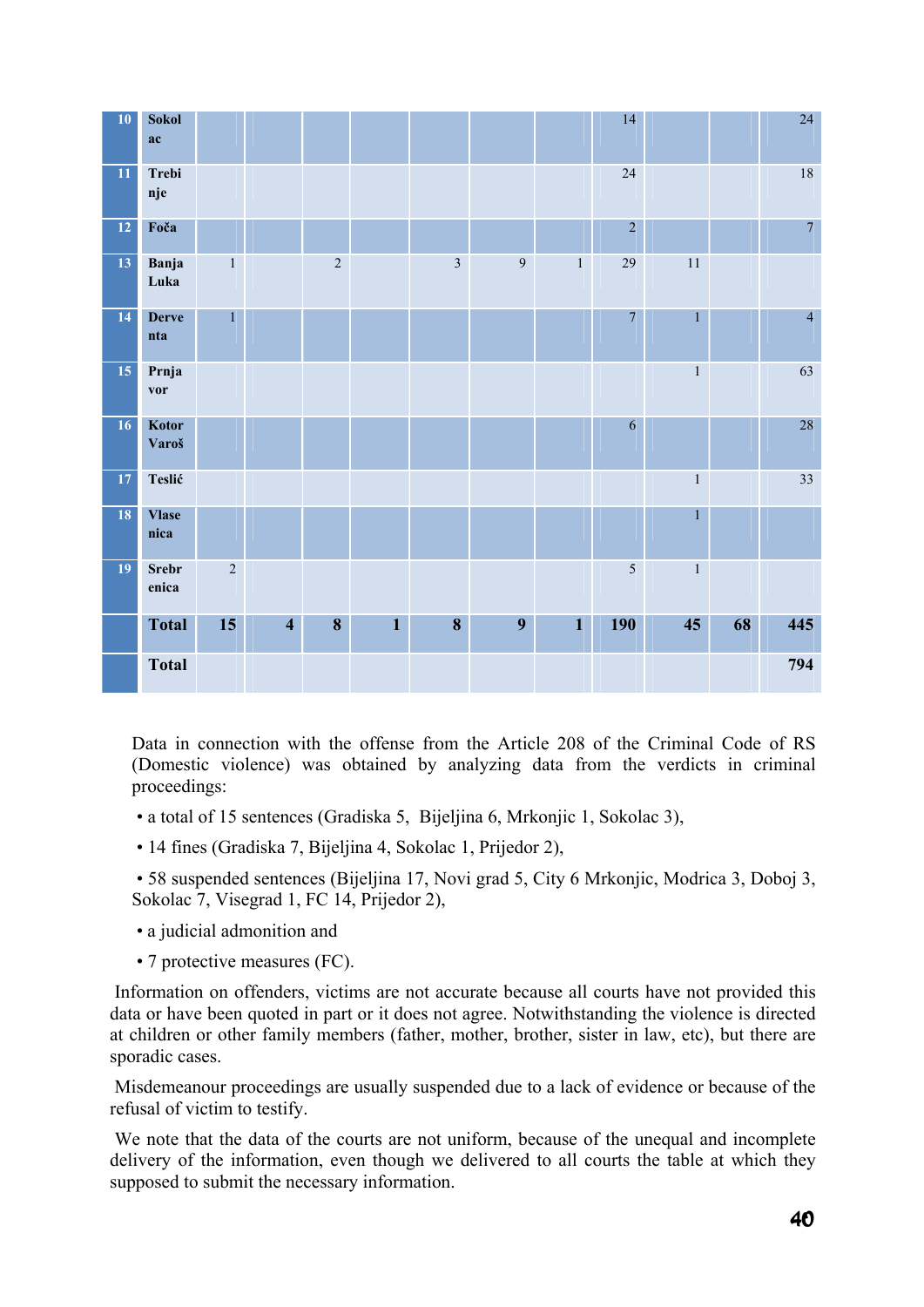| | | | | | | | | | | | | |
|---|---|---|---|---|---|---|---|---|---|---|---|---|
| 10 | Sokolac | | | | | | | | 14 | | | 24 |
| 11 | Trebinje | | | | | | | | 24 | | | 18 |
| 12 | Foča | | | | | | | | 2 | | | 7 |
| 13 | Banja Luka | 1 | | 2 | | 3 | 9 | 1 | 29 | 11 | | |
| 14 | Derventa | 1 | | | | | | | 7 | 1 | | 4 |
| 15 | Prnjavor | | | | | | | | | 1 | | 63 |
| 16 | Kotor Varoš | | | | | | | | 6 | | | 28 |
| 17 | Teslić | | | | | | | | | 1 | | 33 |
| 18 | Vlasenica | | | | | | | | | 1 | | |
| 19 | Srebrenica | 2 | | | | | | | 5 | 1 | | |
| | **Total** | **15** | **4** | **8** | **1** | **8** | **9** | **1** | **190** | **45** | **68** | **445** |
| | **Total** | | | | | | | | | | | **794** |

Data in connection with the offense from the Article 208 of the Criminal Code of RS (Domestic violence) was obtained by analyzing data from the verdicts in criminal proceedings:

- a total of 15 sentences (Gradiska 5, Bijeljina 6, Mrkonjic 1, Sokolac 3),
- 14 fines (Gradiska 7, Bijeljina 4, Sokolac 1, Prijedor 2),
- 58 suspended sentences (Bijeljina 17, Novi grad 5, City 6 Mrkonjic, Modrica 3, Doboj 3, Sokolac 7, Visegrad 1, FC 14, Prijedor 2),
- a judicial admonition and
- 7 protective measures (FC).

Information on offenders, victims are not accurate because all courts have not provided this data or have been quoted in part or it does not agree. Notwithstanding the violence is directed at children or other family members (father, mother, brother, sister in law, etc), but there are sporadic cases.

Misdemeanour proceedings are usually suspended due to a lack of evidence or because of the refusal of victim to testify.

We note that the data of the courts are not uniform, because of the unequal and incomplete delivery of the information, even though we delivered to all courts the table at which they supposed to submit the necessary information.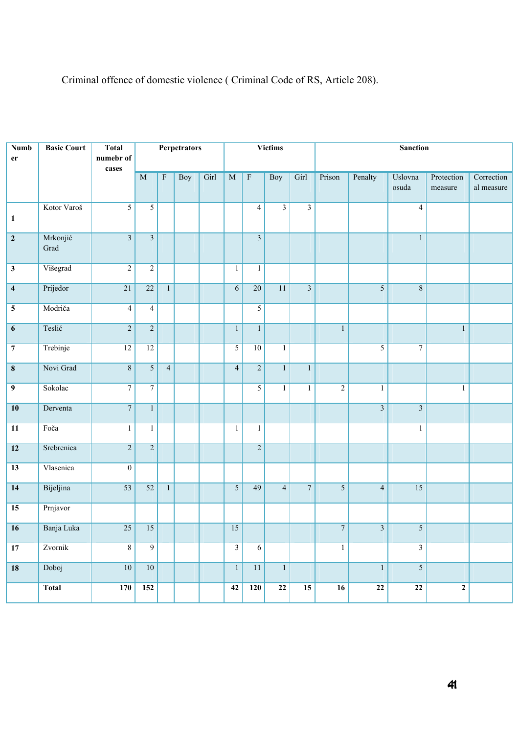Criminal offence of domestic violence ( Criminal Code of RS, Article 208).

| Number | Basic Court | Total numebr of cases | Perpetrators | | | | Victims | | | | Sanction | | | | |
|---|---|---|---|---|---|---|---|---|---|---|---|---|---|---|---|
| | | | M | F | Boy | Girl | M | F | Boy | Girl | Prison | Penalty | Uslovna osuda | Protection measure | Correctional measure |
| 1 | Kotor Varoš | 5 | 5 | | | | | 4 | 3 | 3 | | | 4 | | |
| 2 | Mrkonjić Grad | 3 | 3 | | | | | 3 | | | | | 1 | | |
| 3 | Višegrad | 2 | 2 | | | | 1 | 1 | | | | | | | |
| 4 | Prijedor | 21 | 22 | 1 | | | 6 | 20 | 11 | 3 | | 5 | 8 | | |
| 5 | Modriča | 4 | 4 | | | | | 5 | | | | | | | |
| 6 | Teslić | 2 | 2 | | | | 1 | 1 | | | 1 | | | 1 | |
| 7 | Trebinje | 12 | 12 | | | | 5 | 10 | 1 | | | 5 | 7 | | |
| 8 | Novi Grad | 8 | 5 | 4 | | | 4 | 2 | 1 | 1 | | | | | |
| 9 | Sokolac | 7 | 7 | | | | | 5 | 1 | 1 | 2 | 1 | | 1 | |
| 10 | Derventa | 7 | 1 | | | | | | | | | 3 | 3 | | |
| 11 | Foča | 1 | 1 | | | | 1 | 1 | | | | | 1 | | |
| 12 | Srebrenica | 2 | 2 | | | | | 2 | | | | | | | |
| 13 | Vlasenica | 0 | | | | | | | | | | | | | |
| 14 | Bijeljina | 53 | 52 | 1 | | | 5 | 49 | 4 | 7 | 5 | 4 | 15 | | |
| 15 | Prnjavor | | | | | | | | | | | | | | |
| 16 | Banja Luka | 25 | 15 | | | | 15 | | | | 7 | 3 | 5 | | |
| 17 | Zvornik | 8 | 9 | | | | 3 | 6 | | | 1 | | 3 | | |
| 18 | Doboj | 10 | 10 | | | | 1 | 11 | 1 | | | 1 | 5 | | |
| | **Total** | **170** | **152** | | | | **42** | **120** | **22** | **15** | **16** | **22** | **22** | **2** | |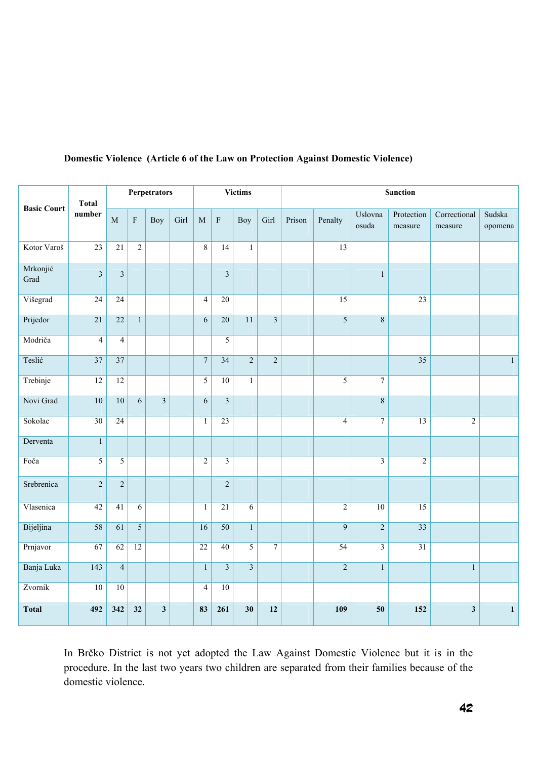**Domestic Violence (Article 6 of the Law on Protection Against Domestic Violence)**

| Basic Court | Total number | Perpetrators | | | | Victims | | | | Sanction | | | | | |
|---|---|---|---|---|---|---|---|---|---|---|---|---|---|---|---|
| | | M | F | Boy | Girl | M | F | Boy | Girl | Prison | Penalty | Uslovna osuda | Protection measure | Correctional measure | Sudska opomena |
| Kotor Varoš | 23 | 21 | 2 | | | 8 | 14 | 1 | | | 13 | | | | |
| Mrkonjić Grad | 3 | 3 | | | | | 3 | | | | | 1 | | | |
| Višegrad | 24 | 24 | | | | 4 | 20 | | | | 15 | | 23 | | |
| Prijedor | 21 | 22 | 1 | | | 6 | 20 | 11 | 3 | | 5 | 8 | | | |
| Modriča | 4 | 4 | | | | | 5 | | | | | | | | |
| Teslić | 37 | 37 | | | | 7 | 34 | 2 | 2 | | | | 35 | | 1 |
| Trebinje | 12 | 12 | | | | 5 | 10 | 1 | | | 5 | 7 | | | |
| Novi Grad | 10 | 10 | 6 | 3 | | 6 | 3 | | | | | 8 | | | |
| Sokolac | 30 | 24 | | | | 1 | 23 | | | | 4 | 7 | 13 | 2 | |
| Derventa | 1 | | | | | | | | | | | | | | |
| Foča | 5 | 5 | | | | 2 | 3 | | | | | 3 | 2 | | |
| Srebrenica | 2 | 2 | | | | | 2 | | | | | | | | |
| Vlasenica | 42 | 41 | 6 | | | 1 | 21 | 6 | | | 2 | 10 | 15 | | |
| Bijeljina | 58 | 61 | 5 | | | 16 | 50 | 1 | | | 9 | 2 | 33 | | |
| Prnjavor | 67 | 62 | 12 | | | 22 | 40 | 5 | 7 | | 54 | 3 | 31 | | |
| Banja Luka | 143 | 4 | | | | 1 | 3 | 3 | | | 2 | 1 | | 1 | |
| Zvornik | 10 | 10 | | | | 4 | 10 | | | | | | | | |
| **Total** | **492** | **342** | **32** | **3** | | **83** | **261** | **30** | **12** | | **109** | **50** | **152** | **3** | **1** |

In Brčko District is not yet adopted the Law Against Domestic Violence but it is in the procedure. In the last two years two children are separated from their families because of the domestic violence.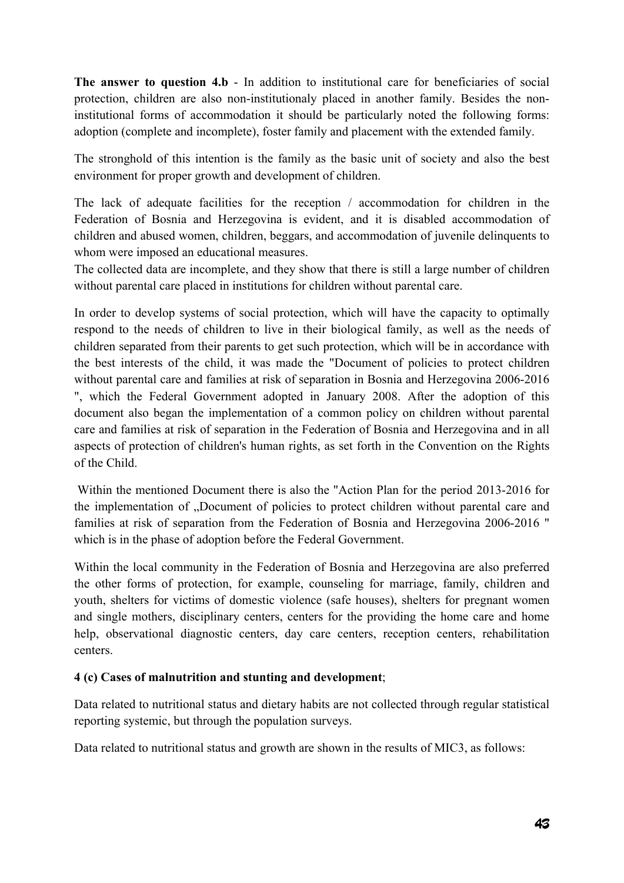**The answer to question 4.b** - In addition to institutional care for beneficiaries of social protection, children are also non-institutionaly placed in another family. Besides the non-institutional forms of accommodation it should be particularly noted the following forms: adoption (complete and incomplete), foster family and placement with the extended family.

The stronghold of this intention is the family as the basic unit of society and also the best environment for proper growth and development of children.

The lack of adequate facilities for the reception / accommodation for children in the Federation of Bosnia and Herzegovina is evident, and it is disabled accommodation of children and abused women, children, beggars, and accommodation of juvenile delinquents to whom were imposed an educational measures.

The collected data are incomplete, and they show that there is still a large number of children without parental care placed in institutions for children without parental care.

In order to develop systems of social protection, which will have the capacity to optimally respond to the needs of children to live in their biological family, as well as the needs of children separated from their parents to get such protection, which will be in accordance with the best interests of the child, it was made the "Document of policies to protect children without parental care and families at risk of separation in Bosnia and Herzegovina 2006-2016 ", which the Federal Government adopted in January 2008. After the adoption of this document also began the implementation of a common policy on children without parental care and families at risk of separation in the Federation of Bosnia and Herzegovina and in all aspects of protection of children's human rights, as set forth in the Convention on the Rights of the Child.

Within the mentioned Document there is also the "Action Plan for the period 2013-2016 for the implementation of „Document of policies to protect children without parental care and families at risk of separation from the Federation of Bosnia and Herzegovina 2006-2016 " which is in the phase of adoption before the Federal Government.

Within the local community in the Federation of Bosnia and Herzegovina are also preferred the other forms of protection, for example, counseling for marriage, family, children and youth, shelters for victims of domestic violence (safe houses), shelters for pregnant women and single mothers, disciplinary centers, centers for the providing the home care and home help, observational diagnostic centers, day care centers, reception centers, rehabilitation centers.

**4 (c) Cases of malnutrition and stunting and development**;

Data related to nutritional status and dietary habits are not collected through regular statistical reporting systemic, but through the population surveys.

Data related to nutritional status and growth are shown in the results of MIC3, as follows: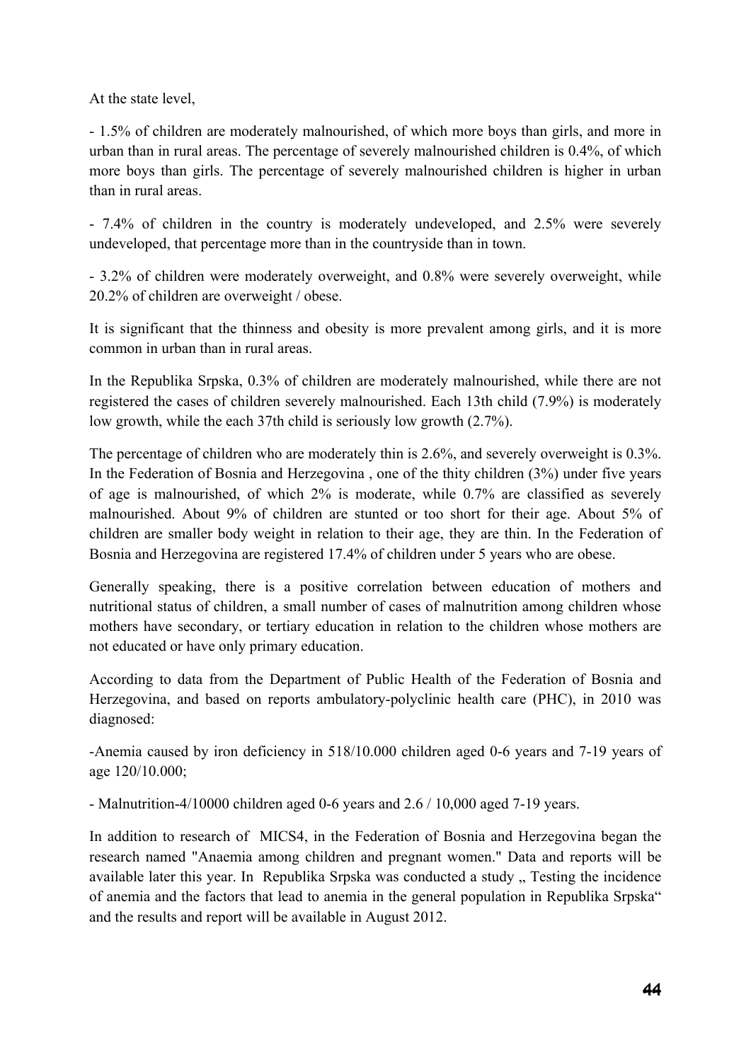At the state level,

- 1.5% of children are moderately malnourished, of which more boys than girls, and more in urban than in rural areas. The percentage of severely malnourished children is 0.4%, of which more boys than girls. The percentage of severely malnourished children is higher in urban than in rural areas.

- 7.4% of children in the country is moderately undeveloped, and 2.5% were severely undeveloped, that percentage more than in the countryside than in town.

- 3.2% of children were moderately overweight, and 0.8% were severely overweight, while 20.2% of children are overweight / obese.

It is significant that the thinness and obesity is more prevalent among girls, and it is more common in urban than in rural areas.

In the Republika Srpska, 0.3% of children are moderately malnourished, while there are not registered the cases of children severely malnourished. Each 13th child (7.9%) is moderately low growth, while the each 37th child is seriously low growth (2.7%).

The percentage of children who are moderately thin is 2.6%, and severely overweight is 0.3%. In the Federation of Bosnia and Herzegovina , one of the thity children (3%) under five years of age is malnourished, of which 2% is moderate, while 0.7% are classified as severely malnourished. About 9% of children are stunted or too short for their age. About 5% of children are smaller body weight in relation to their age, they are thin. In the Federation of Bosnia and Herzegovina are registered 17.4% of children under 5 years who are obese.

Generally speaking, there is a positive correlation between education of mothers and nutritional status of children, a small number of cases of malnutrition among children whose mothers have secondary, or tertiary education in relation to the children whose mothers are not educated or have only primary education.

According to data from the Department of Public Health of the Federation of Bosnia and Herzegovina, and based on reports ambulatory-polyclinic health care (PHC), in 2010 was diagnosed:

-Anemia caused by iron deficiency in 518/10.000 children aged 0-6 years and 7-19 years of age 120/10.000;

- Malnutrition-4/10000 children aged 0-6 years and 2.6 / 10,000 aged 7-19 years.

In addition to research of MICS4, in the Federation of Bosnia and Herzegovina began the research named "Anaemia among children and pregnant women." Data and reports will be available later this year. In Republika Srpska was conducted a study „ Testing the incidence of anemia and the factors that lead to anemia in the general population in Republika Srpska“ and the results and report will be available in August 2012.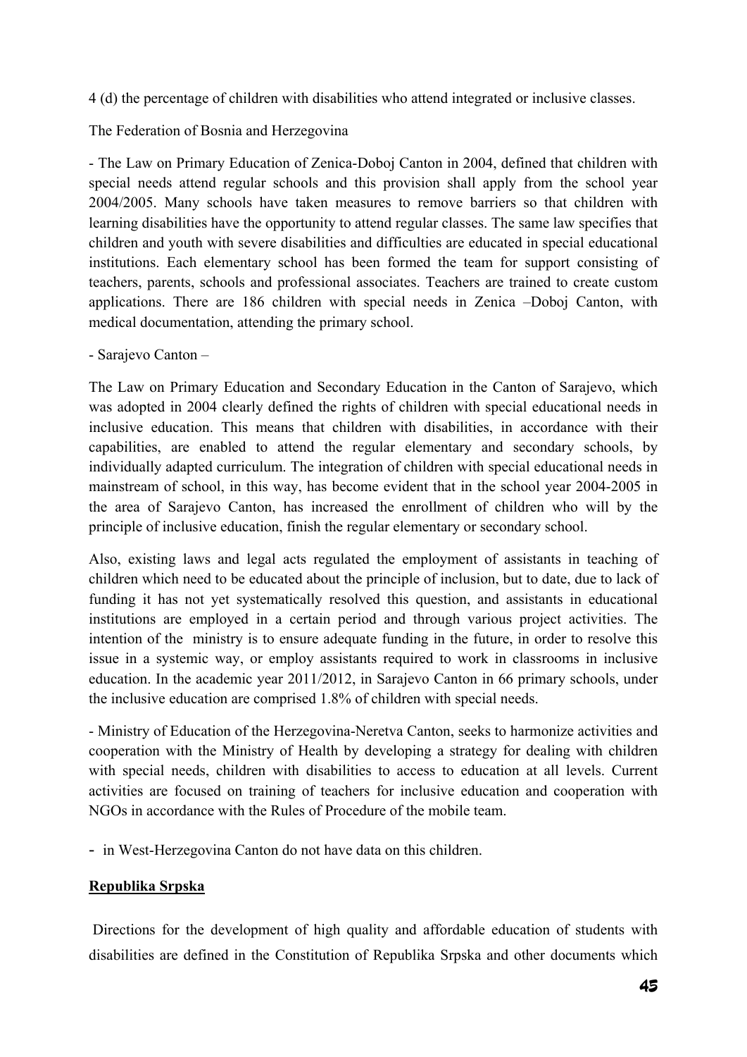4 (d) the percentage of children with disabilities who attend integrated or inclusive classes.

The Federation of Bosnia and Herzegovina

- The Law on Primary Education of Zenica-Doboj Canton in 2004, defined that children with special needs attend regular schools and this provision shall apply from the school year 2004/2005. Many schools have taken measures to remove barriers so that children with learning disabilities have the opportunity to attend regular classes. The same law specifies that children and youth with severe disabilities and difficulties are educated in special educational institutions. Each elementary school has been formed the team for support consisting of teachers, parents, schools and professional associates. Teachers are trained to create custom applications. There are 186 children with special needs in Zenica –Doboj Canton, with medical documentation, attending the primary school.

- Sarajevo Canton –

The Law on Primary Education and Secondary Education in the Canton of Sarajevo, which was adopted in 2004 clearly defined the rights of children with special educational needs in inclusive education. This means that children with disabilities, in accordance with their capabilities, are enabled to attend the regular elementary and secondary schools, by individually adapted curriculum. The integration of children with special educational needs in mainstream of school, in this way, has become evident that in the school year 2004-2005 in the area of Sarajevo Canton, has increased the enrollment of children who will by the principle of inclusive education, finish the regular elementary or secondary school.

Also, existing laws and legal acts regulated the employment of assistants in teaching of children which need to be educated about the principle of inclusion, but to date, due to lack of funding it has not yet systematically resolved this question, and assistants in educational institutions are employed in a certain period and through various project activities. The intention of the ministry is to ensure adequate funding in the future, in order to resolve this issue in a systemic way, or employ assistants required to work in classrooms in inclusive education. In the academic year 2011/2012, in Sarajevo Canton in 66 primary schools, under the inclusive education are comprised 1.8% of children with special needs.

- Ministry of Education of the Herzegovina-Neretva Canton, seeks to harmonize activities and cooperation with the Ministry of Health by developing a strategy for dealing with children with special needs, children with disabilities to access to education at all levels. Current activities are focused on training of teachers for inclusive education and cooperation with NGOs in accordance with the Rules of Procedure of the mobile team.

- in West-Herzegovina Canton do not have data on this children.

**Republika Srpska**

Directions for the development of high quality and affordable education of students with disabilities are defined in the Constitution of Republika Srpska and other documents which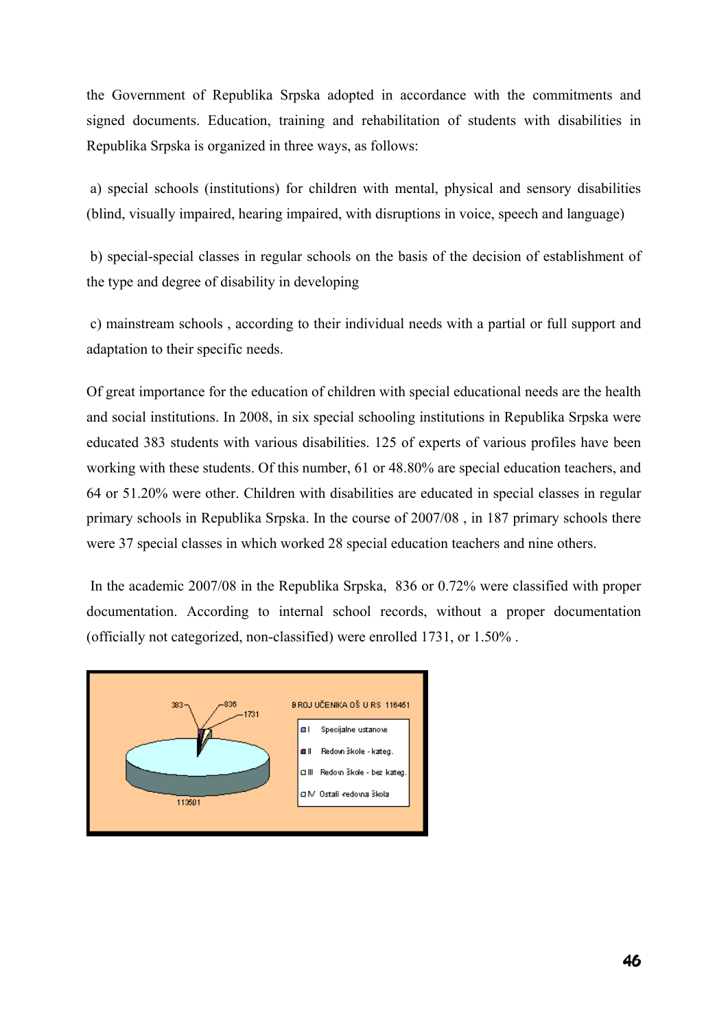the Government of Republika Srpska adopted in accordance with the commitments and signed documents. Education, training and rehabilitation of students with disabilities in Republika Srpska is organized in three ways, as follows:

a) special schools (institutions) for children with mental, physical and sensory disabilities (blind, visually impaired, hearing impaired, with disruptions in voice, speech and language)

b) special-special classes in regular schools on the basis of the decision of establishment of the type and degree of disability in developing

c) mainstream schools , according to their individual needs with a partial or full support and adaptation to their specific needs.

Of great importance for the education of children with special educational needs are the health and social institutions. In 2008, in six special schooling institutions in Republika Srpska were educated 383 students with various disabilities. 125 of experts of various profiles have been working with these students. Of this number, 61 or 48.80% are special education teachers, and 64 or 51.20% were other. Children with disabilities are educated in special classes in regular primary schools in Republika Srpska. In the course of 2007/08 , in 187 primary schools there were 37 special classes in which worked 28 special education teachers and nine others.

In the academic 2007/08 in the Republika Srpska, 836 or 0.72% were classified with proper documentation. According to internal school records, without a proper documentation (officially not categorized, non-classified) were enrolled 1731, or 1.50% .

BROJ UČENIKA OŠ U RS 116451

- I Specijalne ustanove
- II Redovn škole - kateg.
- III Redovn škole - bez kateg.
- IV Ostali -redovna škola

383, 836, 1731, 113501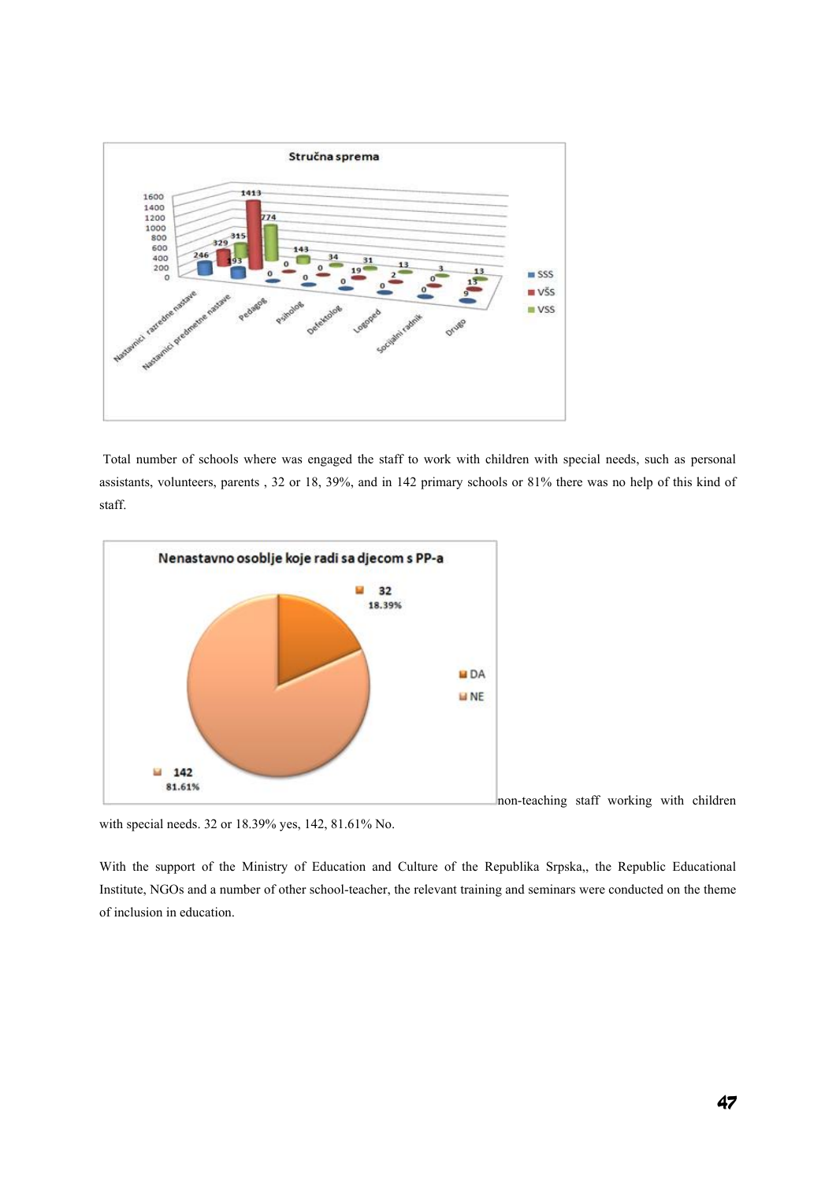Total number of schools where was engaged the staff to work with children with special needs, such as personal assistants, volunteers, parents , 32 or 18, 39%, and in 142 primary schools or 81% there was no help of this kind of staff.

non-teaching staff working with children with special needs. 32 or 18.39% yes, 142, 81.61% No.

With the support of the Ministry of Education and Culture of the Republika Srpska,, the Republic Educational Institute, NGOs and a number of other school-teacher, the relevant training and seminars were conducted on the theme of inclusion in education.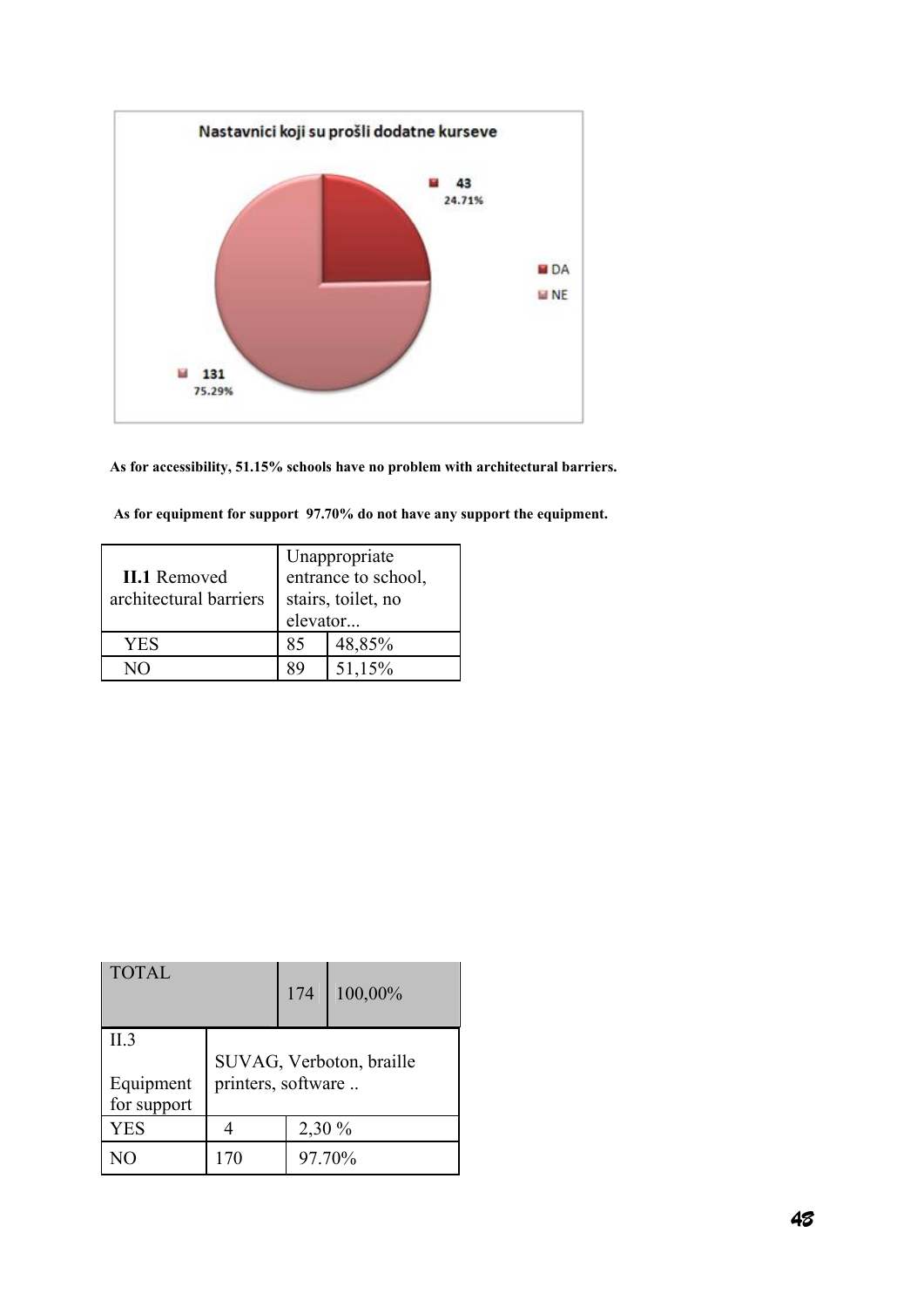**Nastavnici koji su prošli dodatne kurseve**

- DA: 43 (24.71%)
- NE: 131 (75.29%)

**As for accessibility, 51.15% schools have no problem with architectural barriers.**

**As for equipment for support 97.70% do not have any support the equipment.**

| **II.1** Removed architectural barriers | Unappropriate entrance to school, stairs, toilet, no elevator... | |
|---|---|---|
| YES | 85 | 48,85% |
| NO | 89 | 51,15% |
| TOTAL | 174 | 100,00% |

| II.3 Equipment for support | SUVAG, Verboton, braille printers, software .. | |
|---|---|---|
| YES | 4 | 2,30 % |
| NO | 170 | 97.70% |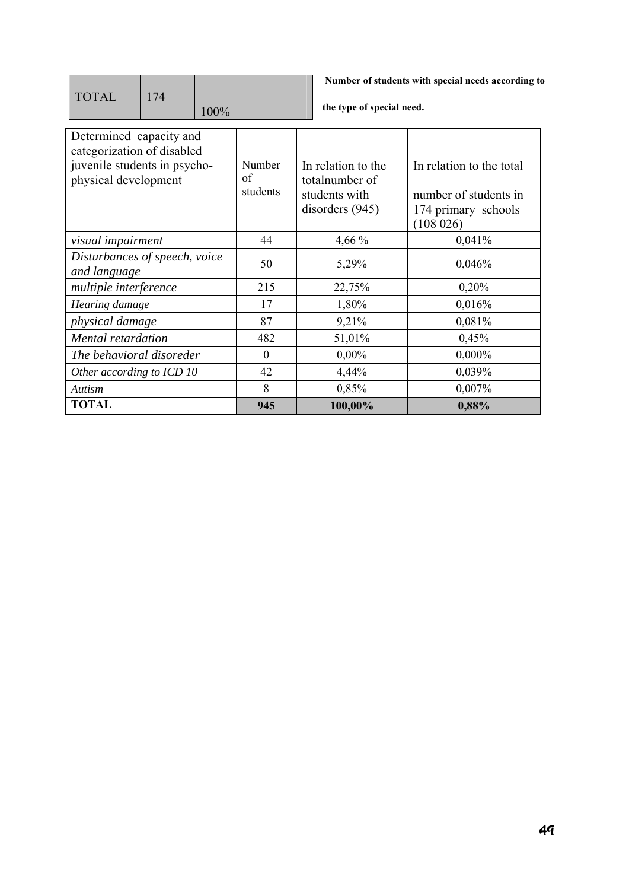| TOTAL | 174 | 100% |
|---|---|---|

**Number of students with special needs according to the type of special need.**

| Determined capacity and categorization of disabled juvenile students in psycho-physical development | Number of students | In relation to the totalnumber of students with disorders (945) | In relation to the total number of students in 174 primary schools (108 026) |
|---|---|---|---|
| *visual impairment* | 44 | 4,66 % | 0,041% |
| *Disturbances of speech, voice and language* | 50 | 5,29% | 0,046% |
| *multiple interference* | 215 | 22,75% | 0,20% |
| *Hearing damage* | 17 | 1,80% | 0,016% |
| *physical damage* | 87 | 9,21% | 0,081% |
| *Mental retardation* | 482 | 51,01% | 0,45% |
| *The behavioral disoreder* | 0 | 0,00% | 0,000% |
| *Other according to ICD 10* | 42 | 4,44% | 0,039% |
| *Autism* | 8 | 0,85% | 0,007% |
| **TOTAL** | **945** | **100,00%** | **0,88%** |